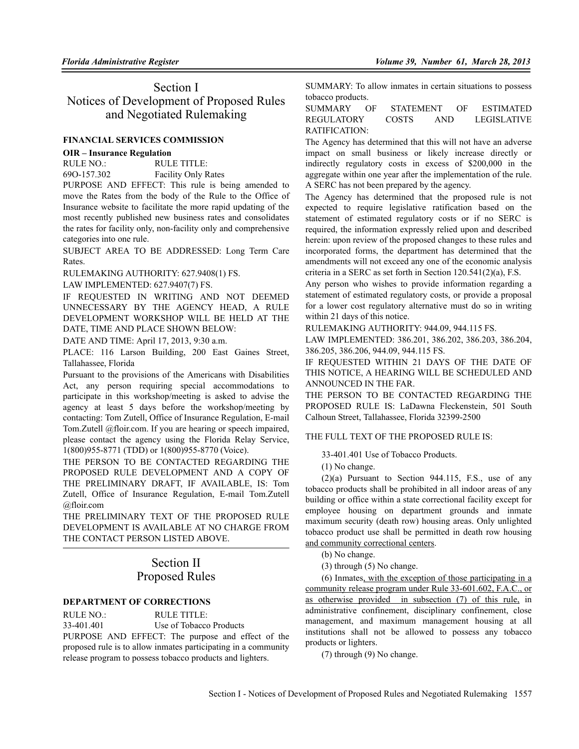# Section I
# Notices of Development of Proposed Rules and Negotiated Rulemaking

**FINANCIAL SERVICES COMMISSION**

**OIR – Insurance Regulation**

RULE NO.: RULE TITLE:

69O-157.302 Facility Only Rates

PURPOSE AND EFFECT: This rule is being amended to move the Rates from the body of the Rule to the Office of Insurance website to facilitate the more rapid updating of the most recently published new business rates and consolidates the rates for facility only, non-facility only and comprehensive categories into one rule.

SUBJECT AREA TO BE ADDRESSED: Long Term Care Rates.

RULEMAKING AUTHORITY: 627.9408(1) FS.

LAW IMPLEMENTED: 627.9407(7) FS.

IF REQUESTED IN WRITING AND NOT DEEMED UNNECESSARY BY THE AGENCY HEAD, A RULE DEVELOPMENT WORKSHOP WILL BE HELD AT THE DATE, TIME AND PLACE SHOWN BELOW:

DATE AND TIME: April 17, 2013, 9:30 a.m.

PLACE: 116 Larson Building, 200 East Gaines Street, Tallahassee, Florida

Pursuant to the provisions of the Americans with Disabilities Act, any person requiring special accommodations to participate in this workshop/meeting is asked to advise the agency at least 5 days before the workshop/meeting by contacting: Tom Zutell, Office of Insurance Regulation, E-mail Tom.Zutell @floir.com. If you are hearing or speech impaired, please contact the agency using the Florida Relay Service, 1(800)955-8771 (TDD) or 1(800)955-8770 (Voice).

THE PERSON TO BE CONTACTED REGARDING THE PROPOSED RULE DEVELOPMENT AND A COPY OF THE PRELIMINARY DRAFT, IF AVAILABLE, IS: Tom Zutell, Office of Insurance Regulation, E-mail Tom.Zutell @floir.com

THE PRELIMINARY TEXT OF THE PROPOSED RULE DEVELOPMENT IS AVAILABLE AT NO CHARGE FROM THE CONTACT PERSON LISTED ABOVE.

# Section II
# Proposed Rules

**DEPARTMENT OF CORRECTIONS**

RULE NO.: RULE TITLE:

33-401.401 Use of Tobacco Products

PURPOSE AND EFFECT: The purpose and effect of the proposed rule is to allow inmates participating in a community release program to possess tobacco products and lighters.

SUMMARY: To allow inmates in certain situations to possess tobacco products.

SUMMARY OF STATEMENT OF ESTIMATED REGULATORY COSTS AND LEGISLATIVE RATIFICATION:

The Agency has determined that this will not have an adverse impact on small business or likely increase directly or indirectly regulatory costs in excess of $200,000 in the aggregate within one year after the implementation of the rule. A SERC has not been prepared by the agency.

The Agency has determined that the proposed rule is not expected to require legislative ratification based on the statement of estimated regulatory costs or if no SERC is required, the information expressly relied upon and described herein: upon review of the proposed changes to these rules and incorporated forms, the department has determined that the amendments will not exceed any one of the economic analysis criteria in a SERC as set forth in Section 120.541(2)(a), F.S.

Any person who wishes to provide information regarding a statement of estimated regulatory costs, or provide a proposal for a lower cost regulatory alternative must do so in writing within 21 days of this notice.

RULEMAKING AUTHORITY: 944.09, 944.115 FS.

LAW IMPLEMENTED: 386.201, 386.202, 386.203, 386.204, 386.205, 386.206, 944.09, 944.115 FS.

IF REQUESTED WITHIN 21 DAYS OF THE DATE OF THIS NOTICE, A HEARING WILL BE SCHEDULED AND ANNOUNCED IN THE FAR.

THE PERSON TO BE CONTACTED REGARDING THE PROPOSED RULE IS: LaDawna Fleckenstein, 501 South Calhoun Street, Tallahassee, Florida 32399-2500

THE FULL TEXT OF THE PROPOSED RULE IS:

33-401.401 Use of Tobacco Products.

(1) No change.

(2)(a) Pursuant to Section 944.115, F.S., use of any tobacco products shall be prohibited in all indoor areas of any building or office within a state correctional facility except for employee housing on department grounds and inmate maximum security (death row) housing areas. Only unlighted tobacco product use shall be permitted in death row housing <u>and community correctional centers</u>.

(b) No change.

(3) through (5) No change.

(6) Inmates<u>, with the exception of those participating in a community release program under Rule 33-601.602, F.A.C., or as otherwise provided in subsection (7) of this rule,</u> in administrative confinement, disciplinary confinement, close management, and maximum management housing at all institutions shall not be allowed to possess any tobacco products or lighters.

(7) through (9) No change.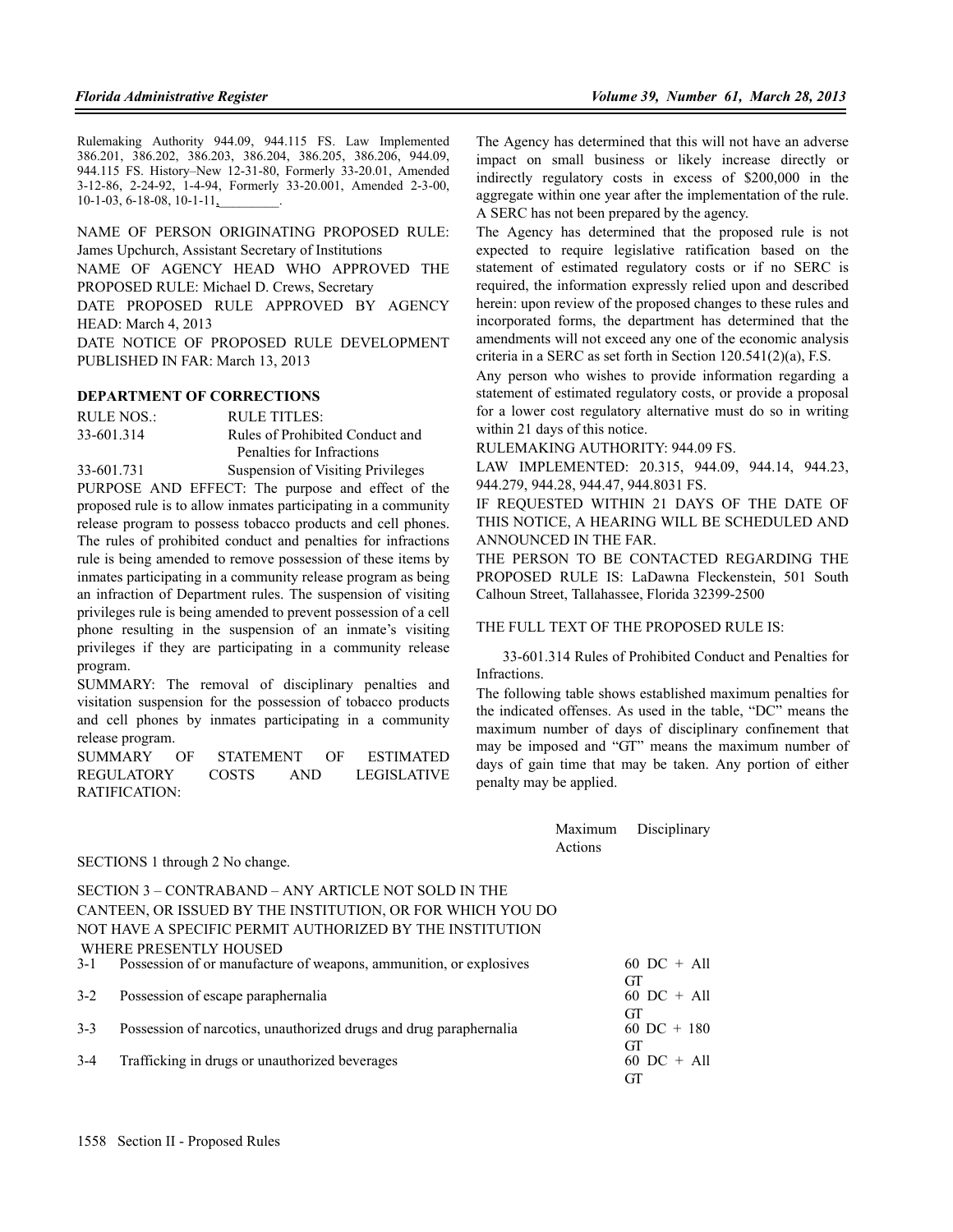Rulemaking Authority 944.09, 944.115 FS. Law Implemented 386.201, 386.202, 386.203, 386.204, 386.205, 386.206, 944.09, 944.115 FS. History–New 12-31-80, Formerly 33-20.01, Amended 3-12-86, 2-24-92, 1-4-94, Formerly 33-20.001, Amended 2-3-00, 10-1-03, 6-18-08, 10-1-11,_________.

NAME OF PERSON ORIGINATING PROPOSED RULE: James Upchurch, Assistant Secretary of Institutions

NAME OF AGENCY HEAD WHO APPROVED THE PROPOSED RULE: Michael D. Crews, Secretary

DATE PROPOSED RULE APPROVED BY AGENCY HEAD: March 4, 2013

DATE NOTICE OF PROPOSED RULE DEVELOPMENT PUBLISHED IN FAR: March 13, 2013

**DEPARTMENT OF CORRECTIONS**

| RULE NOS.: | RULE TITLES: |
|---|---|
| 33-601.314 | Rules of Prohibited Conduct and Penalties for Infractions |
| 33-601.731 | Suspension of Visiting Privileges |

PURPOSE AND EFFECT: The purpose and effect of the proposed rule is to allow inmates participating in a community release program to possess tobacco products and cell phones. The rules of prohibited conduct and penalties for infractions rule is being amended to remove possession of these items by inmates participating in a community release program as being an infraction of Department rules. The suspension of visiting privileges rule is being amended to prevent possession of a cell phone resulting in the suspension of an inmate's visiting privileges if they are participating in a community release program.

SUMMARY: The removal of disciplinary penalties and visitation suspension for the possession of tobacco products and cell phones by inmates participating in a community release program.

SUMMARY OF STATEMENT OF ESTIMATED REGULATORY COSTS AND LEGISLATIVE RATIFICATION:

The Agency has determined that this will not have an adverse impact on small business or likely increase directly or indirectly regulatory costs in excess of $200,000 in the aggregate within one year after the implementation of the rule. A SERC has not been prepared by the agency.

The Agency has determined that the proposed rule is not expected to require legislative ratification based on the statement of estimated regulatory costs or if no SERC is required, the information expressly relied upon and described herein: upon review of the proposed changes to these rules and incorporated forms, the department has determined that the amendments will not exceed any one of the economic analysis criteria in a SERC as set forth in Section 120.541(2)(a), F.S.

Any person who wishes to provide information regarding a statement of estimated regulatory costs, or provide a proposal for a lower cost regulatory alternative must do so in writing within 21 days of this notice.

RULEMAKING AUTHORITY: 944.09 FS.

LAW IMPLEMENTED: 20.315, 944.09, 944.14, 944.23, 944.279, 944.28, 944.47, 944.8031 FS.

IF REQUESTED WITHIN 21 DAYS OF THE DATE OF THIS NOTICE, A HEARING WILL BE SCHEDULED AND ANNOUNCED IN THE FAR.

THE PERSON TO BE CONTACTED REGARDING THE PROPOSED RULE IS: LaDawna Fleckenstein, 501 South Calhoun Street, Tallahassee, Florida 32399-2500

THE FULL TEXT OF THE PROPOSED RULE IS:

33-601.314 Rules of Prohibited Conduct and Penalties for Infractions.

The following table shows established maximum penalties for the indicated offenses. As used in the table, "DC" means the maximum number of days of disciplinary confinement that may be imposed and "GT" means the maximum number of days of gain time that may be taken. Any portion of either penalty may be applied.

| | | Maximum Disciplinary Actions |
|---|---|---|
| SECTIONS 1 through 2 No change. | | |
| SECTION 3 – CONTRABAND – ANY ARTICLE NOT SOLD IN THE CANTEEN, OR ISSUED BY THE INSTITUTION, OR FOR WHICH YOU DO NOT HAVE A SPECIFIC PERMIT AUTHORIZED BY THE INSTITUTION WHERE PRESENTLY HOUSED | | |
| 3-1 | Possession of or manufacture of weapons, ammunition, or explosives | 60 DC + All GT |
| 3-2 | Possession of escape paraphernalia | 60 DC + All GT |
| 3-3 | Possession of narcotics, unauthorized drugs and drug paraphernalia | 60 DC + 180 GT |
| 3-4 | Trafficking in drugs or unauthorized beverages | 60 DC + All GT |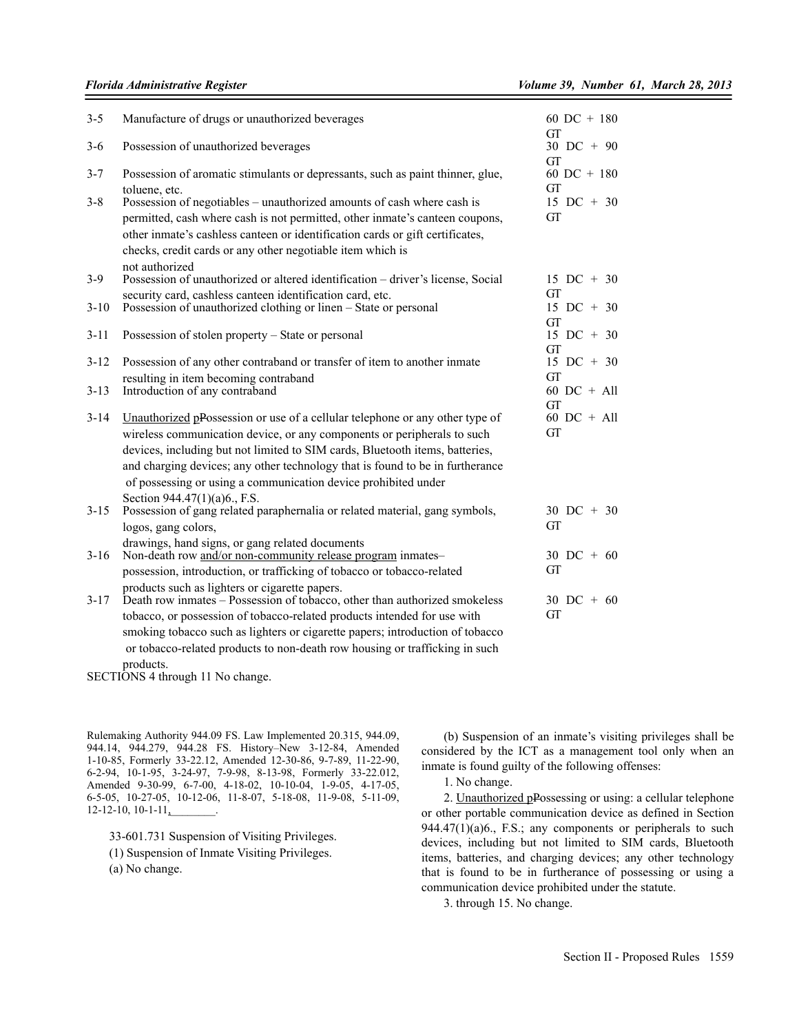| | | |
|---|---|---|
| 3-5 | Manufacture of drugs or unauthorized beverages | 60 DC + 180 GT |
| 3-6 | Possession of unauthorized beverages | 30 DC + 90 GT |
| 3-7 | Possession of aromatic stimulants or depressants, such as paint thinner, glue, toluene, etc. | 60 DC + 180 GT |
| 3-8 | Possession of negotiables – unauthorized amounts of cash where cash is permitted, cash where cash is not permitted, other inmate's canteen coupons, other inmate's cashless canteen or identification cards or gift certificates, checks, credit cards or any other negotiable item which is not authorized | 15 DC + 30 GT |
| 3-9 | Possession of unauthorized or altered identification – driver's license, Social security card, cashless canteen identification card, etc. | 15 DC + 30 GT |
| 3-10 | Possession of unauthorized clothing or linen – State or personal | 15 DC + 30 GT |
| 3-11 | Possession of stolen property – State or personal | 15 DC + 30 GT |
| 3-12 | Possession of any other contraband or transfer of item to another inmate resulting in item becoming contraband | 15 DC + 30 GT |
| 3-13 | Introduction of any contraband | 60 DC + All GT |
| 3-14 | Unauthorized pPossession or use of a cellular telephone or any other type of wireless communication device, or any components or peripherals to such devices, including but not limited to SIM cards, Bluetooth items, batteries, and charging devices; any other technology that is found to be in furtherance of possessing or using a communication device prohibited under Section 944.47(1)(a)6., F.S. | 60 DC + All GT |
| 3-15 | Possession of gang related paraphernalia or related material, gang symbols, logos, gang colors, drawings, hand signs, or gang related documents | 30 DC + 30 GT |
| 3-16 | Non-death row and/or non-community release program inmates– possession, introduction, or trafficking of tobacco or tobacco-related products such as lighters or cigarette papers. | 30 DC + 60 GT |
| 3-17 | Death row inmates – Possession of tobacco, other than authorized smokeless tobacco, or possession of tobacco-related products intended for use with smoking tobacco such as lighters or cigarette papers; introduction of tobacco or tobacco-related products to non-death row housing or trafficking in such products. | 30 DC + 60 GT |

SECTIONS 4 through 11 No change.

Rulemaking Authority 944.09 FS. Law Implemented 20.315, 944.09, 944.14, 944.279, 944.28 FS. History–New 3-12-84, Amended 1-10-85, Formerly 33-22.12, Amended 12-30-86, 9-7-89, 11-22-90, 6-2-94, 10-1-95, 3-24-97, 7-9-98, 8-13-98, Formerly 33-22.012, Amended 9-30-99, 6-7-00, 4-18-02, 10-10-04, 1-9-05, 4-17-05, 6-5-05, 10-27-05, 10-12-06, 11-8-07, 5-18-08, 11-9-08, 5-11-09, 12-12-10, 10-1-11,________.

33-601.731 Suspension of Visiting Privileges.

(1) Suspension of Inmate Visiting Privileges.

(a) No change.

(b) Suspension of an inmate's visiting privileges shall be considered by the ICT as a management tool only when an inmate is found guilty of the following offenses:

1. No change.

2. Unauthorized pPossessing or using: a cellular telephone or other portable communication device as defined in Section 944.47(1)(a)6., F.S.; any components or peripherals to such devices, including but not limited to SIM cards, Bluetooth items, batteries, and charging devices; any other technology that is found to be in furtherance of possessing or using a communication device prohibited under the statute.

3. through 15. No change.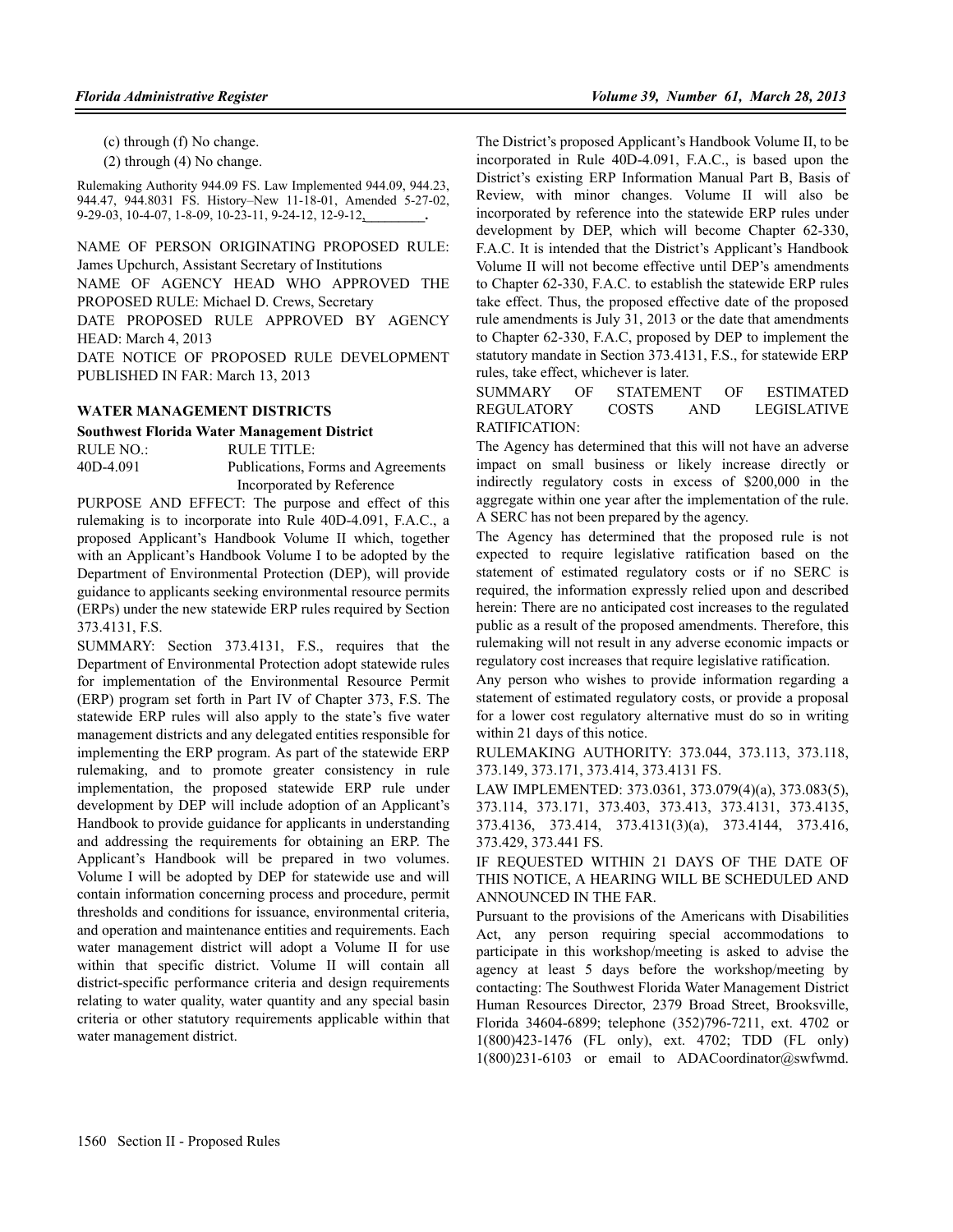(c) through (f) No change.

(2) through (4) No change.

Rulemaking Authority 944.09 FS. Law Implemented 944.09, 944.23, 944.47, 944.8031 FS. History–New 11-18-01, Amended 5-27-02, 9-29-03, 10-4-07, 1-8-09, 10-23-11, 9-24-12, 12-9-12,________.

NAME OF PERSON ORIGINATING PROPOSED RULE: James Upchurch, Assistant Secretary of Institutions

NAME OF AGENCY HEAD WHO APPROVED THE PROPOSED RULE: Michael D. Crews, Secretary

DATE PROPOSED RULE APPROVED BY AGENCY HEAD: March 4, 2013

DATE NOTICE OF PROPOSED RULE DEVELOPMENT PUBLISHED IN FAR: March 13, 2013

## WATER MANAGEMENT DISTRICTS

### Southwest Florida Water Management District

| RULE NO.: | RULE TITLE: |
|---|---|
| 40D-4.091 | Publications, Forms and Agreements Incorporated by Reference |

PURPOSE AND EFFECT: The purpose and effect of this rulemaking is to incorporate into Rule 40D-4.091, F.A.C., a proposed Applicant's Handbook Volume II which, together with an Applicant's Handbook Volume I to be adopted by the Department of Environmental Protection (DEP), will provide guidance to applicants seeking environmental resource permits (ERPs) under the new statewide ERP rules required by Section 373.4131, F.S.

SUMMARY: Section 373.4131, F.S., requires that the Department of Environmental Protection adopt statewide rules for implementation of the Environmental Resource Permit (ERP) program set forth in Part IV of Chapter 373, F.S. The statewide ERP rules will also apply to the state's five water management districts and any delegated entities responsible for implementing the ERP program. As part of the statewide ERP rulemaking, and to promote greater consistency in rule implementation, the proposed statewide ERP rule under development by DEP will include adoption of an Applicant's Handbook to provide guidance for applicants in understanding and addressing the requirements for obtaining an ERP. The Applicant's Handbook will be prepared in two volumes. Volume I will be adopted by DEP for statewide use and will contain information concerning process and procedure, permit thresholds and conditions for issuance, environmental criteria, and operation and maintenance entities and requirements. Each water management district will adopt a Volume II for use within that specific district. Volume II will contain all district-specific performance criteria and design requirements relating to water quality, water quantity and any special basin criteria or other statutory requirements applicable within that water management district.

The District's proposed Applicant's Handbook Volume II, to be incorporated in Rule 40D-4.091, F.A.C., is based upon the District's existing ERP Information Manual Part B, Basis of Review, with minor changes. Volume II will also be incorporated by reference into the statewide ERP rules under development by DEP, which will become Chapter 62-330, F.A.C. It is intended that the District's Applicant's Handbook Volume II will not become effective until DEP's amendments to Chapter 62-330, F.A.C. to establish the statewide ERP rules take effect. Thus, the proposed effective date of the proposed rule amendments is July 31, 2013 or the date that amendments to Chapter 62-330, F.A.C, proposed by DEP to implement the statutory mandate in Section 373.4131, F.S., for statewide ERP rules, take effect, whichever is later.

SUMMARY OF STATEMENT OF ESTIMATED REGULATORY COSTS AND LEGISLATIVE RATIFICATION:

The Agency has determined that this will not have an adverse impact on small business or likely increase directly or indirectly regulatory costs in excess of $200,000 in the aggregate within one year after the implementation of the rule. A SERC has not been prepared by the agency.

The Agency has determined that the proposed rule is not expected to require legislative ratification based on the statement of estimated regulatory costs or if no SERC is required, the information expressly relied upon and described herein: There are no anticipated cost increases to the regulated public as a result of the proposed amendments. Therefore, this rulemaking will not result in any adverse economic impacts or regulatory cost increases that require legislative ratification.

Any person who wishes to provide information regarding a statement of estimated regulatory costs, or provide a proposal for a lower cost regulatory alternative must do so in writing within 21 days of this notice.

RULEMAKING AUTHORITY: 373.044, 373.113, 373.118, 373.149, 373.171, 373.414, 373.4131 FS.

LAW IMPLEMENTED: 373.0361, 373.079(4)(a), 373.083(5), 373.114, 373.171, 373.403, 373.413, 373.4131, 373.4135, 373.4136, 373.414, 373.4131(3)(a), 373.4144, 373.416, 373.429, 373.441 FS.

IF REQUESTED WITHIN 21 DAYS OF THE DATE OF THIS NOTICE, A HEARING WILL BE SCHEDULED AND ANNOUNCED IN THE FAR.

Pursuant to the provisions of the Americans with Disabilities Act, any person requiring special accommodations to participate in this workshop/meeting is asked to advise the agency at least 5 days before the workshop/meeting by contacting: The Southwest Florida Water Management District Human Resources Director, 2379 Broad Street, Brooksville, Florida 34604-6899; telephone (352)796-7211, ext. 4702 or 1(800)423-1476 (FL only), ext. 4702; TDD (FL only) 1(800)231-6103 or email to ADACoordinator@swfwmd.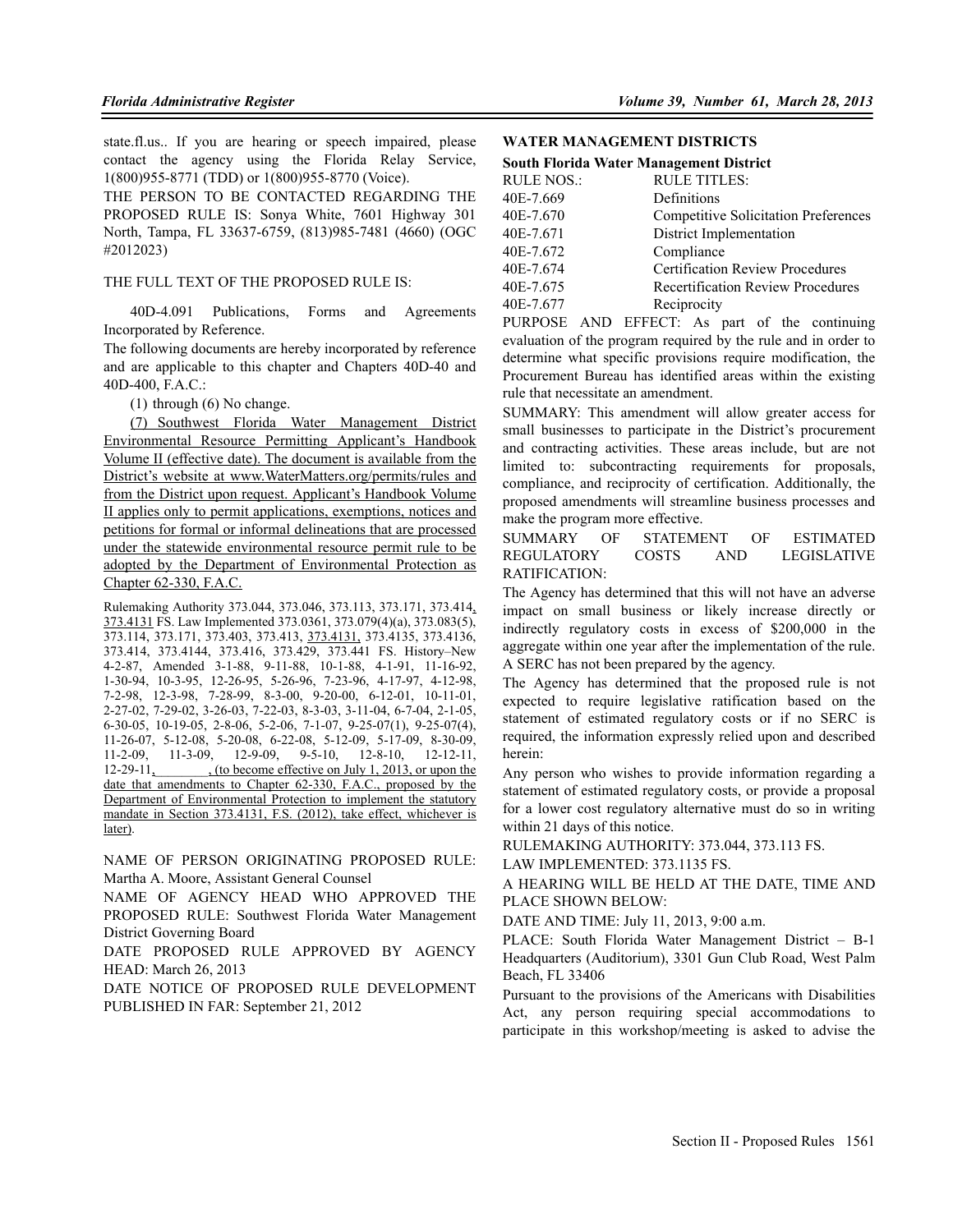state.fl.us.. If you are hearing or speech impaired, please contact the agency using the Florida Relay Service, 1(800)955-8771 (TDD) or 1(800)955-8770 (Voice).

THE PERSON TO BE CONTACTED REGARDING THE PROPOSED RULE IS: Sonya White, 7601 Highway 301 North, Tampa, FL 33637-6759, (813)985-7481 (4660) (OGC #2012023)

THE FULL TEXT OF THE PROPOSED RULE IS:

40D-4.091 Publications, Forms and Agreements Incorporated by Reference.

The following documents are hereby incorporated by reference and are applicable to this chapter and Chapters 40D-40 and 40D-400, F.A.C.:

(1) through (6) No change.

(7) Southwest Florida Water Management District Environmental Resource Permitting Applicant's Handbook Volume II (effective date). The document is available from the District's website at www.WaterMatters.org/permits/rules and from the District upon request. Applicant's Handbook Volume II applies only to permit applications, exemptions, notices and petitions for formal or informal delineations that are processed under the statewide environmental resource permit rule to be adopted by the Department of Environmental Protection as Chapter 62-330, F.A.C.

Rulemaking Authority 373.044, 373.046, 373.113, 373.171, 373.414, 373.4131 FS. Law Implemented 373.0361, 373.079(4)(a), 373.083(5), 373.114, 373.171, 373.403, 373.413, 373.4131, 373.4135, 373.4136, 373.414, 373.4144, 373.416, 373.429, 373.441 FS. History–New 4-2-87, Amended 3-1-88, 9-11-88, 10-1-88, 4-1-91, 11-16-92, 1-30-94, 10-3-95, 12-26-95, 5-26-96, 7-23-96, 4-17-97, 4-12-98, 7-2-98, 12-3-98, 7-28-99, 8-3-00, 9-20-00, 6-12-01, 10-11-01, 2-27-02, 7-29-02, 3-26-03, 7-22-03, 8-3-03, 3-11-04, 6-7-04, 2-1-05, 6-30-05, 10-19-05, 2-8-06, 5-2-06, 7-1-07, 9-25-07(1), 9-25-07(4), 11-26-07, 5-12-08, 5-20-08, 6-22-08, 5-12-09, 5-17-09, 8-30-09, 11-2-09, 11-3-09, 12-9-09, 9-5-10, 12-8-10, 12-12-11, 12-29-11, ________, (to become effective on July 1, 2013, or upon the date that amendments to Chapter 62-330, F.A.C., proposed by the Department of Environmental Protection to implement the statutory mandate in Section 373.4131, F.S. (2012), take effect, whichever is later).

NAME OF PERSON ORIGINATING PROPOSED RULE: Martha A. Moore, Assistant General Counsel

NAME OF AGENCY HEAD WHO APPROVED THE PROPOSED RULE: Southwest Florida Water Management District Governing Board

DATE PROPOSED RULE APPROVED BY AGENCY HEAD: March 26, 2013

DATE NOTICE OF PROPOSED RULE DEVELOPMENT PUBLISHED IN FAR: September 21, 2012

## WATER MANAGEMENT DISTRICTS

### South Florida Water Management District

| RULE NOS.: | RULE TITLES: |
|---|---|
| 40E-7.669 | Definitions |
| 40E-7.670 | Competitive Solicitation Preferences |
| 40E-7.671 | District Implementation |
| 40E-7.672 | Compliance |
| 40E-7.674 | Certification Review Procedures |
| 40E-7.675 | Recertification Review Procedures |
| 40E-7.677 | Reciprocity |

PURPOSE AND EFFECT: As part of the continuing evaluation of the program required by the rule and in order to determine what specific provisions require modification, the Procurement Bureau has identified areas within the existing rule that necessitate an amendment.

SUMMARY: This amendment will allow greater access for small businesses to participate in the District's procurement and contracting activities. These areas include, but are not limited to: subcontracting requirements for proposals, compliance, and reciprocity of certification. Additionally, the proposed amendments will streamline business processes and make the program more effective.

SUMMARY OF STATEMENT OF ESTIMATED REGULATORY COSTS AND LEGISLATIVE RATIFICATION:

The Agency has determined that this will not have an adverse impact on small business or likely increase directly or indirectly regulatory costs in excess of $200,000 in the aggregate within one year after the implementation of the rule. A SERC has not been prepared by the agency.

The Agency has determined that the proposed rule is not expected to require legislative ratification based on the statement of estimated regulatory costs or if no SERC is required, the information expressly relied upon and described herein:

Any person who wishes to provide information regarding a statement of estimated regulatory costs, or provide a proposal for a lower cost regulatory alternative must do so in writing within 21 days of this notice.

RULEMAKING AUTHORITY: 373.044, 373.113 FS.

LAW IMPLEMENTED: 373.1135 FS.

A HEARING WILL BE HELD AT THE DATE, TIME AND PLACE SHOWN BELOW:

DATE AND TIME: July 11, 2013, 9:00 a.m.

PLACE: South Florida Water Management District – B-1 Headquarters (Auditorium), 3301 Gun Club Road, West Palm Beach, FL 33406

Pursuant to the provisions of the Americans with Disabilities Act, any person requiring special accommodations to participate in this workshop/meeting is asked to advise the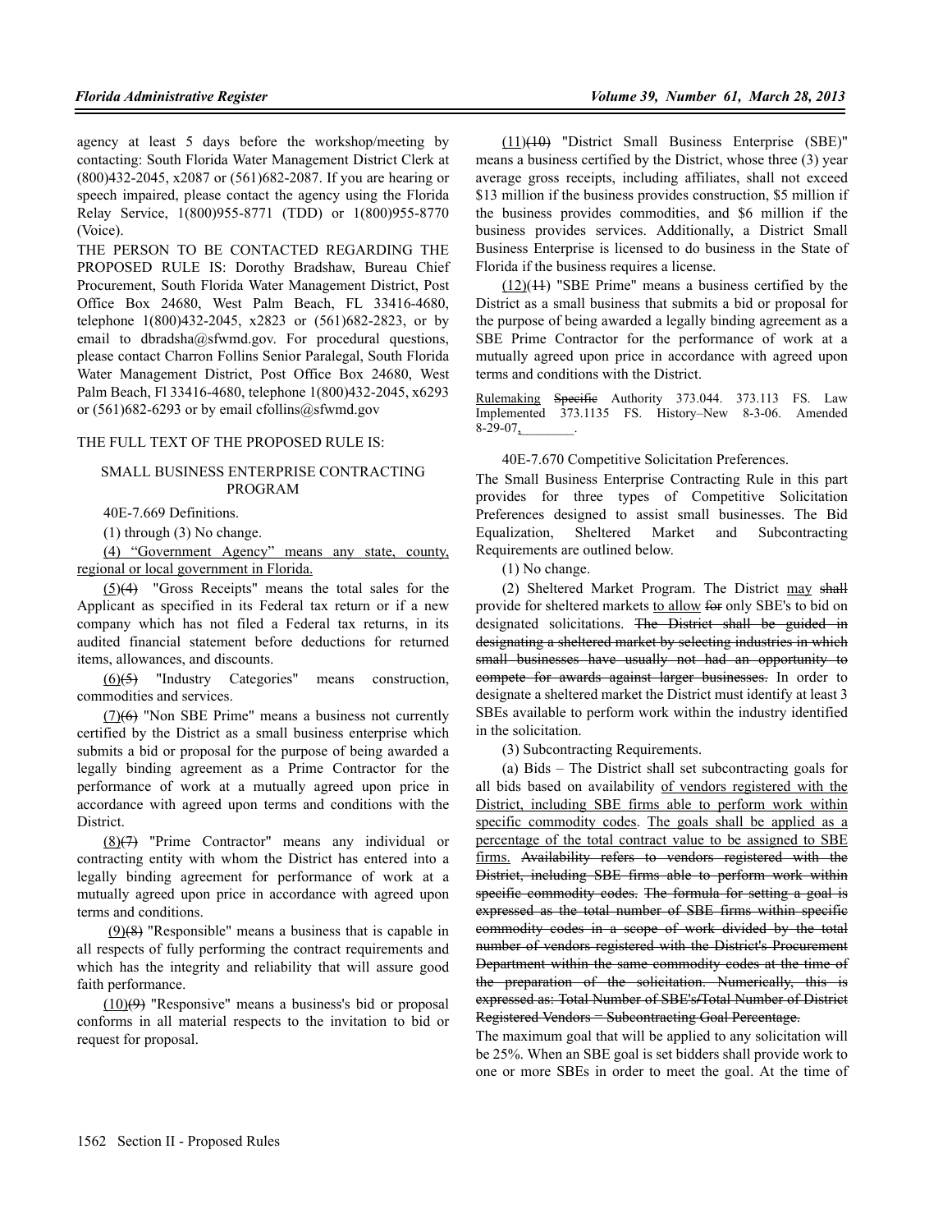agency at least 5 days before the workshop/meeting by contacting: South Florida Water Management District Clerk at (800)432-2045, x2087 or (561)682-2087. If you are hearing or speech impaired, please contact the agency using the Florida Relay Service, 1(800)955-8771 (TDD) or 1(800)955-8770 (Voice).

THE PERSON TO BE CONTACTED REGARDING THE PROPOSED RULE IS: Dorothy Bradshaw, Bureau Chief Procurement, South Florida Water Management District, Post Office Box 24680, West Palm Beach, FL 33416-4680, telephone 1(800)432-2045, x2823 or (561)682-2823, or by email to dbradsha@sfwmd.gov. For procedural questions, please contact Charron Follins Senior Paralegal, South Florida Water Management District, Post Office Box 24680, West Palm Beach, Fl 33416-4680, telephone 1(800)432-2045, x6293 or (561)682-6293 or by email cfollins@sfwmd.gov

THE FULL TEXT OF THE PROPOSED RULE IS:

SMALL BUSINESS ENTERPRISE CONTRACTING PROGRAM

40E-7.669 Definitions.

(1) through (3) No change.

<u>(4) "Government Agency" means any state, county, regional or local government in Florida.</u>

<u>(5)</u>~~(4)~~ "Gross Receipts" means the total sales for the Applicant as specified in its Federal tax return or if a new company which has not filed a Federal tax returns, in its audited financial statement before deductions for returned items, allowances, and discounts.

<u>(6)</u>~~(5)~~ "Industry Categories" means construction, commodities and services.

<u>(7)</u>~~(6)~~ "Non SBE Prime" means a business not currently certified by the District as a small business enterprise which submits a bid or proposal for the purpose of being awarded a legally binding agreement as a Prime Contractor for the performance of work at a mutually agreed upon price in accordance with agreed upon terms and conditions with the District.

<u>(8)</u>~~(7)~~ "Prime Contractor" means any individual or contracting entity with whom the District has entered into a legally binding agreement for performance of work at a mutually agreed upon price in accordance with agreed upon terms and conditions.

<u>(9)</u>~~(8)~~ "Responsible" means a business that is capable in all respects of fully performing the contract requirements and which has the integrity and reliability that will assure good faith performance.

<u>(10)</u>~~(9)~~ "Responsive" means a business's bid or proposal conforms in all material respects to the invitation to bid or request for proposal.

<u>(11)</u>~~(10)~~ "District Small Business Enterprise (SBE)" means a business certified by the District, whose three (3) year average gross receipts, including affiliates, shall not exceed $13 million if the business provides construction, $5 million if the business provides commodities, and $6 million if the business provides services. Additionally, a District Small Business Enterprise is licensed to do business in the State of Florida if the business requires a license.

<u>(12)</u>~~(11)~~ "SBE Prime" means a business certified by the District as a small business that submits a bid or proposal for the purpose of being awarded a legally binding agreement as a SBE Prime Contractor for the performance of work at a mutually agreed upon price in accordance with agreed upon terms and conditions with the District.

<u>Rulemaking</u> ~~Specific~~ Authority 373.044. 373.113 FS. Law Implemented 373.1135 FS. History–New 8-3-06. Amended 8-29-07<u>, ________</u>.

40E-7.670 Competitive Solicitation Preferences.

The Small Business Enterprise Contracting Rule in this part provides for three types of Competitive Solicitation Preferences designed to assist small businesses. The Bid Equalization, Sheltered Market and Subcontracting Requirements are outlined below.

(1) No change.

(2) Sheltered Market Program. The District <u>may</u> ~~shall~~ provide for sheltered markets <u>to allow</u> ~~for~~ only SBE's to bid on designated solicitations. ~~The District shall be guided in designating a sheltered market by selecting industries in which small businesses have usually not had an opportunity to compete for awards against larger businesses.~~ In order to designate a sheltered market the District must identify at least 3 SBEs available to perform work within the industry identified in the solicitation.

(3) Subcontracting Requirements.

(a) Bids – The District shall set subcontracting goals for all bids based on availability <u>of vendors registered with the District, including SBE firms able to perform work within specific commodity codes</u>. <u>The goals shall be applied as a percentage of the total contract value to be assigned to SBE firms.</u> ~~Availability refers to vendors registered with the District, including SBE firms able to perform work within specific commodity codes. The formula for setting a goal is expressed as the total number of SBE firms within specific commodity codes in a scope of work divided by the total number of vendors registered with the District's Procurement Department within the same commodity codes at the time of the preparation of the solicitation. Numerically, this is expressed as: Total Number of SBE's/Total Number of District Registered Vendors = Subcontracting Goal Percentage.~~

The maximum goal that will be applied to any solicitation will be 25%. When an SBE goal is set bidders shall provide work to one or more SBEs in order to meet the goal. At the time of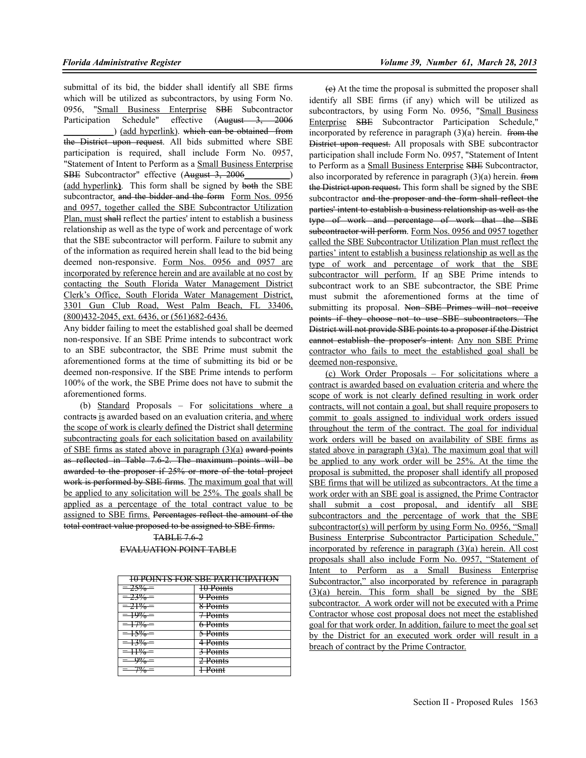submittal of its bid, the bidder shall identify all SBE firms which will be utilized as subcontractors, by using Form No. 0956, "<u>Small Business Enterprise</u> ~~SBE~~ Subcontractor Participation Schedule" effective (~~August 3, 2006~~ <u>___________</u>) <u>(add hyperlink)</u>. ~~which can be obtained from the District upon request~~. All bids submitted where SBE participation is required, shall include Form No. 0957, "Statement of Intent to Perform as a <u>Small Business Enterprise</u> ~~SBE~~ Subcontractor" effective (~~August 3, 2006~~<u>__________</u>) <u>(add hyperlink)</u>. This form shall be signed by ~~both~~ the SBE subcontractor<u>.</u> ~~and the bidder and the form~~ <u>Form Nos. 0956 and 0957, together called the SBE Subcontractor Utilization Plan, must</u> ~~shall~~ reflect the parties' intent to establish a business relationship as well as the type of work and percentage of work that the SBE subcontractor will perform. Failure to submit any of the information as required herein shall lead to the bid being deemed non-responsive. <u>Form Nos. 0956 and 0957 are incorporated by reference herein and are available at no cost by contacting the South Florida Water Management District Clerk's Office, South Florida Water Management District, 3301 Gun Club Road, West Palm Beach, FL 33406, (800)432-2045, ext. 6436, or (561)682-6436.</u>

Any bidder failing to meet the established goal shall be deemed non-responsive. If an SBE Prime intends to subcontract work to an SBE subcontractor, the SBE Prime must submit the aforementioned forms at the time of submitting its bid or be deemed non-responsive. If the SBE Prime intends to perform 100% of the work, the SBE Prime does not have to submit the aforementioned forms.

(b) <u>Standard</u> Proposals – For <u>solicitations where a</u> contract~~s~~ <u>is</u> awarded based on an evaluation criteria, <u>and where the scope of work is clearly defined</u> the District shall <u>determine subcontracting goals for each solicitation based on availability of SBE firms as stated above in paragraph (3)(a)</u> ~~award points as reflected in Table 7.6-2. The maximum points will be awarded to the proposer if 25% or more of the total project work is performed by SBE firms.~~ <u>The maximum goal that will be applied to any solicitation will be 25%. The goals shall be applied as a percentage of the total contract value to be assigned to SBE firms.</u> ~~Percentages reflect the amount of the total contract value proposed to be assigned to SBE firms.~~

~~TABLE 7.6-2~~

~~EVALUATION POINT TABLE~~

| ~~10 POINTS FOR SBE PARTICIPATION~~ | |
|---|---|
| ~~= 25% =~~ | ~~10 Points~~ |
| ~~= 23% =~~ | ~~9 Points~~ |
| ~~= 21% =~~ | ~~8 Points~~ |
| ~~= 19% =~~ | ~~7 Points~~ |
| ~~= 17% =~~ | ~~6 Points~~ |
| ~~= 15% =~~ | ~~5 Points~~ |
| ~~= 13% =~~ | ~~4 Points~~ |
| ~~= 11% =~~ | ~~3 Points~~ |
| ~~= 9% =~~ | ~~2 Points~~ |
| ~~= 7% =~~ | ~~1 Point~~ |

~~(c)~~ At the time the proposal is submitted the proposer shall identify all SBE firms (if any) which will be utilized as subcontractors, by using Form No. 0956, "<u>Small Business Enterprise</u> ~~SBE~~ Subcontractor Participation Schedule," incorporated by reference in paragraph (3)(a) herein. ~~from the District upon request.~~ All proposals with SBE subcontractor participation shall include Form No. 0957, "Statement of Intent to Perform as a <u>Small Business Enterprise</u> ~~SBE~~ Subcontractor, also incorporated by reference in paragraph (3)(a) herein. ~~from the District upon request.~~ This form shall be signed by the SBE subcontractor ~~and the proposer and the form shall reflect the parties' intent to establish a business relationship as well as the type of work and percentage of work that the SBE subcontractor will perform.~~ <u>Form Nos. 0956 and 0957 together called the SBE Subcontractor Utilization Plan must reflect the parties' intent to establish a business relationship as well as the type of work and percentage of work that the SBE subcontractor will perform.</u> If a<u>n</u> SBE Prime intends to subcontract work to an SBE subcontractor, the SBE Prime must submit the aforementioned forms at the time of submitting its proposal. ~~Non SBE Primes will not receive points if they choose not to use SBE subcontractors. The District will not provide SBE points to a proposer if the District cannot establish the proposer's intent.~~ <u>Any non SBE Prime contractor who fails to meet the established goal shall be deemed non-responsive.</u>

<u>(c) Work Order Proposals – For solicitations where a contract is awarded based on evaluation criteria and where the scope of work is not clearly defined resulting in work order contracts, will not contain a goal, but shall require proposers to commit to goals assigned to individual work orders issued throughout the term of the contract. The goal for individual work orders will be based on availability of SBE firms as stated above in paragraph (3)(a). The maximum goal that will be applied to any work order will be 25%. At the time the proposal is submitted, the proposer shall identify all proposed SBE firms that will be utilized as subcontractors. At the time a work order with an SBE goal is assigned, the Prime Contractor shall submit a cost proposal, and identify all SBE subcontractors and the percentage of work that the SBE subcontractor(s) will perform by using Form No. 0956, "Small Business Enterprise Subcontractor Participation Schedule," incorporated by reference in paragraph (3)(a) herein. All cost proposals shall also include Form No. 0957, "Statement of Intent to Perform as a Small Business Enterprise Subcontractor," also incorporated by reference in paragraph (3)(a) herein. This form shall be signed by the SBE subcontractor. A work order will not be executed with a Prime Contractor whose cost proposal does not meet the established goal for that work order. In addition, failure to meet the goal set by the District for an executed work order will result in a breach of contract by the Prime Contractor.</u>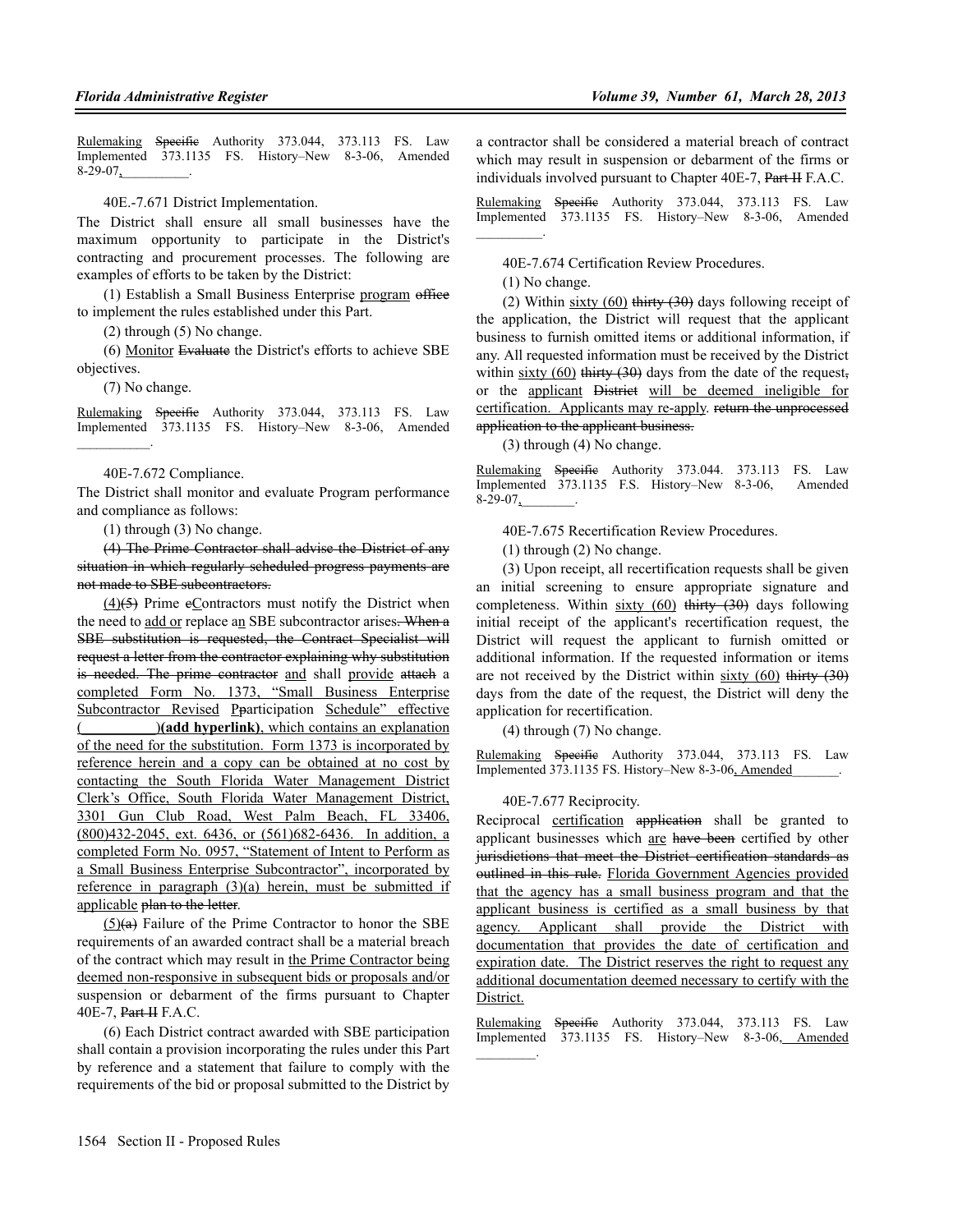Rulemaking ~~Specific~~ Authority 373.044, 373.113 FS. Law Implemented 373.1135 FS. History–New 8-3-06, Amended 8-29-07, __________.

40E.-7.671 District Implementation.

The District shall ensure all small businesses have the maximum opportunity to participate in the District's contracting and procurement processes. The following are examples of efforts to be taken by the District:

(1) Establish a Small Business Enterprise program ~~office~~ to implement the rules established under this Part.

(2) through (5) No change.

(6) Monitor ~~Evaluate~~ the District's efforts to achieve SBE objectives.

(7) No change.

Rulemaking ~~Specific~~ Authority 373.044, 373.113 FS. Law Implemented 373.1135 FS. History–New 8-3-06, Amended __________.

40E-7.672 Compliance.

The District shall monitor and evaluate Program performance and compliance as follows:

(1) through (3) No change.

~~(4) The Prime Contractor shall advise the District of any situation in which regularly scheduled progress payments are not made to SBE subcontractors.~~

(4)~~(5)~~ Prime ~~c~~Contractors must notify the District when the need to add or replace a~~n~~ SBE subcontractor arises~~. When a SBE substitution is requested, the Contract Specialist will request a letter from the contractor explaining why substitution is needed. The prime contractor~~ and shall provide ~~attach~~ a completed Form No. 1373, "Small Business Enterprise Subcontractor Revised P~~p~~articipation Schedule" effective (__________)**(add hyperlink)**, which contains an explanation of the need for the substitution. Form 1373 is incorporated by reference herein and a copy can be obtained at no cost by contacting the South Florida Water Management District Clerk's Office, South Florida Water Management District, 3301 Gun Club Road, West Palm Beach, FL 33406, (800)432-2045, ext. 6436, or (561)682-6436. In addition, a completed Form No. 0957, "Statement of Intent to Perform as a Small Business Enterprise Subcontractor", incorporated by reference in paragraph (3)(a) herein, must be submitted if applicable ~~plan to the letter~~.

(5)~~(a)~~ Failure of the Prime Contractor to honor the SBE requirements of an awarded contract shall be a material breach of the contract which may result in the Prime Contractor being deemed non-responsive in subsequent bids or proposals and/or suspension or debarment of the firms pursuant to Chapter 40E-7, ~~Part II~~ F.A.C.

(6) Each District contract awarded with SBE participation shall contain a provision incorporating the rules under this Part by reference and a statement that failure to comply with the requirements of the bid or proposal submitted to the District by a contractor shall be considered a material breach of contract which may result in suspension or debarment of the firms or individuals involved pursuant to Chapter 40E-7, ~~Part II~~ F.A.C.

Rulemaking ~~Specific~~ Authority 373.044, 373.113 FS. Law Implemented 373.1135 FS. History–New 8-3-06, Amended __________.

40E-7.674 Certification Review Procedures.

(1) No change.

(2) Within sixty (60) ~~thirty (30)~~ days following receipt of the application, the District will request that the applicant business to furnish omitted items or additional information, if any. All requested information must be received by the District within sixty (60) ~~thirty (30)~~ days from the date of the request~~,~~ or the applicant ~~District~~ will be deemed ineligible for certification. Applicants may re-apply. ~~return the unprocessed application to the applicant business.~~

(3) through (4) No change.

Rulemaking ~~Specific~~ Authority 373.044. 373.113 FS. Law Implemented 373.1135 F.S. History–New 8-3-06, Amended 8-29-07, ________.

40E-7.675 Recertification Review Procedures.

(1) through (2) No change.

(3) Upon receipt, all recertification requests shall be given an initial screening to ensure appropriate signature and completeness. Within sixty (60) ~~thirty (30)~~ days following initial receipt of the applicant's recertification request, the District will request the applicant to furnish omitted or additional information. If the requested information or items are not received by the District within sixty (60) ~~thirty (30)~~ days from the date of the request, the District will deny the application for recertification.

(4) through (7) No change.

Rulemaking ~~Specific~~ Authority 373.044, 373.113 FS. Law Implemented 373.1135 FS. History–New 8-3-06, Amended _______.

40E-7.677 Reciprocity.

Reciprocal certification ~~application~~ shall be granted to applicant businesses which are ~~have been~~ certified by other ~~jurisdictions that meet the District certification standards as outlined in this rule.~~ Florida Government Agencies provided that the agency has a small business program and that the applicant business is certified as a small business by that agency. Applicant shall provide the District with documentation that provides the date of certification and expiration date. The District reserves the right to request any additional documentation deemed necessary to certify with the District.

Rulemaking ~~Specific~~ Authority 373.044, 373.113 FS. Law Implemented 373.1135 FS. History–New 8-3-06, Amended _________.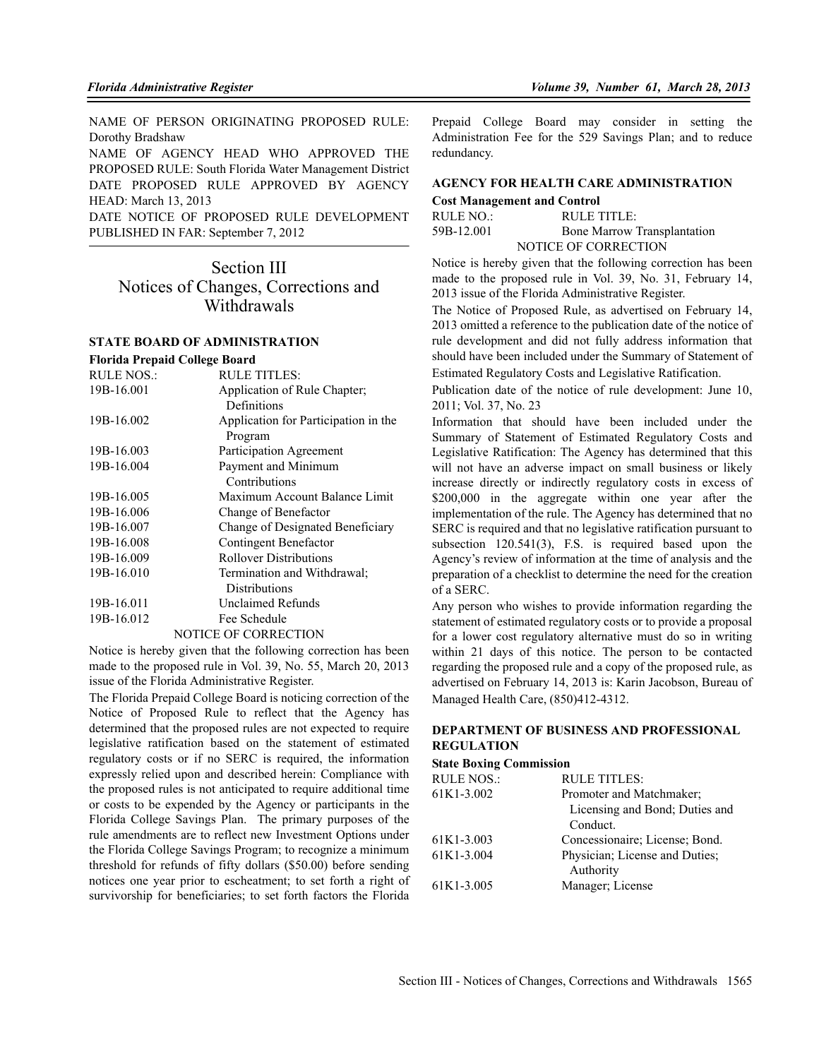NAME OF PERSON ORIGINATING PROPOSED RULE: Dorothy Bradshaw

NAME OF AGENCY HEAD WHO APPROVED THE PROPOSED RULE: South Florida Water Management District

DATE PROPOSED RULE APPROVED BY AGENCY HEAD: March 13, 2013

DATE NOTICE OF PROPOSED RULE DEVELOPMENT PUBLISHED IN FAR: September 7, 2012

# Section III Notices of Changes, Corrections and Withdrawals

### STATE BOARD OF ADMINISTRATION

**Florida Prepaid College Board**

| RULE NOS.: | RULE TITLES: |
|---|---|
| 19B-16.001 | Application of Rule Chapter; Definitions |
| 19B-16.002 | Application for Participation in the Program |
| 19B-16.003 | Participation Agreement |
| 19B-16.004 | Payment and Minimum Contributions |
| 19B-16.005 | Maximum Account Balance Limit |
| 19B-16.006 | Change of Benefactor |
| 19B-16.007 | Change of Designated Beneficiary |
| 19B-16.008 | Contingent Benefactor |
| 19B-16.009 | Rollover Distributions |
| 19B-16.010 | Termination and Withdrawal; Distributions |
| 19B-16.011 | Unclaimed Refunds |
| 19B-16.012 | Fee Schedule |

NOTICE OF CORRECTION

Notice is hereby given that the following correction has been made to the proposed rule in Vol. 39, No. 55, March 20, 2013 issue of the Florida Administrative Register.

The Florida Prepaid College Board is noticing correction of the Notice of Proposed Rule to reflect that the Agency has determined that the proposed rules are not expected to require legislative ratification based on the statement of estimated regulatory costs or if no SERC is required, the information expressly relied upon and described herein: Compliance with the proposed rules is not anticipated to require additional time or costs to be expended by the Agency or participants in the Florida College Savings Plan. The primary purposes of the rule amendments are to reflect new Investment Options under the Florida College Savings Program; to recognize a minimum threshold for refunds of fifty dollars ($50.00) before sending notices one year prior to escheatment; to set forth a right of survivorship for beneficiaries; to set forth factors the Florida Prepaid College Board may consider in setting the Administration Fee for the 529 Savings Plan; and to reduce redundancy.

### AGENCY FOR HEALTH CARE ADMINISTRATION

**Cost Management and Control**

| RULE NO.: | RULE TITLE: |
|---|---|
| 59B-12.001 | Bone Marrow Transplantation |

NOTICE OF CORRECTION

Notice is hereby given that the following correction has been made to the proposed rule in Vol. 39, No. 31, February 14, 2013 issue of the Florida Administrative Register.

The Notice of Proposed Rule, as advertised on February 14, 2013 omitted a reference to the publication date of the notice of rule development and did not fully address information that should have been included under the Summary of Statement of Estimated Regulatory Costs and Legislative Ratification.

Publication date of the notice of rule development: June 10, 2011; Vol. 37, No. 23

Information that should have been included under the Summary of Statement of Estimated Regulatory Costs and Legislative Ratification: The Agency has determined that this will not have an adverse impact on small business or likely increase directly or indirectly regulatory costs in excess of $200,000 in the aggregate within one year after the implementation of the rule. The Agency has determined that no SERC is required and that no legislative ratification pursuant to subsection 120.541(3), F.S. is required based upon the Agency's review of information at the time of analysis and the preparation of a checklist to determine the need for the creation of a SERC.

Any person who wishes to provide information regarding the statement of estimated regulatory costs or to provide a proposal for a lower cost regulatory alternative must do so in writing within 21 days of this notice. The person to be contacted regarding the proposed rule and a copy of the proposed rule, as advertised on February 14, 2013 is: Karin Jacobson, Bureau of Managed Health Care, (850)412-4312.

### DEPARTMENT OF BUSINESS AND PROFESSIONAL REGULATION

**State Boxing Commission**

| RULE NOS.: | RULE TITLES: |
|---|---|
| 61K1-3.002 | Promoter and Matchmaker; Licensing and Bond; Duties and Conduct. |
| 61K1-3.003 | Concessionaire; License; Bond. |
| 61K1-3.004 | Physician; License and Duties; Authority |
| 61K1-3.005 | Manager; License |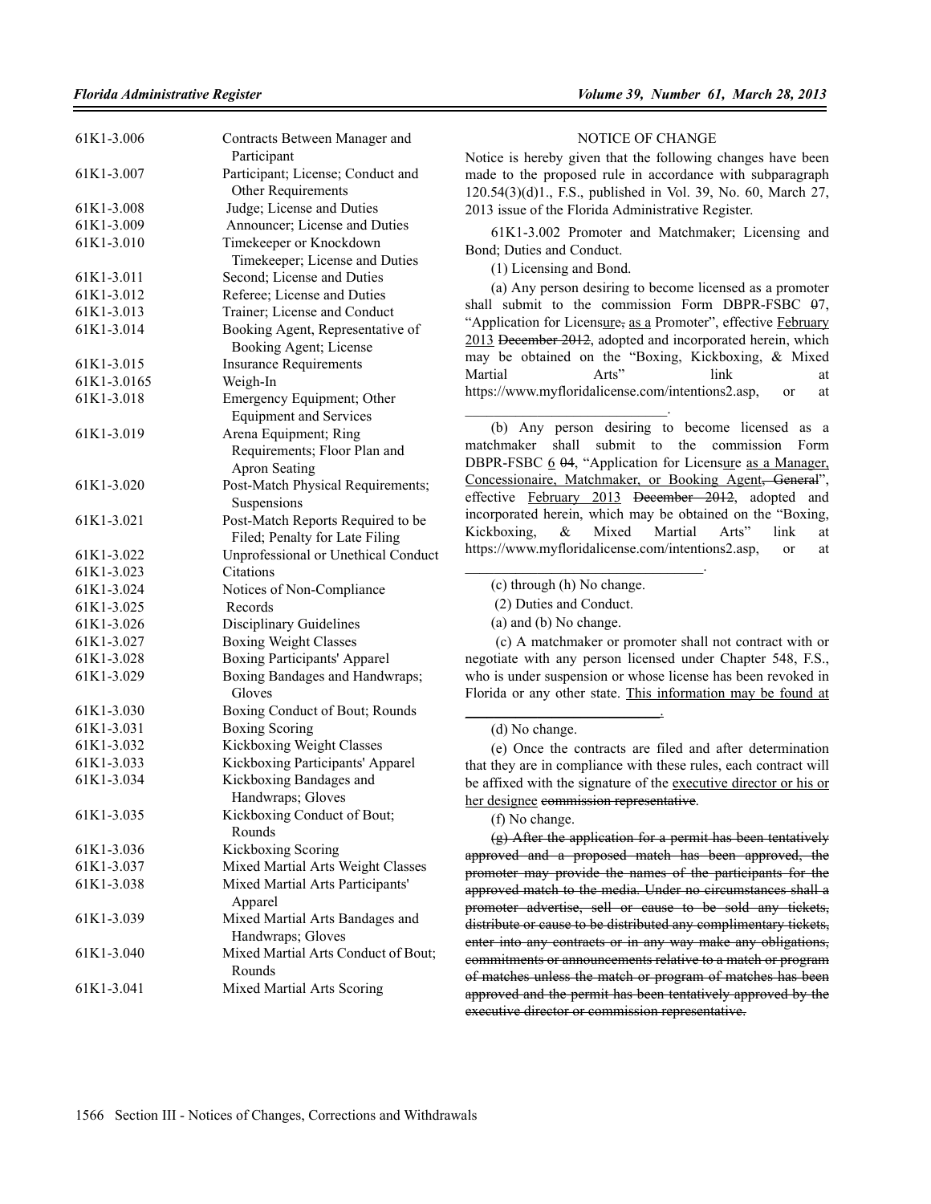| | |
|---|---|
| 61K1-3.006 | Contracts Between Manager and Participant |
| 61K1-3.007 | Participant; License; Conduct and Other Requirements |
| 61K1-3.008 | Judge; License and Duties |
| 61K1-3.009 | Announcer; License and Duties |
| 61K1-3.010 | Timekeeper or Knockdown Timekeeper; License and Duties |
| 61K1-3.011 | Second; License and Duties |
| 61K1-3.012 | Referee; License and Duties |
| 61K1-3.013 | Trainer; License and Conduct |
| 61K1-3.014 | Booking Agent, Representative of Booking Agent; License |
| 61K1-3.015 | Insurance Requirements |
| 61K1-3.0165 | Weigh-In |
| 61K1-3.018 | Emergency Equipment; Other Equipment and Services |
| 61K1-3.019 | Arena Equipment; Ring Requirements; Floor Plan and Apron Seating |
| 61K1-3.020 | Post-Match Physical Requirements; Suspensions |
| 61K1-3.021 | Post-Match Reports Required to be Filed; Penalty for Late Filing |
| 61K1-3.022 | Unprofessional or Unethical Conduct |
| 61K1-3.023 | Citations |
| 61K1-3.024 | Notices of Non-Compliance |
| 61K1-3.025 | Records |
| 61K1-3.026 | Disciplinary Guidelines |
| 61K1-3.027 | Boxing Weight Classes |
| 61K1-3.028 | Boxing Participants' Apparel |
| 61K1-3.029 | Boxing Bandages and Handwraps; Gloves |
| 61K1-3.030 | Boxing Conduct of Bout; Rounds |
| 61K1-3.031 | Boxing Scoring |
| 61K1-3.032 | Kickboxing Weight Classes |
| 61K1-3.033 | Kickboxing Participants' Apparel |
| 61K1-3.034 | Kickboxing Bandages and Handwraps; Gloves |
| 61K1-3.035 | Kickboxing Conduct of Bout; Rounds |
| 61K1-3.036 | Kickboxing Scoring |
| 61K1-3.037 | Mixed Martial Arts Weight Classes |
| 61K1-3.038 | Mixed Martial Arts Participants' Apparel |
| 61K1-3.039 | Mixed Martial Arts Bandages and Handwraps; Gloves |
| 61K1-3.040 | Mixed Martial Arts Conduct of Bout; Rounds |
| 61K1-3.041 | Mixed Martial Arts Scoring |

NOTICE OF CHANGE

Notice is hereby given that the following changes have been made to the proposed rule in accordance with subparagraph 120.54(3)(d)1., F.S., published in Vol. 39, No. 60, March 27, 2013 issue of the Florida Administrative Register.

61K1-3.002 Promoter and Matchmaker; Licensing and Bond; Duties and Conduct.

(1) Licensing and Bond.

(a) Any person desiring to become licensed as a promoter shall submit to the commission Form DBPR-FSBC ~~0~~7, "Application for Licens<u>ure</u>~~,~~ <u>as a</u> Promoter", effective <u>February 2013</u> ~~December 2012~~, adopted and incorporated herein, which may be obtained on the "Boxing, Kickboxing, & Mixed Martial Arts" link at https://www.myfloridalicense.com/intentions2.asp, or at ____________________________.

(b) Any person desiring to become licensed as a matchmaker shall submit to the commission Form DBPR-FSBC <u>6</u> ~~04~~, "Application for Licens<u>ure</u> <u>as a Manager, Concessionaire, Matchmaker, or Booking Agent</u>~~, General~~", effective <u>February 2013</u> ~~December 2012~~, adopted and incorporated herein, which may be obtained on the "Boxing, Kickboxing, & Mixed Martial Arts" link at https://www.myfloridalicense.com/intentions2.asp, or at ________________________________.

(c) through (h) No change.

(2) Duties and Conduct.

(a) and (b) No change.

(c) A matchmaker or promoter shall not contract with or negotiate with any person licensed under Chapter 548, F.S., who is under suspension or whose license has been revoked in Florida or any other state. <u>This information may be found at ____________________________.</u>

(d) No change.

(e) Once the contracts are filed and after determination that they are in compliance with these rules, each contract will be affixed with the signature of the <u>executive director or his or her designee</u> ~~commission representative~~.

(f) No change.

~~(g) After the application for a permit has been tentatively approved and a proposed match has been approved, the promoter may provide the names of the participants for the approved match to the media. Under no circumstances shall a promoter advertise, sell or cause to be sold any tickets, distribute or cause to be distributed any complimentary tickets, enter into any contracts or in any way make any obligations, commitments or announcements relative to a match or program of matches unless the match or program of matches has been approved and the permit has been tentatively approved by the executive director or commission representative.~~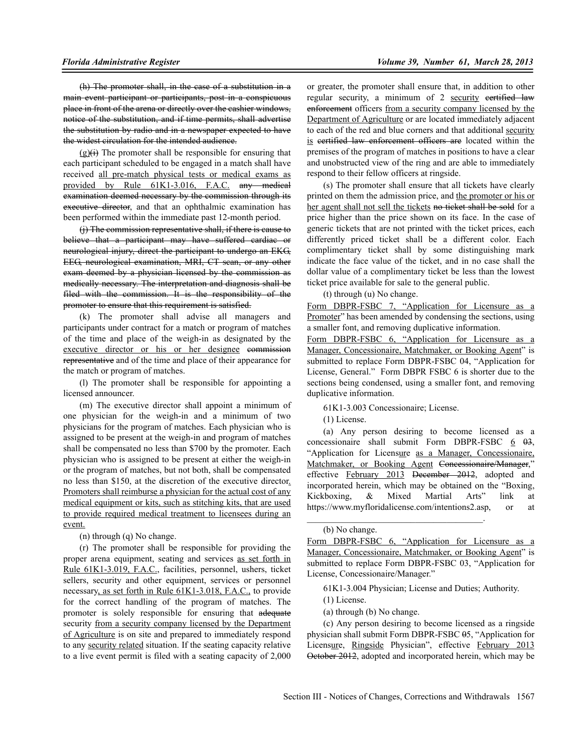(h) The promoter shall, in the case of a substitution in a main event participant or participants, post in a conspicuous place in front of the arena or directly over the cashier windows, notice of the substitution, and if time permits, shall advertise the substitution by radio and in a newspaper expected to have the widest circulation for the intended audience.

(g)(i) The promoter shall be responsible for ensuring that each participant scheduled to be engaged in a match shall have received all pre-match physical tests or medical exams as provided by Rule 61K1-3.016, F.A.C. any medical examination deemed necessary by the commission through its executive director, and that an ophthalmic examination has been performed within the immediate past 12-month period.

(j) The commission representative shall, if there is cause to believe that a participant may have suffered cardiac or neurological injury, direct the participant to undergo an EKG, EEG, neurological examination, MRI, CT scan, or any other exam deemed by a physician licensed by the commission as medically necessary. The interpretation and diagnosis shall be filed with the commission. It is the responsibility of the promoter to ensure that this requirement is satisfied.

(k) The promoter shall advise all managers and participants under contract for a match or program of matches of the time and place of the weigh-in as designated by the executive director or his or her designee commission representative and of the time and place of their appearance for the match or program of matches.

(l) The promoter shall be responsible for appointing a licensed announcer.

(m) The executive director shall appoint a minimum of one physician for the weigh-in and a minimum of two physicians for the program of matches. Each physician who is assigned to be present at the weigh-in and program of matches shall be compensated no less than $700 by the promoter. Each physician who is assigned to be present at either the weigh-in or the program of matches, but not both, shall be compensated no less than $150, at the discretion of the executive director. Promoters shall reimburse a physician for the actual cost of any medical equipment or kits, such as stitching kits, that are used to provide required medical treatment to licensees during an event.

(n) through (q) No change.

(r) The promoter shall be responsible for providing the proper arena equipment, seating and services as set forth in Rule 61K1-3.019, F.A.C., facilities, personnel, ushers, ticket sellers, security and other equipment, services or personnel necessary, as set forth in Rule 61K1-3.018, F.A.C., to provide for the correct handling of the program of matches. The promoter is solely responsible for ensuring that adequate security from a security company licensed by the Department of Agriculture is on site and prepared to immediately respond to any security related situation. If the seating capacity relative to a live event permit is filed with a seating capacity of 2,000 or greater, the promoter shall ensure that, in addition to other regular security, a minimum of 2 security certified law enforcement officers from a security company licensed by the Department of Agriculture or are located immediately adjacent to each of the red and blue corners and that additional security is certified law enforcement officers are located within the premises of the program of matches in positions to have a clear and unobstructed view of the ring and are able to immediately respond to their fellow officers at ringside.

(s) The promoter shall ensure that all tickets have clearly printed on them the admission price, and the promoter or his or her agent shall not sell the tickets no ticket shall be sold for a price higher than the price shown on its face. In the case of generic tickets that are not printed with the ticket prices, each differently priced ticket shall be a different color. Each complimentary ticket shall by some distinguishing mark indicate the face value of the ticket, and in no case shall the dollar value of a complimentary ticket be less than the lowest ticket price available for sale to the general public.

(t) through (u) No change.

Form DBPR-FSBC 7, "Application for Licensure as a Promoter" has been amended by condensing the sections, using a smaller font, and removing duplicative information.

Form DBPR-FSBC 6, "Application for Licensure as a Manager, Concessionaire, Matchmaker, or Booking Agent" is submitted to replace Form DBPR-FSBC 04, "Application for License, General." Form DBPR FSBC 6 is shorter due to the sections being condensed, using a smaller font, and removing duplicative information.

61K1-3.003 Concessionaire; License.

(1) License.

(a) Any person desiring to become licensed as a concessionaire shall submit Form DBPR-FSBC 6 03, "Application for Licensure as a Manager, Concessionaire, Matchmaker, or Booking Agent Concessionaire/Manager," effective February 2013 December 2012, adopted and incorporated herein, which may be obtained on the "Boxing, Kickboxing, & Mixed Martial Arts" link at https://www.myfloridalicense.com/intentions2.asp, or at ________________________________________.

(b) No change.

Form DBPR-FSBC 6, "Application for Licensure as a Manager, Concessionaire, Matchmaker, or Booking Agent" is submitted to replace Form DBPR-FSBC 03, "Application for License, Concessionaire/Manager."

61K1-3.004 Physician; License and Duties; Authority.

(1) License.

(a) through (b) No change.

(c) Any person desiring to become licensed as a ringside physician shall submit Form DBPR-FSBC 05, "Application for Licensure, Ringside Physician", effective February 2013 October 2012, adopted and incorporated herein, which may be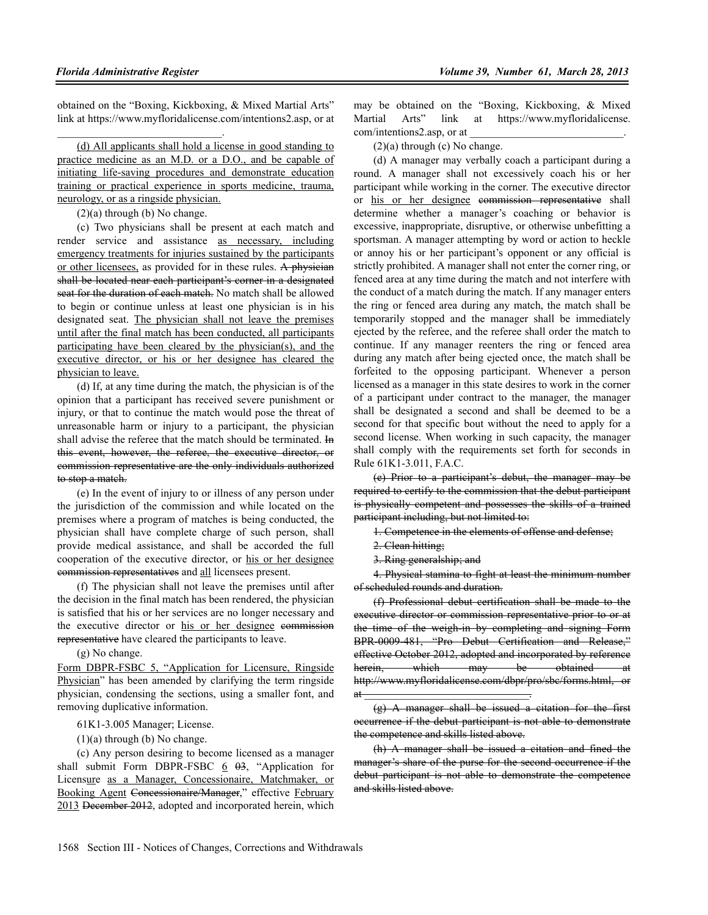obtained on the "Boxing, Kickboxing, & Mixed Martial Arts" link at https://www.myfloridalicense.com/intentions2.asp, or at \_\_\_\_\_\_\_\_\_\_\_\_\_\_\_\_\_\_\_\_\_\_\_\_\_\_\_\_\_\_.

<u>(d) All applicants shall hold a license in good standing to practice medicine as an M.D. or a D.O., and be capable of initiating life-saving procedures and demonstrate education training or practical experience in sports medicine, trauma, neurology, or as a ringside physician.</u>

(2)(a) through (b) No change.

(c) Two physicians shall be present at each match and render service and assistance <u>as necessary, including emergency treatments for injuries sustained by the participants or other licensees,</u> as provided for in these rules. ~~A physician shall be located near each participant's corner in a designated seat for the duration of each match.~~ No match shall be allowed to begin or continue unless at least one physician is in his designated seat. <u>The physician shall not leave the premises until after the final match has been conducted, all participants participating have been cleared by the physician(s), and the executive director, or his or her designee has cleared the physician to leave.</u>

(d) If, at any time during the match, the physician is of the opinion that a participant has received severe punishment or injury, or that to continue the match would pose the threat of unreasonable harm or injury to a participant, the physician shall advise the referee that the match should be terminated. ~~In this event, however, the referee, the executive director, or commission representative are the only individuals authorized to stop a match.~~

(e) In the event of injury to or illness of any person under the jurisdiction of the commission and while located on the premises where a program of matches is being conducted, the physician shall have complete charge of such person, shall provide medical assistance, and shall be accorded the full cooperation of the executive director, or <u>his or her designee</u> ~~commission representatives~~ and <u>all</u> licensees present.

(f) The physician shall not leave the premises until after the decision in the final match has been rendered, the physician is satisfied that his or her services are no longer necessary and the executive director or <u>his or her designee</u> ~~commission representative~~ have cleared the participants to leave.

(g) No change.

Form DBPR-FSBC 5, "Application for Licensure, <u>Ringside Physician</u>" has been amended by clarifying the term ringside physician, condensing the sections, using a smaller font, and removing duplicative information.

61K1-3.005 Manager; License.

(1)(a) through (b) No change.

(c) Any person desiring to become licensed as a manager shall submit Form DBPR-FSBC <u>6</u> ~~03~~, "Application for Licens<u>ure</u> <u>as a Manager, Concessionaire, Matchmaker, or Booking Agent</u> ~~Concessionaire/Manager~~," effective <u>February 2013</u> ~~December 2012~~, adopted and incorporated herein, which may be obtained on the "Boxing, Kickboxing, & Mixed Martial Arts" link at https://www.myfloridalicense.com/intentions2.asp, or at \_\_\_\_\_\_\_\_\_\_\_\_\_\_\_\_\_\_\_\_\_\_\_\_\_\_\_\_\_\_.

(2)(a) through (c) No change.

(d) A manager may verbally coach a participant during a round. A manager shall not excessively coach his or her participant while working in the corner. The executive director or <u>his or her designee</u> ~~commission representative~~ shall determine whether a manager's coaching or behavior is excessive, inappropriate, disruptive, or otherwise unbefitting a sportsman. A manager attempting by word or action to heckle or annoy his or her participant's opponent or any official is strictly prohibited. A manager shall not enter the corner ring, or fenced area at any time during the match and not interfere with the conduct of a match during the match. If any manager enters the ring or fenced area during any match, the match shall be temporarily stopped and the manager shall be immediately ejected by the referee, and the referee shall order the match to continue. If any manager reenters the ring or fenced area during any match after being ejected once, the match shall be forfeited to the opposing participant. Whenever a person licensed as a manager in this state desires to work in the corner of a participant under contract to the manager, the manager shall be designated a second and shall be deemed to be a second for that specific bout without the need to apply for a second license. When working in such capacity, the manager shall comply with the requirements set forth for seconds in Rule 61K1-3.011, F.A.C.

~~(e) Prior to a participant's debut, the manager may be required to certify to the commission that the debut participant is physically competent and possesses the skills of a trained participant including, but not limited to:~~

~~1. Competence in the elements of offense and defense;~~

~~2. Clean hitting;~~

~~3. Ring generalship; and~~

~~4. Physical stamina to fight at least the minimum number of scheduled rounds and duration.~~

~~(f) Professional debut certification shall be made to the executive director or commission representative prior to or at the time of the weigh-in by completing and signing Form BPR-0009-481, "Pro Debut Certification and Release," effective October 2012, adopted and incorporated by reference herein, which may be obtained at http://www.myfloridalicense.com/dbpr/pro/sbc/forms.html, or at \_\_\_\_\_\_\_\_\_\_\_\_\_\_\_\_\_\_\_\_\_\_\_\_\_\_\_\_\_\_.~~

~~(g) A manager shall be issued a citation for the first occurrence if the debut participant is not able to demonstrate the competence and skills listed above.~~

~~(h) A manager shall be issued a citation and fined the manager's share of the purse for the second occurrence if the debut participant is not able to demonstrate the competence and skills listed above.~~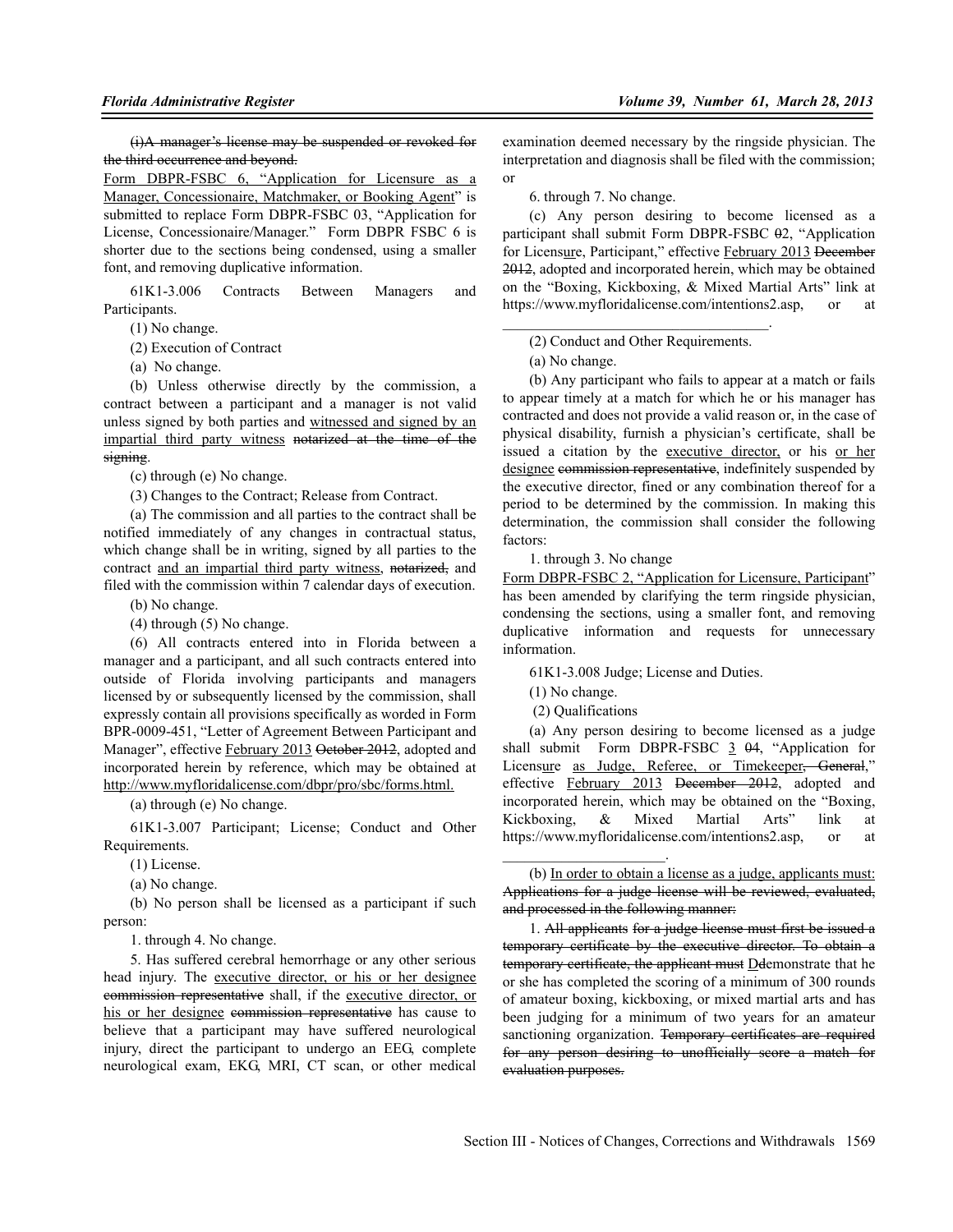~~(i)A manager's license may be suspended or revoked for the third occurrence and beyond.~~

<u>Form DBPR-FSBC 6, "Application for Licensure as a Manager, Concessionaire, Matchmaker, or Booking Agent</u>" is submitted to replace Form DBPR-FSBC 03, "Application for License, Concessionaire/Manager." Form DBPR FSBC 6 is shorter due to the sections being condensed, using a smaller font, and removing duplicative information.

61K1-3.006 Contracts Between Managers and Participants.

(1) No change.

(2) Execution of Contract

(a) No change.

(b) Unless otherwise directly by the commission, a contract between a participant and a manager is not valid unless signed by both parties and <u>witnessed and signed by an impartial third party witness</u> ~~notarized at the time of the signing~~.

(c) through (e) No change.

(3) Changes to the Contract; Release from Contract.

(a) The commission and all parties to the contract shall be notified immediately of any changes in contractual status, which change shall be in writing, signed by all parties to the contract <u>and an impartial third party witness</u>, ~~notarized,~~ and filed with the commission within 7 calendar days of execution.

(b) No change.

(4) through (5) No change.

(6) All contracts entered into in Florida between a manager and a participant, and all such contracts entered into outside of Florida involving participants and managers licensed by or subsequently licensed by the commission, shall expressly contain all provisions specifically as worded in Form BPR-0009-451, "Letter of Agreement Between Participant and Manager", effective <u>February 2013</u> ~~October 2012~~, adopted and incorporated herein by reference, which may be obtained at <u>http://www.myfloridalicense.com/dbpr/pro/sbc/forms.html.</u>

(a) through (e) No change.

61K1-3.007 Participant; License; Conduct and Other Requirements.

(1) License.

(a) No change.

(b) No person shall be licensed as a participant if such person:

1. through 4. No change.

5. Has suffered cerebral hemorrhage or any other serious head injury. The <u>executive director, or his or her designee</u> ~~commission representative~~ shall, if the <u>executive director, or his or her designee</u> ~~commission representative~~ has cause to believe that a participant may have suffered neurological injury, direct the participant to undergo an EEG, complete neurological exam, EKG, MRI, CT scan, or other medical examination deemed necessary by the ringside physician. The interpretation and diagnosis shall be filed with the commission; or

6. through 7. No change.

(c) Any person desiring to become licensed as a participant shall submit Form DBPR-FSBC ~~0~~2, "Application for Licens<u>ure</u>, Participant," effective <u>February 2013</u> ~~December 2012~~, adopted and incorporated herein, which may be obtained on the "Boxing, Kickboxing, & Mixed Martial Arts" link at https://www.myfloridalicense.com/intentions2.asp, or at \_\_\_\_\_\_\_\_\_\_\_\_\_\_\_\_\_\_\_\_\_\_\_\_\_\_\_\_\_\_\_\_\_\_.

(2) Conduct and Other Requirements.

(a) No change.

(b) Any participant who fails to appear at a match or fails to appear timely at a match for which he or his manager has contracted and does not provide a valid reason or, in the case of physical disability, furnish a physician's certificate, shall be issued a citation by the <u>executive director,</u> or his <u>or her designee</u> ~~commission representative~~, indefinitely suspended by the executive director, fined or any combination thereof for a period to be determined by the commission. In making this determination, the commission shall consider the following factors:

1. through 3. No change

<u>Form DBPR-FSBC 2, "Application for Licensure, Participant</u>" has been amended by clarifying the term ringside physician, condensing the sections, using a smaller font, and removing duplicative information and requests for unnecessary information.

61K1-3.008 Judge; License and Duties.

(1) No change.

(2) Qualifications

(a) Any person desiring to become licensed as a judge shall submit Form DBPR-FSBC <u>3</u> ~~04~~, "Application for Licens<u>ure</u> <u>as Judge, Referee, or Timekeeper</u>~~, General~~," effective <u>February 2013</u> ~~December 2012~~, adopted and incorporated herein, which may be obtained on the "Boxing, Kickboxing, & Mixed Martial Arts" link at https://www.myfloridalicense.com/intentions2.asp, or at \_\_\_\_\_\_\_\_\_\_\_\_\_\_\_\_\_\_\_\_\_\_.

(b) <u>In order to obtain a license as a judge, applicants must:</u> ~~Applications for a judge license will be reviewed, evaluated, and processed in the following manner:~~

1. ~~All applicants for a judge license must first be issued a temporary certificate by the executive director. To obtain a temporary certificate, the applicant must~~ <u>D</u>~~d~~emonstrate that he or she has completed the scoring of a minimum of 300 rounds of amateur boxing, kickboxing, or mixed martial arts and has been judging for a minimum of two years for an amateur sanctioning organization. ~~Temporary certificates are required for any person desiring to unofficially score a match for evaluation purposes.~~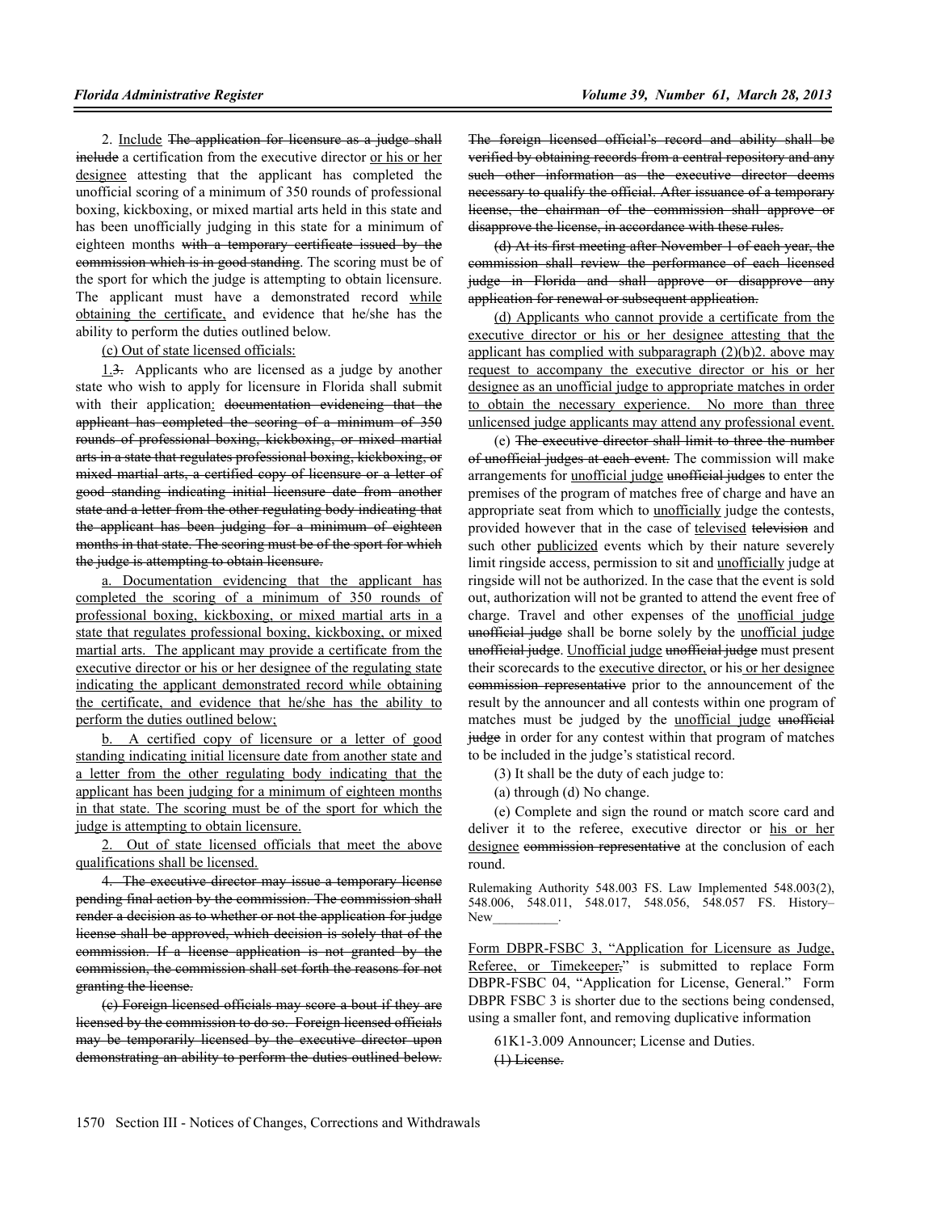2. Include ~~The application for licensure as a judge shall include~~ a certification from the executive director <u>or his or her designee</u> attesting that the applicant has completed the unofficial scoring of a minimum of 350 rounds of professional boxing, kickboxing, or mixed martial arts held in this state and has been unofficially judging in this state for a minimum of eighteen months ~~with a temporary certificate issued by the commission which is in good standing~~. The scoring must be of the sport for which the judge is attempting to obtain licensure. The applicant must have a demonstrated record <u>while obtaining the certificate,</u> and evidence that he/she has the ability to perform the duties outlined below.

<u>(c) Out of state licensed officials:</u>

<u>1.</u>~~3.~~ Applicants who are licensed as a judge by another state who wish to apply for licensure in Florida shall submit with their application<u>:</u> ~~documentation evidencing that the applicant has completed the scoring of a minimum of 350 rounds of professional boxing, kickboxing, or mixed martial arts in a state that regulates professional boxing, kickboxing, or mixed martial arts, a certified copy of licensure or a letter of good standing indicating initial licensure date from another state and a letter from the other regulating body indicating that the applicant has been judging for a minimum of eighteen months in that state. The scoring must be of the sport for which the judge is attempting to obtain licensure.~~

<u>a. Documentation evidencing that the applicant has completed the scoring of a minimum of 350 rounds of professional boxing, kickboxing, or mixed martial arts in a state that regulates professional boxing, kickboxing, or mixed martial arts. The applicant may provide a certificate from the executive director or his or her designee of the regulating state indicating the applicant demonstrated record while obtaining the certificate, and evidence that he/she has the ability to perform the duties outlined below;</u>

<u>b. A certified copy of licensure or a letter of good standing indicating initial licensure date from another state and a letter from the other regulating body indicating that the applicant has been judging for a minimum of eighteen months in that state. The scoring must be of the sport for which the judge is attempting to obtain licensure.</u>

<u>2. Out of state licensed officials that meet the above qualifications shall be licensed.</u>

~~4. The executive director may issue a temporary license pending final action by the commission. The commission shall render a decision as to whether or not the application for judge license shall be approved, which decision is solely that of the commission. If a license application is not granted by the commission, the commission shall set forth the reasons for not granting the license.~~

~~(c) Foreign licensed officials may score a bout if they are licensed by the commission to do so. Foreign licensed officials may be temporarily licensed by the executive director upon demonstrating an ability to perform the duties outlined below. The foreign licensed official's record and ability shall be verified by obtaining records from a central repository and any such other information as the executive director deems necessary to qualify the official. After issuance of a temporary license, the chairman of the commission shall approve or disapprove the license, in accordance with these rules.~~

~~(d) At its first meeting after November 1 of each year, the commission shall review the performance of each licensed judge in Florida and shall approve or disapprove any application for renewal or subsequent application.~~

<u>(d) Applicants who cannot provide a certificate from the executive director or his or her designee attesting that the applicant has complied with subparagraph (2)(b)2. above may request to accompany the executive director or his or her designee as an unofficial judge to appropriate matches in order to obtain the necessary experience. No more than three unlicensed judge applicants may attend any professional event.</u>

(e) ~~The executive director shall limit to three the number of unofficial judges at each event.~~ The commission will make arrangements for <u>unofficial judge</u> ~~unofficial judges~~ to enter the premises of the program of matches free of charge and have an appropriate seat from which to <u>unofficially</u> judge the contests, provided however that in the case of <u>televised</u> ~~television~~ and such other <u>publicized</u> events which by their nature severely limit ringside access, permission to sit and <u>unofficially</u> judge at ringside will not be authorized. In the case that the event is sold out, authorization will not be granted to attend the event free of charge. Travel and other expenses of the <u>unofficial judge</u> ~~unofficial judge~~ shall be borne solely by the <u>unofficial judge</u> ~~unofficial judge~~. <u>Unofficial judge</u> ~~unofficial judge~~ must present their scorecards to the <u>executive director,</u> or his<u> or her designee</u> ~~commission representative~~ prior to the announcement of the result by the announcer and all contests within one program of matches must be judged by the <u>unofficial judge</u> ~~unofficial judge~~ in order for any contest within that program of matches to be included in the judge's statistical record.

(3) It shall be the duty of each judge to:

(a) through (d) No change.

(e) Complete and sign the round or match score card and deliver it to the referee, executive director or <u>his or her designee</u> ~~commission representative~~ at the conclusion of each round.

Rulemaking Authority 548.003 FS. Law Implemented 548.003(2), 548.006, 548.011, 548.017, 548.056, 548.057 FS. History–New__________.

<u>Form DBPR-FSBC 3, "Application for Licensure as Judge, Referee, or Timekeeper~~,~~" is submitted to replace Form DBPR-FSBC 04, "Application for License, General." Form DBPR FSBC 3 is shorter due to the sections being condensed, using a smaller font, and removing duplicative information</u>

61K1-3.009 Announcer; License and Duties.

~~(1) License.~~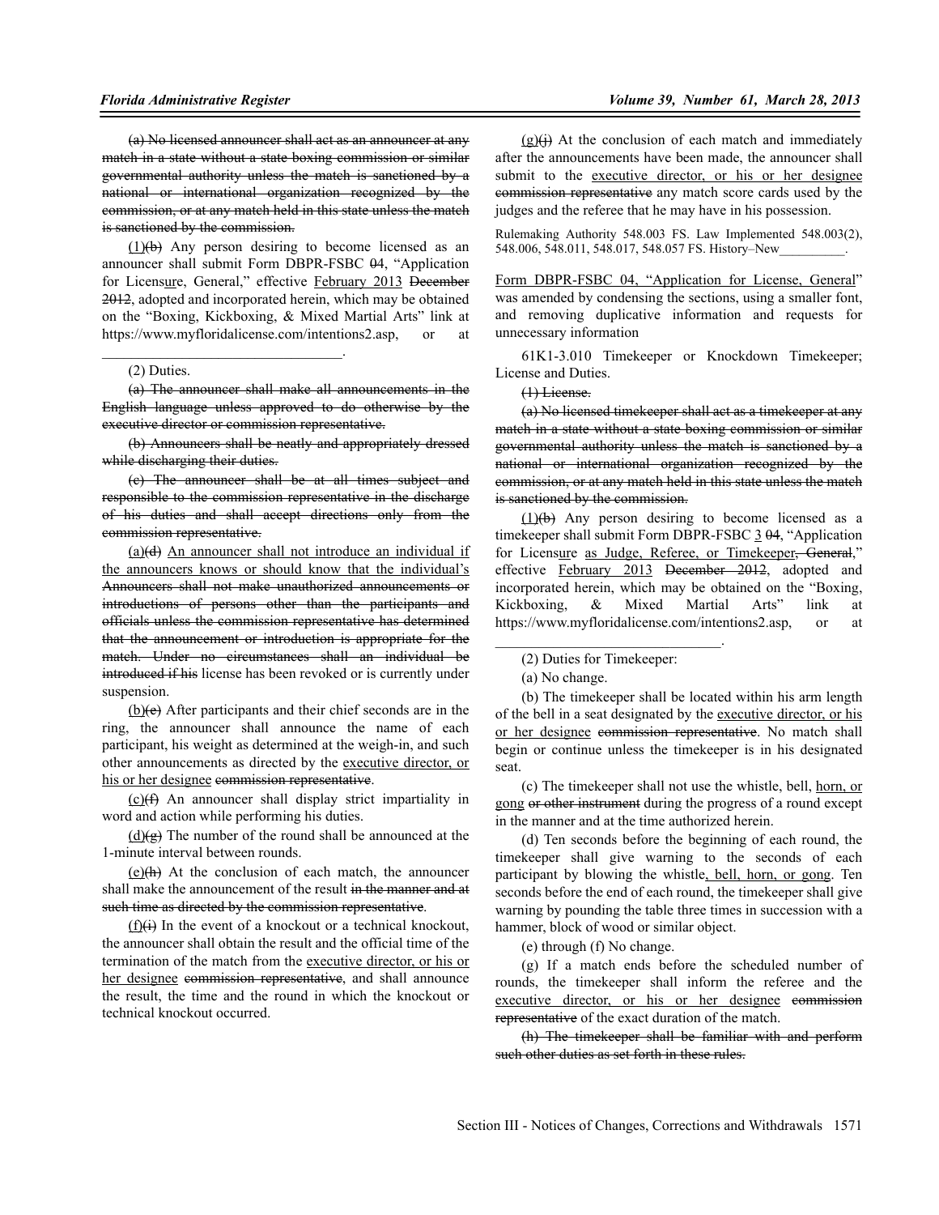~~(a) No licensed announcer shall act as an announcer at any match in a state without a state boxing commission or similar governmental authority unless the match is sanctioned by a national or international organization recognized by the commission, or at any match held in this state unless the match is sanctioned by the commission.~~

<u>(1)</u>~~(b)~~ Any person desiring to become licensed as an announcer shall submit Form DBPR-FSBC ~~0~~4, "Application for Licens<u>ur</u>e, General," effective <u>February 2013</u> ~~December 2012~~, adopted and incorporated herein, which may be obtained on the "Boxing, Kickboxing, & Mixed Martial Arts" link at https://www.myfloridalicense.com/intentions2.asp, or at \_\_\_\_\_\_\_\_\_\_\_\_\_\_\_\_\_\_\_\_\_\_\_\_\_\_\_\_\_\_\_\_\_\_\_.

(2) Duties.

~~(a) The announcer shall make all announcements in the English language unless approved to do otherwise by the executive director or commission representative.~~

~~(b) Announcers shall be neatly and appropriately dressed while discharging their duties.~~

~~(c) The announcer shall be at all times subject and responsible to the commission representative in the discharge of his duties and shall accept directions only from the commission representative.~~

<u>(a)</u>~~(d)~~ <u>An announcer shall not introduce an individual if the announcers knows or should know that the individual's</u> ~~Announcers shall not make unauthorized announcements or introductions of persons other than the participants and officials unless the commission representative has determined that the announcement or introduction is appropriate for the match. Under no circumstances shall an individual be introduced if his~~ license has been revoked or is currently under suspension.

<u>(b)</u>~~(e)~~ After participants and their chief seconds are in the ring, the announcer shall announce the name of each participant, his weight as determined at the weigh-in, and such other announcements as directed by the <u>executive director, or his or her designee</u> ~~commission representative~~.

<u>(c)</u>~~(f)~~ An announcer shall display strict impartiality in word and action while performing his duties.

<u>(d)</u>~~(g)~~ The number of the round shall be announced at the 1-minute interval between rounds.

<u>(e)</u>~~(h)~~ At the conclusion of each match, the announcer shall make the announcement of the result ~~in the manner and at such time as directed by the commission representative~~.

<u>(f)</u>~~(i)~~ In the event of a knockout or a technical knockout, the announcer shall obtain the result and the official time of the termination of the match from the <u>executive director, or his or her designee</u> ~~commission representative~~, and shall announce the result, the time and the round in which the knockout or technical knockout occurred.

<u>(g)</u>~~(j)~~ At the conclusion of each match and immediately after the announcements have been made, the announcer shall submit to the <u>executive director, or his or her designee</u> ~~commission representative~~ any match score cards used by the judges and the referee that he may have in his possession.

Rulemaking Authority 548.003 FS. Law Implemented 548.003(2), 548.006, 548.011, 548.017, 548.057 FS. History–New\_\_\_\_\_\_\_\_\_\_.

<u>Form DBPR-FSBC 04, "Application for License, General</u>" was amended by condensing the sections, using a smaller font, and removing duplicative information and requests for unnecessary information

61K1-3.010 Timekeeper or Knockdown Timekeeper; License and Duties.

~~(1) License.~~

~~(a) No licensed timekeeper shall act as a timekeeper at any match in a state without a state boxing commission or similar governmental authority unless the match is sanctioned by a national or international organization recognized by the commission, or at any match held in this state unless the match is sanctioned by the commission.~~

<u>(1)</u>~~(b)~~ Any person desiring to become licensed as a timekeeper shall submit Form DBPR-FSBC <u>3</u> ~~04~~, "Application for Licens<u>ure</u> <u>as Judge, Referee, or Timekeeper</u>~~, General~~," effective <u>February 2013</u> ~~December 2012~~, adopted and incorporated herein, which may be obtained on the "Boxing, Kickboxing, & Mixed Martial Arts" link at https://www.myfloridalicense.com/intentions2.asp, or at \_\_\_\_\_\_\_\_\_\_\_\_\_\_\_\_\_\_\_\_\_\_\_\_\_\_\_\_\_\_\_\_\_\_\_.

(2) Duties for Timekeeper:

(a) No change.

(b) The timekeeper shall be located within his arm length of the bell in a seat designated by the <u>executive director, or his or her designee</u> ~~commission representative~~. No match shall begin or continue unless the timekeeper is in his designated seat.

(c) The timekeeper shall not use the whistle, bell, <u>horn, or gong</u> ~~or other instrument~~ during the progress of a round except in the manner and at the time authorized herein.

(d) Ten seconds before the beginning of each round, the timekeeper shall give warning to the seconds of each participant by blowing the whistle<u>, bell, horn, or gong</u>. Ten seconds before the end of each round, the timekeeper shall give warning by pounding the table three times in succession with a hammer, block of wood or similar object.

(e) through (f) No change.

(g) If a match ends before the scheduled number of rounds, the timekeeper shall inform the referee and the <u>executive director, or his or her designee</u> ~~commission representative~~ of the exact duration of the match.

~~(h) The timekeeper shall be familiar with and perform such other duties as set forth in these rules.~~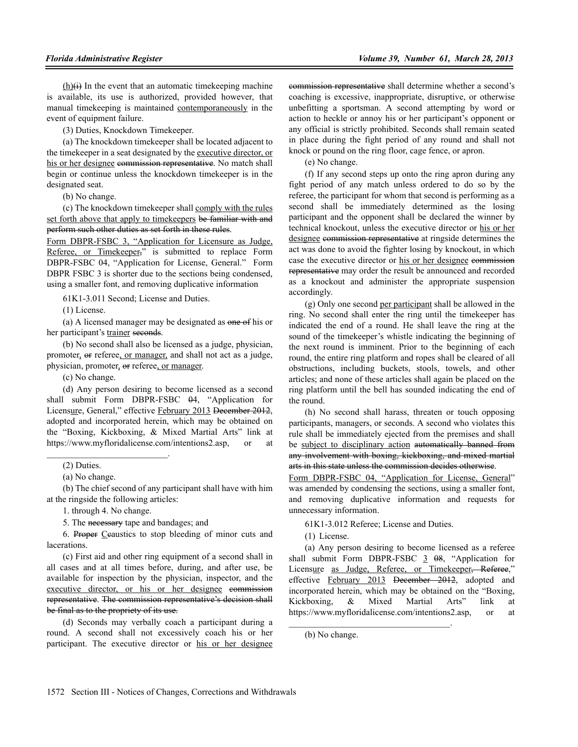(h)(i) In the event that an automatic timekeeping machine is available, its use is authorized, provided however, that manual timekeeping is maintained contemporaneously in the event of equipment failure.

(3) Duties, Knockdown Timekeeper.

(a) The knockdown timekeeper shall be located adjacent to the timekeeper in a seat designated by the executive director, or his or her designee commission representative. No match shall begin or continue unless the knockdown timekeeper is in the designated seat.

(b) No change.

(c) The knockdown timekeeper shall comply with the rules set forth above that apply to timekeepers be familiar with and perform such other duties as set forth in these rules.

Form DBPR-FSBC 3, "Application for Licensure as Judge, Referee, or Timekeeper," is submitted to replace Form DBPR-FSBC 04, "Application for License, General." Form DBPR FSBC 3 is shorter due to the sections being condensed, using a smaller font, and removing duplicative information

61K1-3.011 Second; License and Duties.

(1) License.

(a) A licensed manager may be designated as one of his or her participant's trainer seconds.

(b) No second shall also be licensed as a judge, physician, promoter, or referee, or manager, and shall not act as a judge, physician, promoter, or referee, or manager.

(c) No change.

(d) Any person desiring to become licensed as a second shall submit Form DBPR-FSBC 04, "Application for Licensure, General," effective February 2013 December 2012, adopted and incorporated herein, which may be obtained on the "Boxing, Kickboxing, & Mixed Martial Arts" link at https://www.myfloridalicense.com/intentions2.asp, or at ____________________________.

(2) Duties.

(a) No change.

(b) The chief second of any participant shall have with him at the ringside the following articles:

1. through 4. No change.

5. The necessary tape and bandages; and

6. Proper Ccaustics to stop bleeding of minor cuts and lacerations.

(c) First aid and other ring equipment of a second shall in all cases and at all times before, during, and after use, be available for inspection by the physician, inspector, and the executive director, or his or her designee commission representative. The commission representative's decision shall be final as to the propriety of its use.

(d) Seconds may verbally coach a participant during a round. A second shall not excessively coach his or her participant. The executive director or his or her designee commission representative shall determine whether a second's coaching is excessive, inappropriate, disruptive, or otherwise unbefitting a sportsman. A second attempting by word or action to heckle or annoy his or her participant's opponent or any official is strictly prohibited. Seconds shall remain seated in place during the fight period of any round and shall not knock or pound on the ring floor, cage fence, or apron.

(e) No change.

(f) If any second steps up onto the ring apron during any fight period of any match unless ordered to do so by the referee, the participant for whom that second is performing as a second shall be immediately determined as the losing participant and the opponent shall be declared the winner by technical knockout, unless the executive director or his or her designee commission representative at ringside determines the act was done to avoid the fighter losing by knockout, in which case the executive director or his or her designee commission representative may order the result be announced and recorded as a knockout and administer the appropriate suspension accordingly.

(g) Only one second per participant shall be allowed in the ring. No second shall enter the ring until the timekeeper has indicated the end of a round. He shall leave the ring at the sound of the timekeeper's whistle indicating the beginning of the next round is imminent. Prior to the beginning of each round, the entire ring platform and ropes shall be cleared of all obstructions, including buckets, stools, towels, and other articles; and none of these articles shall again be placed on the ring platform until the bell has sounded indicating the end of the round.

(h) No second shall harass, threaten or touch opposing participants, managers, or seconds. A second who violates this rule shall be immediately ejected from the premises and shall be subject to disciplinary action automatically banned from any involvement with boxing, kickboxing, and mixed martial arts in this state unless the commission decides otherwise.

Form DBPR-FSBC 04, "Application for License, General" was amended by condensing the sections, using a smaller font, and removing duplicative information and requests for unnecessary information.

61K1-3.012 Referee; License and Duties.

(1) License.

(a) Any person desiring to become licensed as a referee shall submit Form DBPR-FSBC 3 08, "Application for Licensure as Judge, Referee, or Timekeeper, Referee," effective February 2013 December 2012, adopted and incorporated herein, which may be obtained on the "Boxing, Kickboxing, & Mixed Martial Arts" link at https://www.myfloridalicense.com/intentions2.asp, or at ____________________________________.

(b) No change.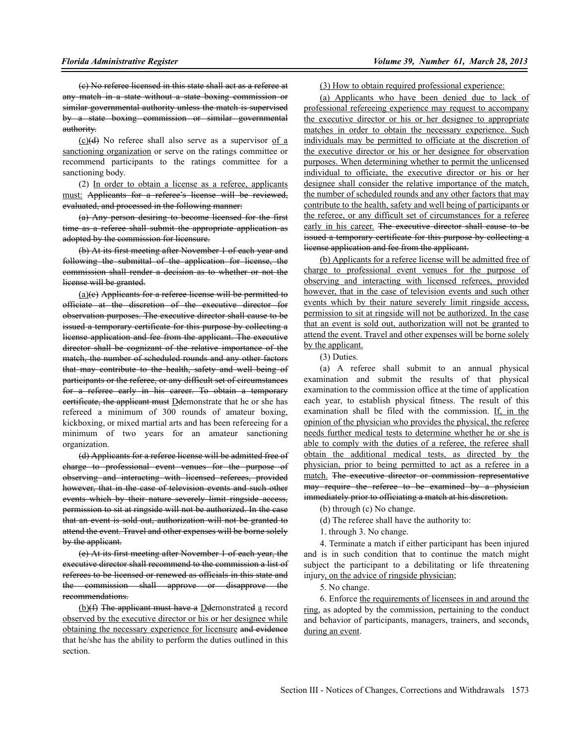~~(c) No referee licensed in this state shall act as a referee at any match in a state without a state boxing commission or similar governmental authority unless the match is supervised by a state boxing commission or similar governmental authority.~~

<u>(c)</u>~~(d)~~ No referee shall also serve as a supervisor <u>of a sanctioning organization</u> or serve on the ratings committee or recommend participants to the ratings committee for a sanctioning body.

(2) <u>In order to obtain a license as a referee, applicants must:</u> ~~Applicants for a referee's license will be reviewed, evaluated, and processed in the following manner:~~

~~(a) Any person desiring to become licensed for the first time as a referee shall submit the appropriate application as adopted by the commission for licensure.~~

~~(b) At its first meeting after November 1 of each year and following the submittal of the application for license, the commission shall render a decision as to whether or not the license will be granted.~~

<u>(a)</u>~~(c) Applicants for a referee license will be permitted to officiate at the discretion of the executive director for observation purposes. The executive director shall cause to be issued a temporary certificate for this purpose by collecting a license application and fee from the applicant. The executive director shall be cognizant of the relative importance of the match, the number of scheduled rounds and any other factors that may contribute to the health, safety and well being of participants or the referee, or any difficult set of circumstances for a referee early in his career. To obtain a temporary certificate, the applicant must~~ <u>D</u>~~D~~emonstrate that he or she has refereed a minimum of 300 rounds of amateur boxing, kickboxing, or mixed martial arts and has been refereeing for a minimum of two years for an amateur sanctioning organization.

~~(d) Applicants for a referee license will be admitted free of charge to professional event venues for the purpose of observing and interacting with licensed referees, provided however, that in the case of television events and such other events which by their nature severely limit ringside access, permission to sit at ringside will not be authorized. In the case that an event is sold out, authorization will not be granted to attend the event. Travel and other expenses will be borne solely by the applicant.~~

~~(e) At its first meeting after November 1 of each year, the executive director shall recommend to the commission a list of referees to be licensed or renewed as officials in this state and the commission shall approve or disapprove the recommendations.~~

<u>(b)</u>~~(f) The applicant must have a~~ <u>D</u>~~D~~emonstrated <u>a</u> record <u>observed by the executive director or his or her designee while obtaining the necessary experience for licensure</u> ~~and evidence~~ that he/she has the ability to perform the duties outlined in this section.

<u>(3) How to obtain required professional experience:</u>

<u>(a) Applicants who have been denied due to lack of professional refereeing experience may request to accompany the executive director or his or her designee to appropriate matches in order to obtain the necessary experience. Such individuals may be permitted to officiate at the discretion of the executive director or his or her designee for observation purposes. When determining whether to permit the unlicensed individual to officiate, the executive director or his or her designee shall consider the relative importance of the match, the number of scheduled rounds and any other factors that may contribute to the health, safety and well being of participants or the referee, or any difficult set of circumstances for a referee early in his career.</u> ~~The executive director shall cause to be issued a temporary certificate for this purpose by collecting a license application and fee from the applicant.~~

<u>(b) Applicants for a referee license will be admitted free of charge to professional event venues for the purpose of observing and interacting with licensed referees, provided however, that in the case of television events and such other events which by their nature severely limit ringside access, permission to sit at ringside will not be authorized. In the case that an event is sold out, authorization will not be granted to attend the event. Travel and other expenses will be borne solely by the applicant.</u>

(3) Duties.

(a) A referee shall submit to an annual physical examination and submit the results of that physical examination to the commission office at the time of application each year, to establish physical fitness. The result of this examination shall be filed with the commission. <u>If, in the opinion of the physician who provides the physical, the referee needs further medical tests to determine whether he or she is able to comply with the duties of a referee, the referee shall obtain the additional medical tests, as directed by the physician, prior to being permitted to act as a referee in a match.</u> ~~The executive director or commission representative may require the referee to be examined by a physician immediately prior to officiating a match at his discretion.~~

(b) through (c) No change.

(d) The referee shall have the authority to:

1. through 3. No change.

4. Terminate a match if either participant has been injured and is in such condition that to continue the match might subject the participant to a debilitating or life threatening injury<u>, on the advice of ringside physician</u>;

5. No change.

6. Enforce <u>the requirements of licensees in and around the ring</u>, as adopted by the commission, pertaining to the conduct and behavior of participants, managers, trainers, and seconds<u>, during an event</u>.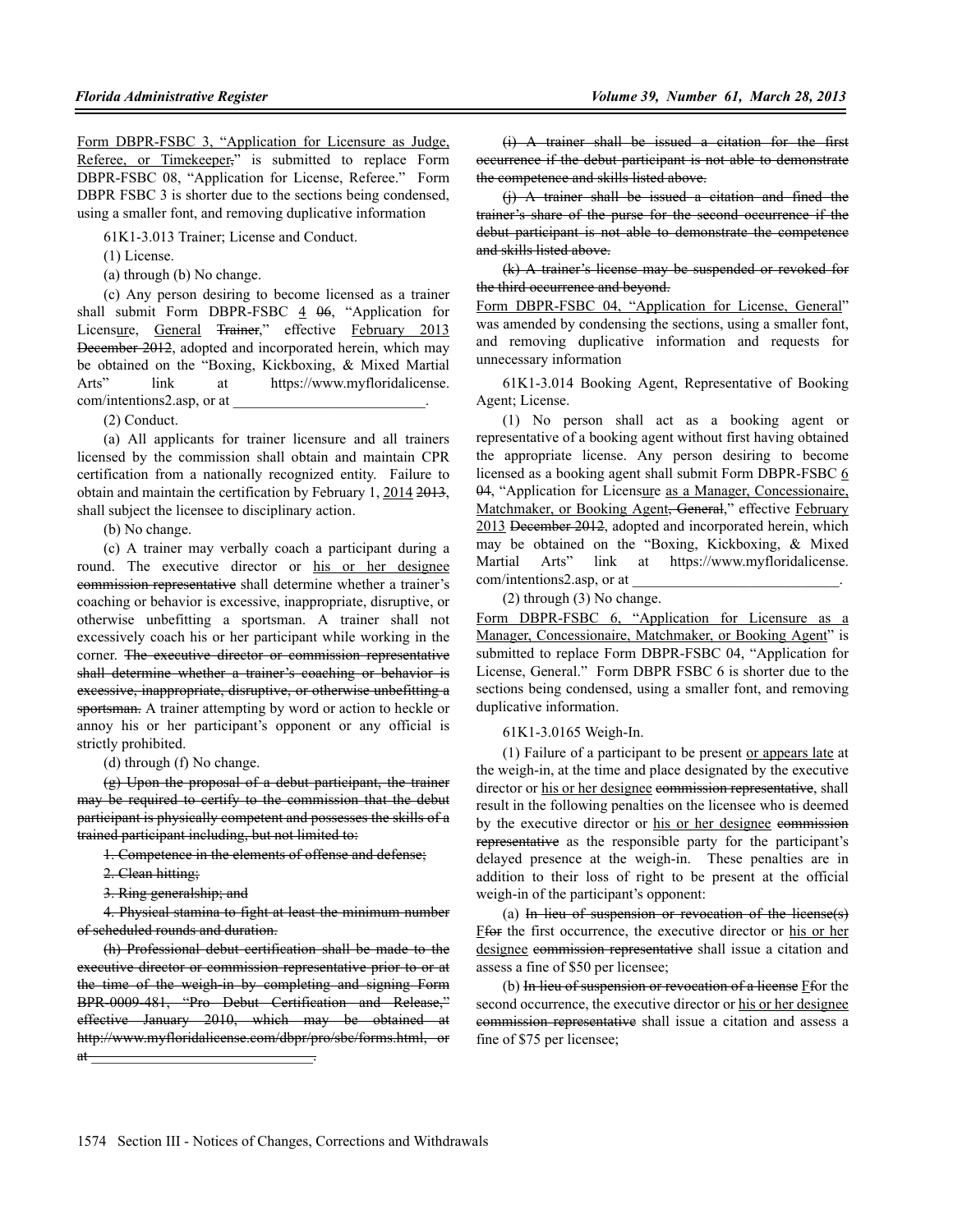Form DBPR-FSBC 3, "Application for Licensure as Judge, Referee, or Timekeeper," is submitted to replace Form DBPR-FSBC 08, "Application for License, Referee." Form DBPR FSBC 3 is shorter due to the sections being condensed, using a smaller font, and removing duplicative information

61K1-3.013 Trainer; License and Conduct.

(1) License.

(a) through (b) No change.

(c) Any person desiring to become licensed as a trainer shall submit Form DBPR-FSBC 4 ~~06~~, "Application for Licensure, General ~~Trainer~~," effective February 2013 ~~December 2012~~, adopted and incorporated herein, which may be obtained on the "Boxing, Kickboxing, & Mixed Martial Arts" link at https://www.myfloridalicense.com/intentions2.asp, or at \_\_\_\_\_\_\_\_\_\_\_\_\_\_\_\_\_\_\_\_\_\_\_\_\_\_.

(2) Conduct.

(a) All applicants for trainer licensure and all trainers licensed by the commission shall obtain and maintain CPR certification from a nationally recognized entity. Failure to obtain and maintain the certification by February 1, 2014 ~~2013~~, shall subject the licensee to disciplinary action.

(b) No change.

(c) A trainer may verbally coach a participant during a round. The executive director or his or her designee ~~commission representative~~ shall determine whether a trainer's coaching or behavior is excessive, inappropriate, disruptive, or otherwise unbefitting a sportsman. A trainer shall not excessively coach his or her participant while working in the corner. ~~The executive director or commission representative shall determine whether a trainer's coaching or behavior is excessive, inappropriate, disruptive, or otherwise unbefitting a sportsman.~~ A trainer attempting by word or action to heckle or annoy his or her participant's opponent or any official is strictly prohibited.

(d) through (f) No change.

~~(g) Upon the proposal of a debut participant, the trainer may be required to certify to the commission that the debut participant is physically competent and possesses the skills of a trained participant including, but not limited to:~~

~~1. Competence in the elements of offense and defense;~~

~~2. Clean hitting;~~

~~3. Ring generalship; and~~

~~4. Physical stamina to fight at least the minimum number of scheduled rounds and duration.~~

~~(h) Professional debut certification shall be made to the executive director or commission representative prior to or at the time of the weigh-in by completing and signing Form BPR-0009-481, "Pro Debut Certification and Release," effective January 2010, which may be obtained at http://www.myfloridalicense.com/dbpr/pro/sbc/forms.html, or at \_\_\_\_\_\_\_\_\_\_\_\_\_\_\_\_\_\_\_\_\_\_\_\_\_\_\_\_\_\_.~~

~~(i) A trainer shall be issued a citation for the first occurrence if the debut participant is not able to demonstrate the competence and skills listed above.~~

~~(j) A trainer shall be issued a citation and fined the trainer's share of the purse for the second occurrence if the debut participant is not able to demonstrate the competence and skills listed above.~~

~~(k) A trainer's license may be suspended or revoked for the third occurrence and beyond.~~

Form DBPR-FSBC 04, "Application for License, General" was amended by condensing the sections, using a smaller font, and removing duplicative information and requests for unnecessary information

61K1-3.014 Booking Agent, Representative of Booking Agent; License.

(1) No person shall act as a booking agent or representative of a booking agent without first having obtained the appropriate license. Any person desiring to become licensed as a booking agent shall submit Form DBPR-FSBC 6 ~~04~~, "Application for Licensure as a Manager, Concessionaire, Matchmaker, or Booking Agent~~, General~~," effective February 2013 ~~December 2012~~, adopted and incorporated herein, which may be obtained on the "Boxing, Kickboxing, & Mixed Martial Arts" link at https://www.myfloridalicense.com/intentions2.asp, or at \_\_\_\_\_\_\_\_\_\_\_\_\_\_\_\_\_\_\_\_\_\_\_\_\_\_\_\_\_\_.

(2) through (3) No change.

Form DBPR-FSBC 6, "Application for Licensure as a Manager, Concessionaire, Matchmaker, or Booking Agent" is submitted to replace Form DBPR-FSBC 04, "Application for License, General." Form DBPR FSBC 6 is shorter due to the sections being condensed, using a smaller font, and removing duplicative information.

61K1-3.0165 Weigh-In.

(1) Failure of a participant to be present or appears late at the weigh-in, at the time and place designated by the executive director or his or her designee ~~commission representative~~, shall result in the following penalties on the licensee who is deemed by the executive director or his or her designee ~~commission representative~~ as the responsible party for the participant's delayed presence at the weigh-in. These penalties are in addition to their loss of right to be present at the official weigh-in of the participant's opponent:

(a) ~~In lieu of suspension or revocation of the license(s)~~ F~~f~~or the first occurrence, the executive director or his or her designee ~~commission representative~~ shall issue a citation and assess a fine of $50 per licensee;

(b) ~~In lieu of suspension or revocation of a license~~ F~~f~~or the second occurrence, the executive director or his or her designee ~~commission representative~~ shall issue a citation and assess a fine of $75 per licensee;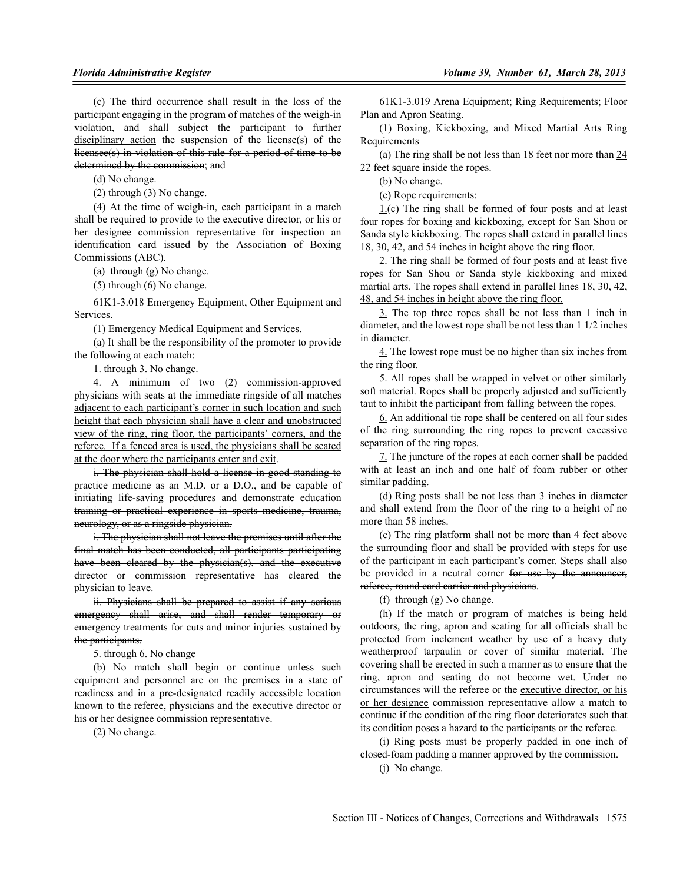(c) The third occurrence shall result in the loss of the participant engaging in the program of matches of the weigh-in violation, and shall subject the participant to further disciplinary action ~~the suspension of the license(s) of the licensee(s) in violation of this rule for a period of time to be determined by the commission~~; and

(d) No change.

(2) through (3) No change.

(4) At the time of weigh-in, each participant in a match shall be required to provide to the executive director, or his or her designee ~~commission representative~~ for inspection an identification card issued by the Association of Boxing Commissions (ABC).

(a) through (g) No change.

(5) through (6) No change.

61K1-3.018 Emergency Equipment, Other Equipment and Services.

(1) Emergency Medical Equipment and Services.

(a) It shall be the responsibility of the promoter to provide the following at each match:

1. through 3. No change.

4. A minimum of two (2) commission-approved physicians with seats at the immediate ringside of all matches adjacent to each participant's corner in such location and such height that each physician shall have a clear and unobstructed view of the ring, ring floor, the participants' corners, and the referee. If a fenced area is used, the physicians shall be seated at the door where the participants enter and exit.

~~i. The physician shall hold a license in good standing to practice medicine as an M.D. or a D.O., and be capable of initiating life-saving procedures and demonstrate education training or practical experience in sports medicine, trauma, neurology, or as a ringside physician.~~

~~i. The physician shall not leave the premises until after the final match has been conducted, all participants participating have been cleared by the physician(s), and the executive director or commission representative has cleared the physician to leave.~~

~~ii. Physicians shall be prepared to assist if any serious emergency shall arise, and shall render temporary or emergency treatments for cuts and minor injuries sustained by the participants.~~

5. through 6. No change

(b) No match shall begin or continue unless such equipment and personnel are on the premises in a state of readiness and in a pre-designated readily accessible location known to the referee, physicians and the executive director or his or her designee ~~commission representative~~.

(2) No change.

61K1-3.019 Arena Equipment; Ring Requirements; Floor Plan and Apron Seating.

(1) Boxing, Kickboxing, and Mixed Martial Arts Ring Requirements

(a) The ring shall be not less than 18 feet nor more than 24 ~~22~~ feet square inside the ropes.

(b) No change.

(c) Rope requirements:

1.~~(c)~~ The ring shall be formed of four posts and at least four ropes for boxing and kickboxing, except for San Shou or Sanda style kickboxing. The ropes shall extend in parallel lines 18, 30, 42, and 54 inches in height above the ring floor.

2. The ring shall be formed of four posts and at least five ropes for San Shou or Sanda style kickboxing and mixed martial arts. The ropes shall extend in parallel lines 18, 30, 42, 48, and 54 inches in height above the ring floor.

3. The top three ropes shall be not less than 1 inch in diameter, and the lowest rope shall be not less than 1 1/2 inches in diameter.

4. The lowest rope must be no higher than six inches from the ring floor.

5. All ropes shall be wrapped in velvet or other similarly soft material. Ropes shall be properly adjusted and sufficiently taut to inhibit the participant from falling between the ropes.

6. An additional tie rope shall be centered on all four sides of the ring surrounding the ring ropes to prevent excessive separation of the ring ropes.

7. The juncture of the ropes at each corner shall be padded with at least an inch and one half of foam rubber or other similar padding.

(d) Ring posts shall be not less than 3 inches in diameter and shall extend from the floor of the ring to a height of no more than 58 inches.

(e) The ring platform shall not be more than 4 feet above the surrounding floor and shall be provided with steps for use of the participant in each participant's corner. Steps shall also be provided in a neutral corner ~~for use by the announcer, referee, round card carrier and physicians~~.

(f) through (g) No change.

(h) If the match or program of matches is being held outdoors, the ring, apron and seating for all officials shall be protected from inclement weather by use of a heavy duty weatherproof tarpaulin or cover of similar material. The covering shall be erected in such a manner as to ensure that the ring, apron and seating do not become wet. Under no circumstances will the referee or the executive director, or his or her designee ~~commission representative~~ allow a match to continue if the condition of the ring floor deteriorates such that its condition poses a hazard to the participants or the referee.

(i) Ring posts must be properly padded in one inch of closed-foam padding ~~a manner approved by the commission.~~

(j) No change.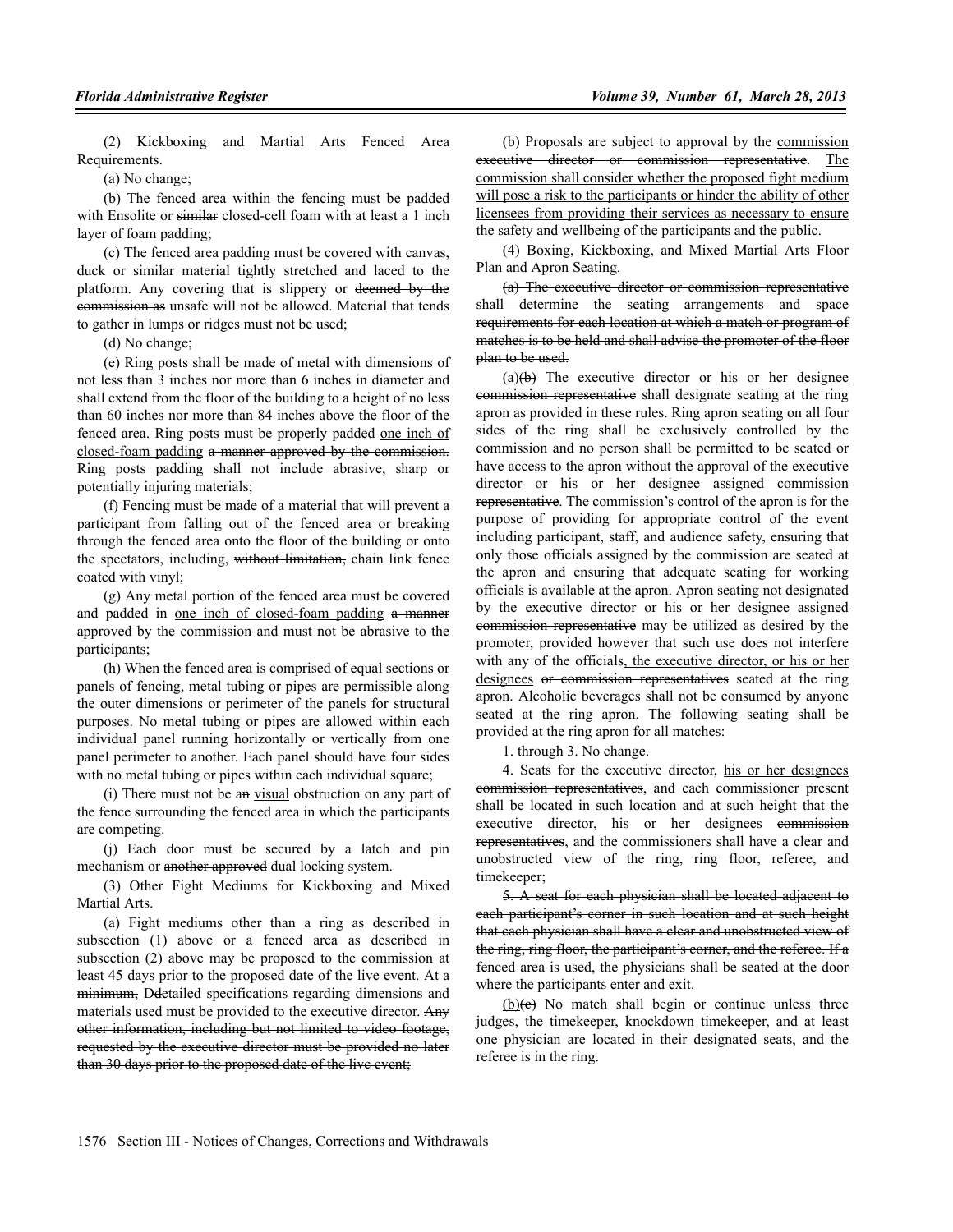(2) Kickboxing and Martial Arts Fenced Area Requirements.

(a) No change;

(b) The fenced area within the fencing must be padded with Ensolite or ~~similar~~ closed-cell foam with at least a 1 inch layer of foam padding;

(c) The fenced area padding must be covered with canvas, duck or similar material tightly stretched and laced to the platform. Any covering that is slippery or ~~deemed by the commission as~~ unsafe will not be allowed. Material that tends to gather in lumps or ridges must not be used;

(d) No change;

(e) Ring posts shall be made of metal with dimensions of not less than 3 inches nor more than 6 inches in diameter and shall extend from the floor of the building to a height of no less than 60 inches nor more than 84 inches above the floor of the fenced area. Ring posts must be properly padded <u>one inch of closed-foam padding</u> ~~a manner approved by the commission.~~ Ring posts padding shall not include abrasive, sharp or potentially injuring materials;

(f) Fencing must be made of a material that will prevent a participant from falling out of the fenced area or breaking through the fenced area onto the floor of the building or onto the spectators, including, ~~without limitation,~~ chain link fence coated with vinyl;

(g) Any metal portion of the fenced area must be covered and padded in <u>one inch of closed-foam padding</u> ~~a manner approved by the commission~~ and must not be abrasive to the participants;

(h) When the fenced area is comprised of ~~equal~~ sections or panels of fencing, metal tubing or pipes are permissible along the outer dimensions or perimeter of the panels for structural purposes. No metal tubing or pipes are allowed within each individual panel running horizontally or vertically from one panel perimeter to another. Each panel should have four sides with no metal tubing or pipes within each individual square;

(i) There must not be a~~n~~ <u>visual</u> obstruction on any part of the fence surrounding the fenced area in which the participants are competing.

(j) Each door must be secured by a latch and pin mechanism or ~~another approved~~ dual locking system.

(3) Other Fight Mediums for Kickboxing and Mixed Martial Arts.

(a) Fight mediums other than a ring as described in subsection (1) above or a fenced area as described in subsection (2) above may be proposed to the commission at least 45 days prior to the proposed date of the live event. ~~At a minimum,~~ <u>D</u>~~d~~etailed specifications regarding dimensions and materials used must be provided to the executive director. ~~Any other information, including but not limited to video footage, requested by the executive director must be provided no later than 30 days prior to the proposed date of the live event;~~

(b) Proposals are subject to approval by the <u>commission</u> ~~executive director or commission representative~~. <u>The commission shall consider whether the proposed fight medium will pose a risk to the participants or hinder the ability of other licensees from providing their services as necessary to ensure the safety and wellbeing of the participants and the public.</u>

(4) Boxing, Kickboxing, and Mixed Martial Arts Floor Plan and Apron Seating.

~~(a) The executive director or commission representative shall determine the seating arrangements and space requirements for each location at which a match or program of matches is to be held and shall advise the promoter of the floor plan to be used.~~

<u>(a)</u>~~(b)~~ The executive director or <u>his or her designee</u> ~~commission representative~~ shall designate seating at the ring apron as provided in these rules. Ring apron seating on all four sides of the ring shall be exclusively controlled by the commission and no person shall be permitted to be seated or have access to the apron without the approval of the executive director or <u>his or her designee</u> ~~assigned commission representative~~. The commission's control of the apron is for the purpose of providing for appropriate control of the event including participant, staff, and audience safety, ensuring that only those officials assigned by the commission are seated at the apron and ensuring that adequate seating for working officials is available at the apron. Apron seating not designated by the executive director or <u>his or her designee</u> ~~assigned commission representative~~ may be utilized as desired by the promoter, provided however that such use does not interfere with any of the officials<u>, the executive director, or his or her designees</u> ~~or commission representatives~~ seated at the ring apron. Alcoholic beverages shall not be consumed by anyone seated at the ring apron. The following seating shall be provided at the ring apron for all matches:

1. through 3. No change.

4. Seats for the executive director, <u>his or her designees</u> ~~commission representatives~~, and each commissioner present shall be located in such location and at such height that the executive director, <u>his or her designees</u> ~~commission representatives~~, and the commissioners shall have a clear and unobstructed view of the ring, ring floor, referee, and timekeeper;

~~5. A seat for each physician shall be located adjacent to each participant's corner in such location and at such height that each physician shall have a clear and unobstructed view of the ring, ring floor, the participant's corner, and the referee. If a fenced area is used, the physicians shall be seated at the door where the participants enter and exit.~~

<u>(b)</u>~~(c)~~ No match shall begin or continue unless three judges, the timekeeper, knockdown timekeeper, and at least one physician are located in their designated seats, and the referee is in the ring.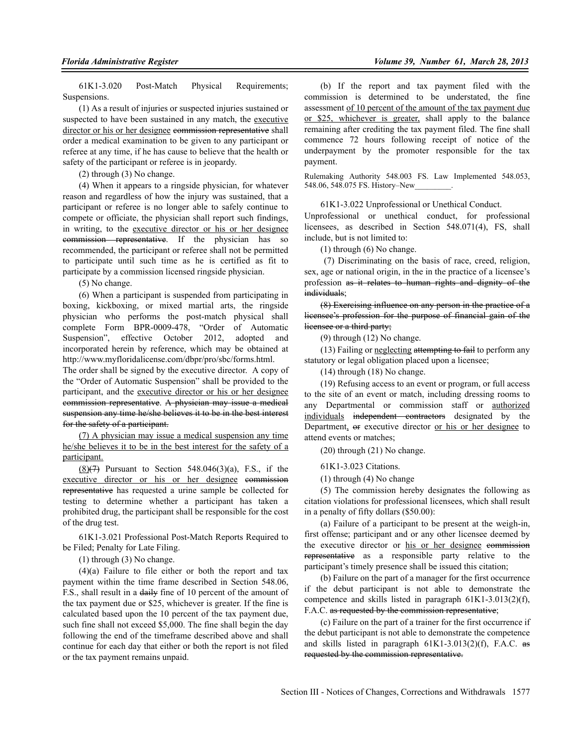61K1-3.020 Post-Match Physical Requirements; Suspensions.

(1) As a result of injuries or suspected injuries sustained or suspected to have been sustained in any match, the <u>executive director or his or her designee</u> ~~commission representative~~ shall order a medical examination to be given to any participant or referee at any time, if he has cause to believe that the health or safety of the participant or referee is in jeopardy.

(2) through (3) No change.

(4) When it appears to a ringside physician, for whatever reason and regardless of how the injury was sustained, that a participant or referee is no longer able to safely continue to compete or officiate, the physician shall report such findings, in writing, to the <u>executive director or his or her designee</u> ~~commission representative~~. If the physician has so recommended, the participant or referee shall not be permitted to participate until such time as he is certified as fit to participate by a commission licensed ringside physician.

(5) No change.

(6) When a participant is suspended from participating in boxing, kickboxing, or mixed martial arts, the ringside physician who performs the post-match physical shall complete Form BPR-0009-478, "Order of Automatic Suspension", effective October 2012, adopted and incorporated herein by reference, which may be obtained at http://www.myfloridalicense.com/dbpr/pro/sbc/forms.html. The order shall be signed by the executive director. A copy of the "Order of Automatic Suspension" shall be provided to the participant, and the <u>executive director or his or her designee</u> ~~commission representative~~. ~~A physician may issue a medical suspension any time he/she believes it to be in the best interest for the safety of a participant.~~

<u>(7) A physician may issue a medical suspension any time he/she believes it to be in the best interest for the safety of a participant.</u>

<u>(8)</u>~~(7)~~ Pursuant to Section 548.046(3)(a), F.S., if the <u>executive director or his or her designee</u> ~~commission representative~~ has requested a urine sample be collected for testing to determine whether a participant has taken a prohibited drug, the participant shall be responsible for the cost of the drug test.

61K1-3.021 Professional Post-Match Reports Required to be Filed; Penalty for Late Filing.

(1) through (3) No change.

(4)(a) Failure to file either or both the report and tax payment within the time frame described in Section 548.06, F.S., shall result in a ~~daily~~ fine of 10 percent of the amount of the tax payment due or $25, whichever is greater. If the fine is calculated based upon the 10 percent of the tax payment due, such fine shall not exceed $5,000. The fine shall begin the day following the end of the timeframe described above and shall continue for each day that either or both the report is not filed or the tax payment remains unpaid.

(b) If the report and tax payment filed with the commission is determined to be understated, the fine assessment <u>of 10 percent of the amount of the tax payment due or $25, whichever is greater,</u> shall apply to the balance remaining after crediting the tax payment filed. The fine shall commence 72 hours following receipt of notice of the underpayment by the promoter responsible for the tax payment;

Rulemaking Authority 548.003 FS. Law Implemented 548.053, 548.06, 548.075 FS. History–New_________.

61K1-3.022 Unprofessional or Unethical Conduct.

Unprofessional or unethical conduct, for professional licensees, as described in Section 548.071(4), FS, shall include, but is not limited to:

(1) through (6) No change.

(7) Discriminating on the basis of race, creed, religion, sex, age or national origin, in the in the practice of a licensee's profession ~~as it relates to human rights and dignity of the individuals~~;

~~(8) Exercising influence on any person in the practice of a licensee's profession for the purpose of financial gain of the licensee or a third party;~~

(9) through (12) No change.

(13) Failing or <u>neglecting</u> ~~attempting to fail~~ to perform any statutory or legal obligation placed upon a licensee;

(14) through (18) No change.

(19) Refusing access to an event or program, or full access to the site of an event or match, including dressing rooms to any Departmental or commission staff or <u>authorized individuals</u> ~~independent contractors~~ designated by the Department<u>,</u> ~~or~~ executive director <u>or his or her designee</u> to attend events or matches;

(20) through (21) No change.

61K1-3.023 Citations.

(1) through (4) No change

(5) The commission hereby designates the following as citation violations for professional licensees, which shall result in a penalty of fifty dollars ($50.00):

(a) Failure of a participant to be present at the weigh-in, first offense; participant and or any other licensee deemed by the executive director or <u>his or her designee</u> ~~commission representative~~ as a responsible party relative to the participant's timely presence shall be issued this citation;

(b) Failure on the part of a manager for the first occurrence if the debut participant is not able to demonstrate the competence and skills listed in paragraph 61K1-3.013(2)(f), F.A.C. ~~as requested by the commission representative~~;

(c) Failure on the part of a trainer for the first occurrence if the debut participant is not able to demonstrate the competence and skills listed in paragraph 61K1-3.013(2)(f), F.A.C. ~~as requested by the commission representative.~~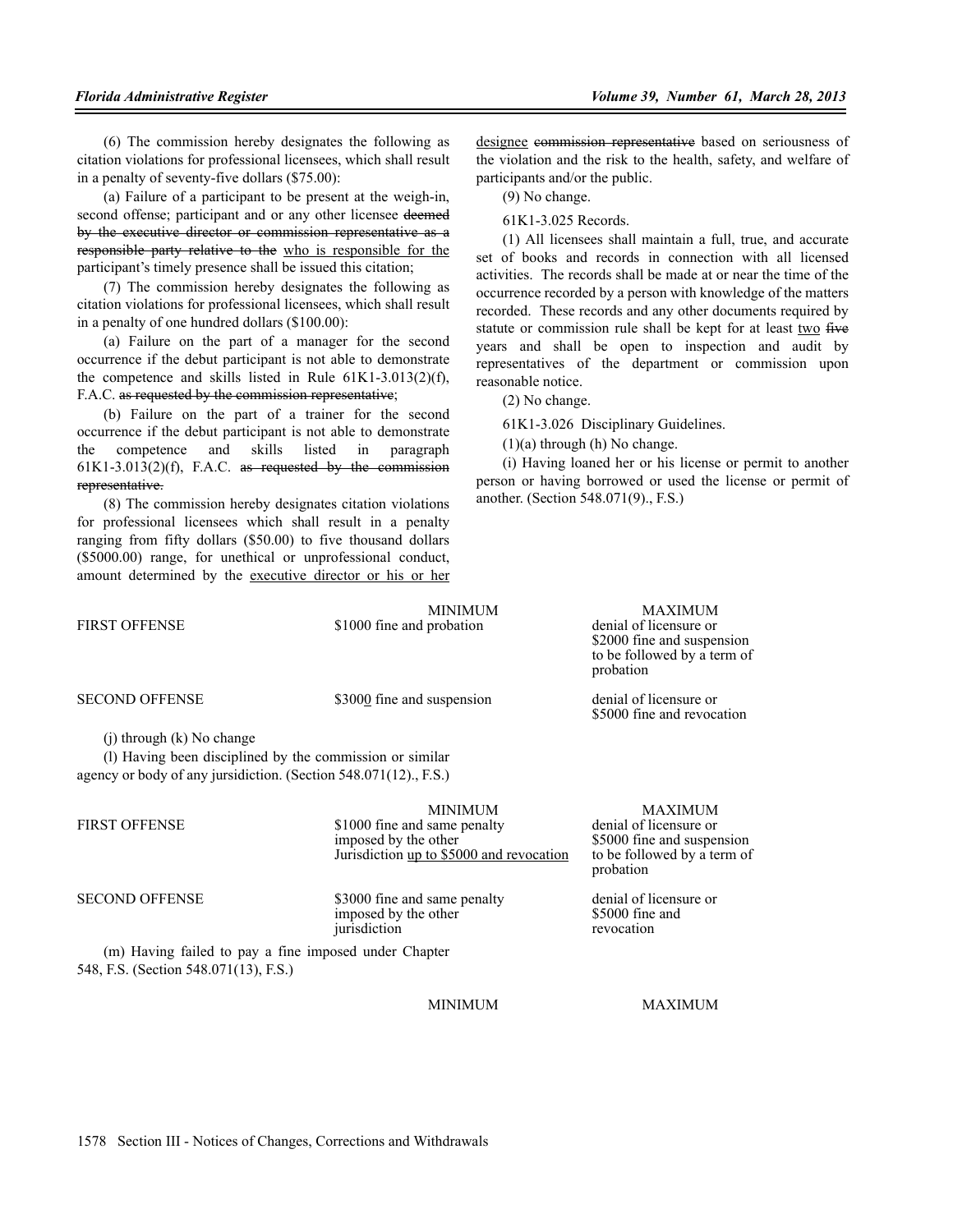(6) The commission hereby designates the following as citation violations for professional licensees, which shall result in a penalty of seventy-five dollars ($75.00):

(a) Failure of a participant to be present at the weigh-in, second offense; participant and or any other licensee ~~deemed by the executive director or commission representative as a responsible party relative to the~~ who is responsible for the participant's timely presence shall be issued this citation;

(7) The commission hereby designates the following as citation violations for professional licensees, which shall result in a penalty of one hundred dollars ($100.00):

(a) Failure on the part of a manager for the second occurrence if the debut participant is not able to demonstrate the competence and skills listed in Rule 61K1-3.013(2)(f), F.A.C. ~~as requested by the commission representative~~;

(b) Failure on the part of a trainer for the second occurrence if the debut participant is not able to demonstrate the competence and skills listed in paragraph 61K1-3.013(2)(f), F.A.C. ~~as requested by the commission representative.~~

(8) The commission hereby designates citation violations for professional licensees which shall result in a penalty ranging from fifty dollars ($50.00) to five thousand dollars ($5000.00) range, for unethical or unprofessional conduct, amount determined by the executive director or his or her designee ~~commission representative~~ based on seriousness of the violation and the risk to the health, safety, and welfare of participants and/or the public.

(9) No change.

61K1-3.025 Records.

(1) All licensees shall maintain a full, true, and accurate set of books and records in connection with all licensed activities. The records shall be made at or near the time of the occurrence recorded by a person with knowledge of the matters recorded. These records and any other documents required by statute or commission rule shall be kept for at least two ~~five~~ years and shall be open to inspection and audit by representatives of the department or commission upon reasonable notice.

(2) No change.

61K1-3.026 Disciplinary Guidelines.

(1)(a) through (h) No change.

(i) Having loaned her or his license or permit to another person or having borrowed or used the license or permit of another. (Section 548.071(9)., F.S.)

| | MINIMUM | MAXIMUM |
|---|---|---|
| FIRST OFFENSE | $1000 fine and probation | denial of licensure or $2000 fine and suspension to be followed by a term of probation |
| SECOND OFFENSE | $3000 fine and suspension | denial of licensure or $5000 fine and revocation |

(j) through (k) No change

(l) Having been disciplined by the commission or similar agency or body of any jurisdiction. (Section 548.071(12)., F.S.)

| | MINIMUM | MAXIMUM |
|---|---|---|
| FIRST OFFENSE | $1000 fine and same penalty imposed by the other Jurisdiction up to $5000 and revocation | denial of licensure or $5000 fine and suspension to be followed by a term of probation |
| SECOND OFFENSE | $3000 fine and same penalty imposed by the other jurisdiction | denial of licensure or $5000 fine and revocation |

(m) Having failed to pay a fine imposed under Chapter 548, F.S. (Section 548.071(13), F.S.)

| | MINIMUM | MAXIMUM |
|---|---|---|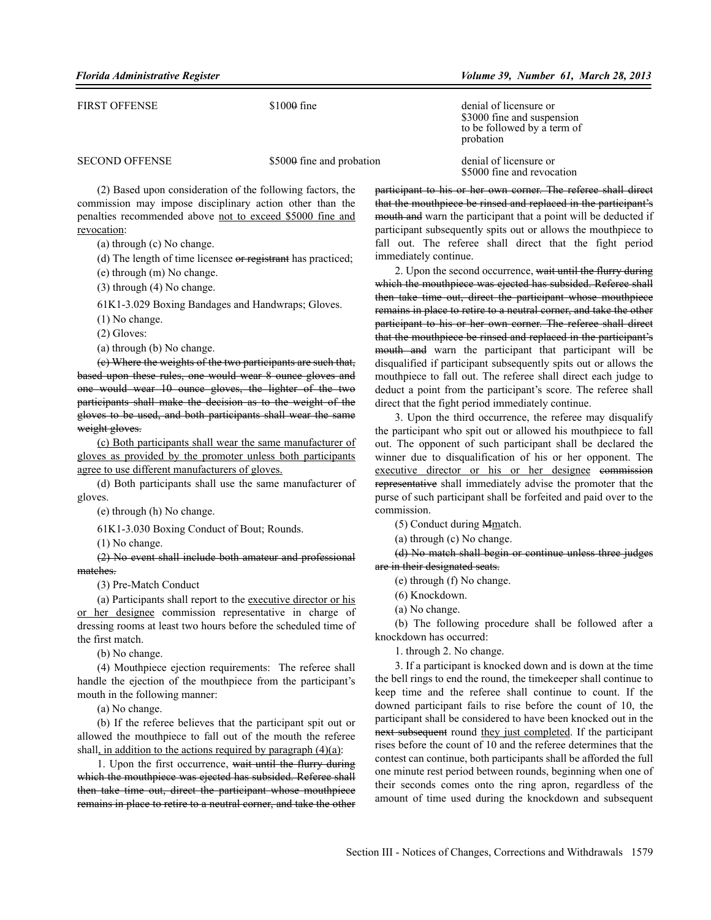| | | |
|---|---|---|
| FIRST OFFENSE | $1000 fine | denial of licensure or $3000 fine and suspension to be followed by a term of probation |
| SECOND OFFENSE | $5000 fine and probation | denial of licensure or $5000 fine and revocation |

(2) Based upon consideration of the following factors, the commission may impose disciplinary action other than the penalties recommended above not to exceed $5000 fine and revocation:

(a) through (c) No change.

(d) The length of time licensee ~~or registrant~~ has practiced;

(e) through (m) No change.

(3) through (4) No change.

61K1-3.029 Boxing Bandages and Handwraps; Gloves.

(1) No change.

(2) Gloves:

(a) through (b) No change.

~~(c) Where the weights of the two participants are such that, based upon these rules, one would wear 8 ounce gloves and one would wear 10 ounce gloves, the lighter of the two participants shall make the decision as to the weight of the gloves to be used, and both participants shall wear the same weight gloves.~~

(c) Both participants shall wear the same manufacturer of gloves as provided by the promoter unless both participants agree to use different manufacturers of gloves.

(d) Both participants shall use the same manufacturer of gloves.

(e) through (h) No change.

61K1-3.030 Boxing Conduct of Bout; Rounds.

(1) No change.

~~(2) No event shall include both amateur and professional matches.~~

(3) Pre-Match Conduct

(a) Participants shall report to the executive director or his or her designee commission representative in charge of dressing rooms at least two hours before the scheduled time of the first match.

(b) No change.

(4) Mouthpiece ejection requirements: The referee shall handle the ejection of the mouthpiece from the participant's mouth in the following manner:

(a) No change.

(b) If the referee believes that the participant spit out or allowed the mouthpiece to fall out of the mouth the referee shall, in addition to the actions required by paragraph (4)(a):

1. Upon the first occurrence, ~~wait until the flurry during which the mouthpiece was ejected has subsided. Referee shall then take time out, direct the participant whose mouthpiece remains in place to retire to a neutral corner, and take the other participant to his or her own corner. The referee shall direct that the mouthpiece be rinsed and replaced in the participant's mouth and~~ warn the participant that a point will be deducted if participant subsequently spits out or allows the mouthpiece to fall out. The referee shall direct that the fight period immediately continue.

2. Upon the second occurrence, ~~wait until the flurry during which the mouthpiece was ejected has subsided. Referee shall then take time out, direct the participant whose mouthpiece remains in place to retire to a neutral corner, and take the other participant to his or her own corner. The referee shall direct that the mouthpiece be rinsed and replaced in the participant's mouth and~~ warn the participant that participant will be disqualified if participant subsequently spits out or allows the mouthpiece to fall out. The referee shall direct each judge to deduct a point from the participant's score. The referee shall direct that the fight period immediately continue.

3. Upon the third occurrence, the referee may disqualify the participant who spit out or allowed his mouthpiece to fall out. The opponent of such participant shall be declared the winner due to disqualification of his or her opponent. The executive director or his or her designee ~~commission representative~~ shall immediately advise the promoter that the purse of such participant shall be forfeited and paid over to the commission.

(5) Conduct during ~~M~~match.

(a) through (c) No change.

~~(d) No match shall begin or continue unless three judges are in their designated seats.~~

(e) through (f) No change.

(6) Knockdown.

(a) No change.

(b) The following procedure shall be followed after a knockdown has occurred:

1. through 2. No change.

3. If a participant is knocked down and is down at the time the bell rings to end the round, the timekeeper shall continue to keep time and the referee shall continue to count. If the downed participant fails to rise before the count of 10, the participant shall be considered to have been knocked out in the ~~next subsequent~~ round they just completed. If the participant rises before the count of 10 and the referee determines that the contest can continue, both participants shall be afforded the full one minute rest period between rounds, beginning when one of their seconds comes onto the ring apron, regardless of the amount of time used during the knockdown and subsequent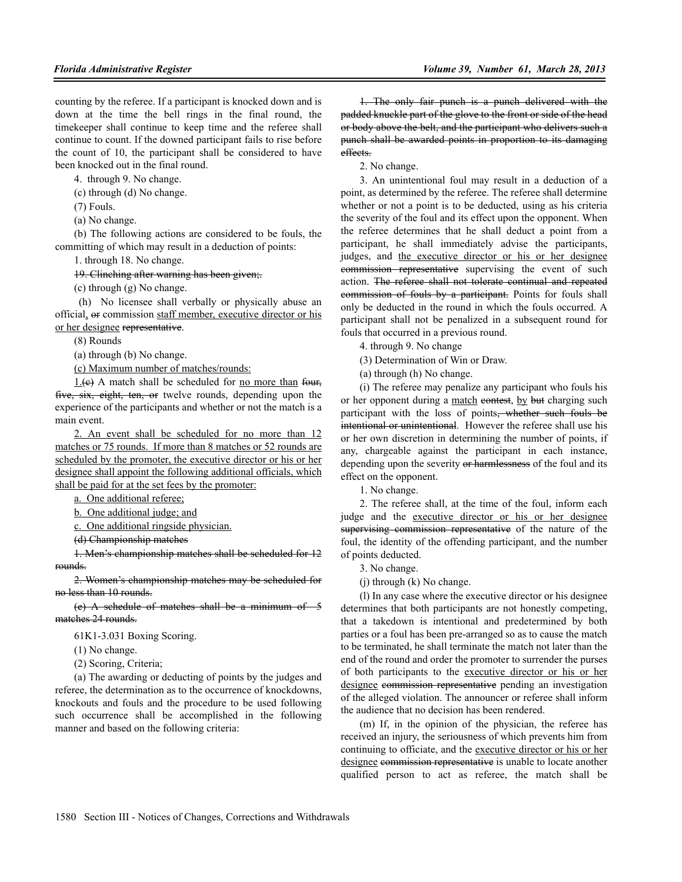counting by the referee. If a participant is knocked down and is down at the time the bell rings in the final round, the timekeeper shall continue to keep time and the referee shall continue to count. If the downed participant fails to rise before the count of 10, the participant shall be considered to have been knocked out in the final round.

4. through 9. No change.

(c) through (d) No change.

(7) Fouls.

(a) No change.

(b) The following actions are considered to be fouls, the committing of which may result in a deduction of points:

1. through 18. No change.

~~19. Clinching after warning has been given;~~.

(c) through (g) No change.

(h) No licensee shall verbally or physically abuse an official, ~~or~~ commission staff member, executive director or his or her designee ~~representative~~.

(8) Rounds

(a) through (b) No change.

(c) Maximum number of matches/rounds:

1.~~(c)~~ A match shall be scheduled for no more than ~~four, five, six, eight, ten, or~~ twelve rounds, depending upon the experience of the participants and whether or not the match is a main event.

2. An event shall be scheduled for no more than 12 matches or 75 rounds. If more than 8 matches or 52 rounds are scheduled by the promoter, the executive director or his or her designee shall appoint the following additional officials, which shall be paid for at the set fees by the promoter:

a. One additional referee;

b. One additional judge; and

c. One additional ringside physician.

~~(d) Championship matches~~

~~1. Men's championship matches shall be scheduled for 12 rounds.~~

~~2. Women's championship matches may be scheduled for no less than 10 rounds.~~

~~(e) A schedule of matches shall be a minimum of 5 matches 24 rounds.~~

61K1-3.031 Boxing Scoring.

(1) No change.

(2) Scoring, Criteria;

(a) The awarding or deducting of points by the judges and referee, the determination as to the occurrence of knockdowns, knockouts and fouls and the procedure to be used following such occurrence shall be accomplished in the following manner and based on the following criteria:

~~1. The only fair punch is a punch delivered with the padded knuckle part of the glove to the front or side of the head or body above the belt, and the participant who delivers such a punch shall be awarded points in proportion to its damaging effects.~~

2. No change.

3. An unintentional foul may result in a deduction of a point, as determined by the referee. The referee shall determine whether or not a point is to be deducted, using as his criteria the severity of the foul and its effect upon the opponent. When the referee determines that he shall deduct a point from a participant, he shall immediately advise the participants, judges, and the executive director or his or her designee ~~commission representative~~ supervising the event of such action. ~~The referee shall not tolerate continual and repeated commission of fouls by a participant.~~ Points for fouls shall only be deducted in the round in which the fouls occurred. A participant shall not be penalized in a subsequent round for fouls that occurred in a previous round.

4. through 9. No change

(3) Determination of Win or Draw.

(a) through (h) No change.

(i) The referee may penalize any participant who fouls his or her opponent during a match ~~contest~~, by ~~but~~ charging such participant with the loss of points~~, whether such fouls be intentional or unintentional~~. However the referee shall use his or her own discretion in determining the number of points, if any, chargeable against the participant in each instance, depending upon the severity ~~or harmlessness~~ of the foul and its effect on the opponent.

1. No change.

2. The referee shall, at the time of the foul, inform each judge and the executive director or his or her designee ~~supervising commission representative~~ of the nature of the foul, the identity of the offending participant, and the number of points deducted.

3. No change.

(j) through (k) No change.

(l) In any case where the executive director or his designee determines that both participants are not honestly competing, that a takedown is intentional and predetermined by both parties or a foul has been pre-arranged so as to cause the match to be terminated, he shall terminate the match not later than the end of the round and order the promoter to surrender the purses of both participants to the executive director or his or her designee ~~commission representative~~ pending an investigation of the alleged violation. The announcer or referee shall inform the audience that no decision has been rendered.

(m) If, in the opinion of the physician, the referee has received an injury, the seriousness of which prevents him from continuing to officiate, and the executive director or his or her designee ~~commission representative~~ is unable to locate another qualified person to act as referee, the match shall be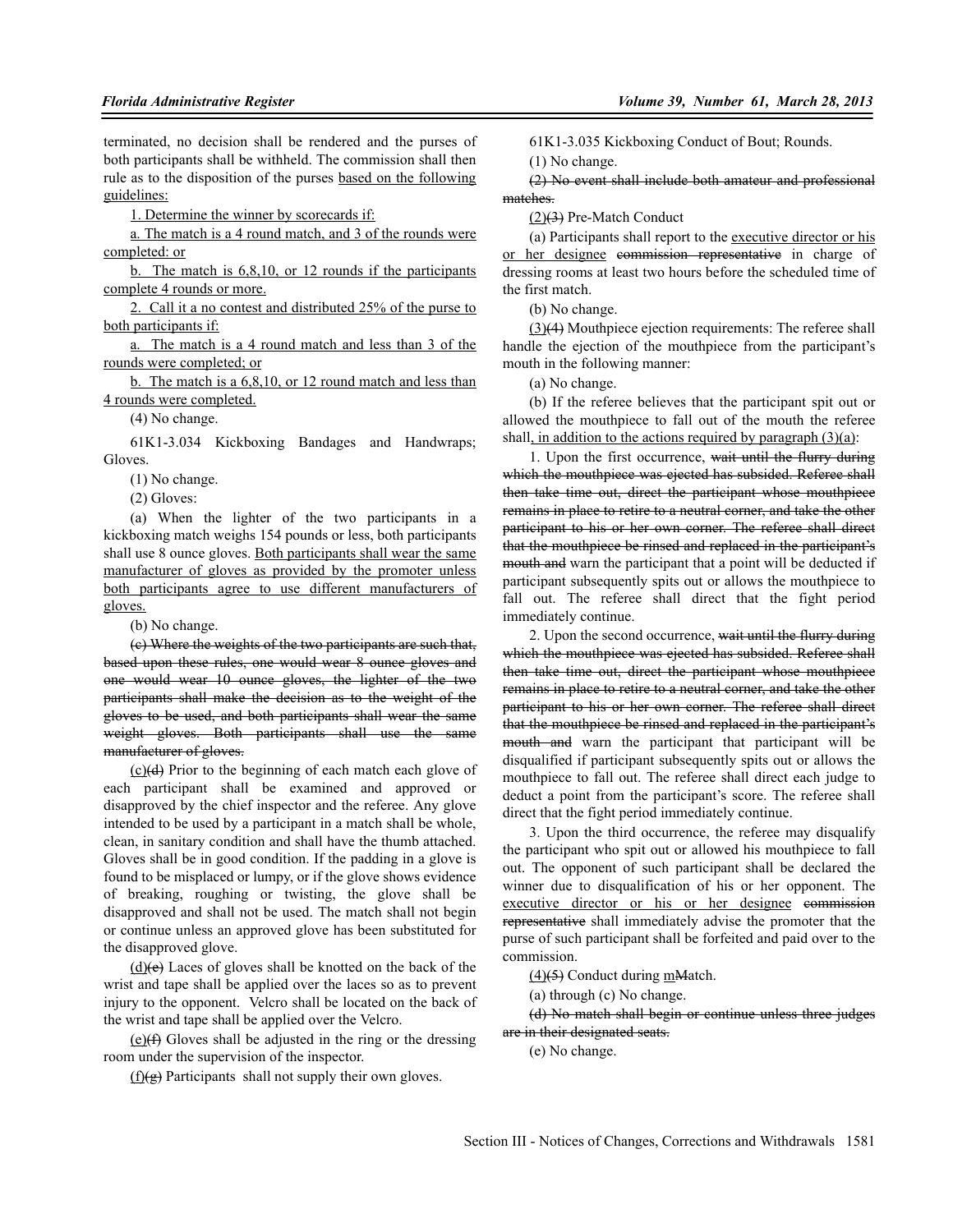terminated, no decision shall be rendered and the purses of both participants shall be withheld. The commission shall then rule as to the disposition of the purses <u>based on the following guidelines:</u>

<u>1. Determine the winner by scorecards if:</u>

<u>a. The match is a 4 round match, and 3 of the rounds were completed: or</u>

<u>b. The match is 6,8,10, or 12 rounds if the participants complete 4 rounds or more.</u>

<u>2. Call it a no contest and distributed 25% of the purse to both participants if:</u>

<u>a. The match is a 4 round match and less than 3 of the rounds were completed; or</u>

<u>b. The match is a 6,8,10, or 12 round match and less than 4 rounds were completed.</u>

(4) No change.

61K1-3.034 Kickboxing Bandages and Handwraps; Gloves.

(1) No change.

(2) Gloves:

(a) When the lighter of the two participants in a kickboxing match weighs 154 pounds or less, both participants shall use 8 ounce gloves. <u>Both participants shall wear the same manufacturer of gloves as provided by the promoter unless both participants agree to use different manufacturers of gloves.</u>

(b) No change.

~~(c) Where the weights of the two participants are such that, based upon these rules, one would wear 8 ounce gloves and one would wear 10 ounce gloves, the lighter of the two participants shall make the decision as to the weight of the gloves to be used, and both participants shall wear the same weight gloves. Both participants shall use the same manufacturer of gloves.~~

<u>(c)</u>~~(d)~~ Prior to the beginning of each match each glove of each participant shall be examined and approved or disapproved by the chief inspector and the referee. Any glove intended to be used by a participant in a match shall be whole, clean, in sanitary condition and shall have the thumb attached. Gloves shall be in good condition. If the padding in a glove is found to be misplaced or lumpy, or if the glove shows evidence of breaking, roughing or twisting, the glove shall be disapproved and shall not be used. The match shall not begin or continue unless an approved glove has been substituted for the disapproved glove.

<u>(d)</u>~~(e)~~ Laces of gloves shall be knotted on the back of the wrist and tape shall be applied over the laces so as to prevent injury to the opponent. Velcro shall be located on the back of the wrist and tape shall be applied over the Velcro.

<u>(e)</u>~~(f)~~ Gloves shall be adjusted in the ring or the dressing room under the supervision of the inspector.

<u>(f)</u>~~(g)~~ Participants shall not supply their own gloves.

61K1-3.035 Kickboxing Conduct of Bout; Rounds.

(1) No change.

~~(2) No event shall include both amateur and professional matches.~~

<u>(2)</u>~~(3)~~ Pre-Match Conduct

(a) Participants shall report to the <u>executive director or his or her designee</u> ~~commission representative~~ in charge of dressing rooms at least two hours before the scheduled time of the first match.

(b) No change.

<u>(3)</u>~~(4)~~ Mouthpiece ejection requirements: The referee shall handle the ejection of the mouthpiece from the participant's mouth in the following manner:

(a) No change.

(b) If the referee believes that the participant spit out or allowed the mouthpiece to fall out of the mouth the referee shall<u>, in addition to the actions required by paragraph (3)(a)</u>:

1. Upon the first occurrence, ~~wait until the flurry during which the mouthpiece was ejected has subsided. Referee shall then take time out, direct the participant whose mouthpiece remains in place to retire to a neutral corner, and take the other participant to his or her own corner. The referee shall direct that the mouthpiece be rinsed and replaced in the participant's mouth and~~ warn the participant that a point will be deducted if participant subsequently spits out or allows the mouthpiece to fall out. The referee shall direct that the fight period immediately continue.

2. Upon the second occurrence, ~~wait until the flurry during which the mouthpiece was ejected has subsided. Referee shall then take time out, direct the participant whose mouthpiece remains in place to retire to a neutral corner, and take the other participant to his or her own corner. The referee shall direct that the mouthpiece be rinsed and replaced in the participant's mouth and~~ warn the participant that participant will be disqualified if participant subsequently spits out or allows the mouthpiece to fall out. The referee shall direct each judge to deduct a point from the participant's score. The referee shall direct that the fight period immediately continue.

3. Upon the third occurrence, the referee may disqualify the participant who spit out or allowed his mouthpiece to fall out. The opponent of such participant shall be declared the winner due to disqualification of his or her opponent. The <u>executive director or his or her designee</u> ~~commission representative~~ shall immediately advise the promoter that the purse of such participant shall be forfeited and paid over to the commission.

<u>(4)</u>~~(5)~~ Conduct during <u>m</u>~~M~~atch.

(a) through (c) No change.

~~(d) No match shall begin or continue unless three judges are in their designated seats.~~

(e) No change.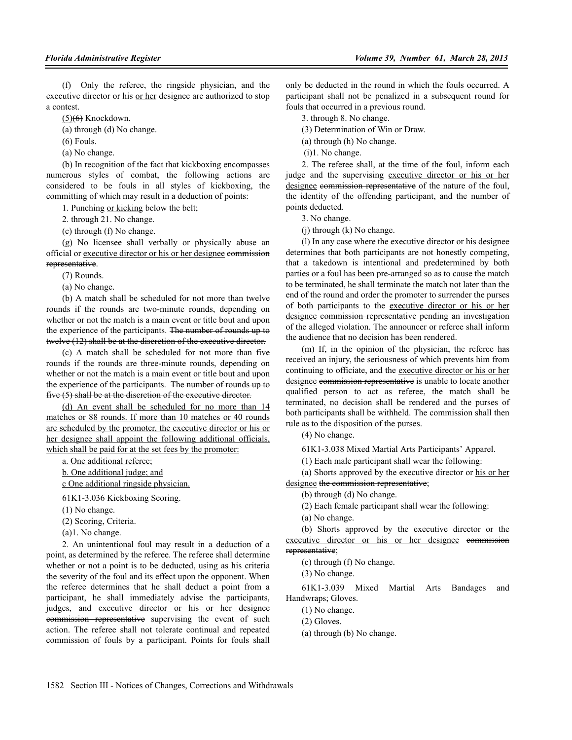(f) Only the referee, the ringside physician, and the executive director or his <u>or her</u> designee are authorized to stop a contest.

<u>(5)</u>~~(6)~~ Knockdown.

(a) through (d) No change.

(6) Fouls.

(a) No change.

(b) In recognition of the fact that kickboxing encompasses numerous styles of combat, the following actions are considered to be fouls in all styles of kickboxing, the committing of which may result in a deduction of points:

1. Punching <u>or kicking</u> below the belt;

2. through 21. No change.

(c) through (f) No change.

(g) No licensee shall verbally or physically abuse an official or <u>executive director or his or her designee</u> ~~commission representative~~.

(7) Rounds.

(a) No change.

(b) A match shall be scheduled for not more than twelve rounds if the rounds are two-minute rounds, depending on whether or not the match is a main event or title bout and upon the experience of the participants. ~~The number of rounds up to twelve (12) shall be at the discretion of the executive director.~~

(c) A match shall be scheduled for not more than five rounds if the rounds are three-minute rounds, depending on whether or not the match is a main event or title bout and upon the experience of the participants. ~~The number of rounds up to five (5) shall be at the discretion of the executive director.~~

<u>(d) An event shall be scheduled for no more than 14 matches or 88 rounds. If more than 10 matches or 40 rounds are scheduled by the promoter, the executive director or his or her designee shall appoint the following additional officials, which shall be paid for at the set fees by the promoter:</u>

<u>a. One additional referee;</u>

<u>b. One additional judge; and</u>

<u>c One additional ringside physician.</u>

61K1-3.036 Kickboxing Scoring.

(1) No change.

(2) Scoring, Criteria.

(a)1. No change.

2. An unintentional foul may result in a deduction of a point, as determined by the referee. The referee shall determine whether or not a point is to be deducted, using as his criteria the severity of the foul and its effect upon the opponent. When the referee determines that he shall deduct a point from a participant, he shall immediately advise the participants, judges, and <u>executive director or his or her designee</u> ~~commission representative~~ supervising the event of such action. The referee shall not tolerate continual and repeated commission of fouls by a participant. Points for fouls shall only be deducted in the round in which the fouls occurred. A participant shall not be penalized in a subsequent round for fouls that occurred in a previous round.

3. through 8. No change.

(3) Determination of Win or Draw.

(a) through (h) No change.

(i)1. No change.

2. The referee shall, at the time of the foul, inform each judge and the supervising <u>executive director or his or her designee</u> ~~commission representative~~ of the nature of the foul, the identity of the offending participant, and the number of points deducted.

3. No change.

(j) through (k) No change.

(l) In any case where the executive director or his designee determines that both participants are not honestly competing, that a takedown is intentional and predetermined by both parties or a foul has been pre-arranged so as to cause the match to be terminated, he shall terminate the match not later than the end of the round and order the promoter to surrender the purses of both participants to the <u>executive director or his or her designee</u> ~~commission representative~~ pending an investigation of the alleged violation. The announcer or referee shall inform the audience that no decision has been rendered.

(m) If, in the opinion of the physician, the referee has received an injury, the seriousness of which prevents him from continuing to officiate, and the <u>executive director or his or her designee</u> ~~commission representative~~ is unable to locate another qualified person to act as referee, the match shall be terminated, no decision shall be rendered and the purses of both participants shall be withheld. The commission shall then rule as to the disposition of the purses.

(4) No change.

61K1-3.038 Mixed Martial Arts Participants' Apparel.

(1) Each male participant shall wear the following:

(a) Shorts approved by the executive director or <u>his or her designee</u> ~~the commission representative~~;

(b) through (d) No change.

(2) Each female participant shall wear the following:

(a) No change.

(b) Shorts approved by the executive director or the <u>executive director or his or her designee</u> ~~commission representative~~;

(c) through (f) No change.

(3) No change.

61K1-3.039 Mixed Martial Arts Bandages and Handwraps; Gloves.

(1) No change.

(2) Gloves.

(a) through (b) No change.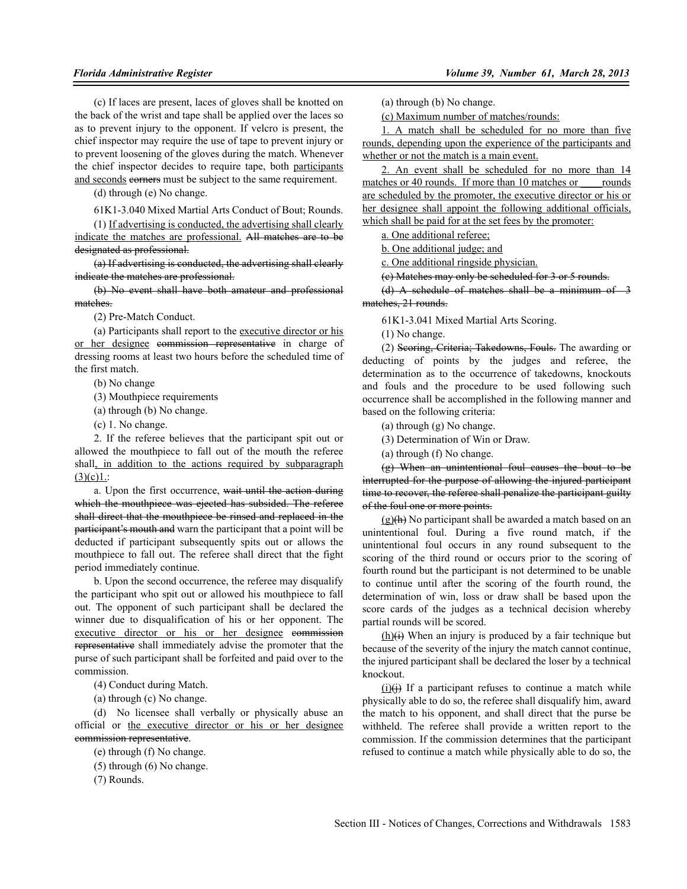(c) If laces are present, laces of gloves shall be knotted on the back of the wrist and tape shall be applied over the laces so as to prevent injury to the opponent. If velcro is present, the chief inspector may require the use of tape to prevent injury or to prevent loosening of the gloves during the match. Whenever the chief inspector decides to require tape, both <u>participants and seconds</u> ~~corners~~ must be subject to the same requirement.

(d) through (e) No change.

61K1-3.040 Mixed Martial Arts Conduct of Bout; Rounds.

(1) <u>If advertising is conducted, the advertising shall clearly indicate the matches are professional.</u> ~~All matches are to be designated as professional.~~

~~(a) If advertising is conducted, the advertising shall clearly indicate the matches are professional.~~

~~(b) No event shall have both amateur and professional matches.~~

(2) Pre-Match Conduct.

(a) Participants shall report to the <u>executive director or his or her designee</u> ~~commission representative~~ in charge of dressing rooms at least two hours before the scheduled time of the first match.

(b) No change

(3) Mouthpiece requirements

(a) through (b) No change.

(c) 1. No change.

2. If the referee believes that the participant spit out or allowed the mouthpiece to fall out of the mouth the referee shall<u>, in addition to the actions required by subparagraph (3)(c)1.</u>:

a. Upon the first occurrence, ~~wait until the action during which the mouthpiece was ejected has subsided. The referee shall direct that the mouthpiece be rinsed and replaced in the participant's mouth and~~ warn the participant that a point will be deducted if participant subsequently spits out or allows the mouthpiece to fall out. The referee shall direct that the fight period immediately continue.

b. Upon the second occurrence, the referee may disqualify the participant who spit out or allowed his mouthpiece to fall out. The opponent of such participant shall be declared the winner due to disqualification of his or her opponent. The <u>executive director or his or her designee</u> ~~commission representative~~ shall immediately advise the promoter that the purse of such participant shall be forfeited and paid over to the commission.

(4) Conduct during Match.

(a) through (c) No change.

(d) No licensee shall verbally or physically abuse an official or <u>the executive director or his or her designee</u> ~~commission representative~~.

(e) through (f) No change.

(5) through (6) No change.

(7) Rounds.

(a) through (b) No change.

<u>(c) Maximum number of matches/rounds:</u>

<u>1. A match shall be scheduled for no more than five rounds, depending upon the experience of the participants and whether or not the match is a main event.</u>

<u>2. An event shall be scheduled for no more than 14 matches or 40 rounds. If more than 10 matches or ____ rounds are scheduled by the promoter, the executive director or his or her designee shall appoint the following additional officials, which shall be paid for at the set fees by the promoter:</u>

<u>a. One additional referee;</u>

<u>b. One additional judge; and</u>

<u>c. One additional ringside physician.</u>

~~(c) Matches may only be scheduled for 3 or 5 rounds.~~

~~(d) A schedule of matches shall be a minimum of 3 matches, 21 rounds.~~

61K1-3.041 Mixed Martial Arts Scoring.

(1) No change.

(2) ~~Scoring, Criteria; Takedowns, Fouls.~~ The awarding or deducting of points by the judges and referee, the determination as to the occurrence of takedowns, knockouts and fouls and the procedure to be used following such occurrence shall be accomplished in the following manner and based on the following criteria:

(a) through (g) No change.

(3) Determination of Win or Draw.

(a) through (f) No change.

~~(g) When an unintentional foul causes the bout to be interrupted for the purpose of allowing the injured participant time to recover, the referee shall penalize the participant guilty of the foul one or more points.~~

<u>(g)</u>~~(h)~~ No participant shall be awarded a match based on an unintentional foul. During a five round match, if the unintentional foul occurs in any round subsequent to the scoring of the third round or occurs prior to the scoring of fourth round but the participant is not determined to be unable to continue until after the scoring of the fourth round, the determination of win, loss or draw shall be based upon the score cards of the judges as a technical decision whereby partial rounds will be scored.

<u>(h)</u>~~(i)~~ When an injury is produced by a fair technique but because of the severity of the injury the match cannot continue, the injured participant shall be declared the loser by a technical knockout.

<u>(i)</u>~~(j)~~ If a participant refuses to continue a match while physically able to do so, the referee shall disqualify him, award the match to his opponent, and shall direct that the purse be withheld. The referee shall provide a written report to the commission. If the commission determines that the participant refused to continue a match while physically able to do so, the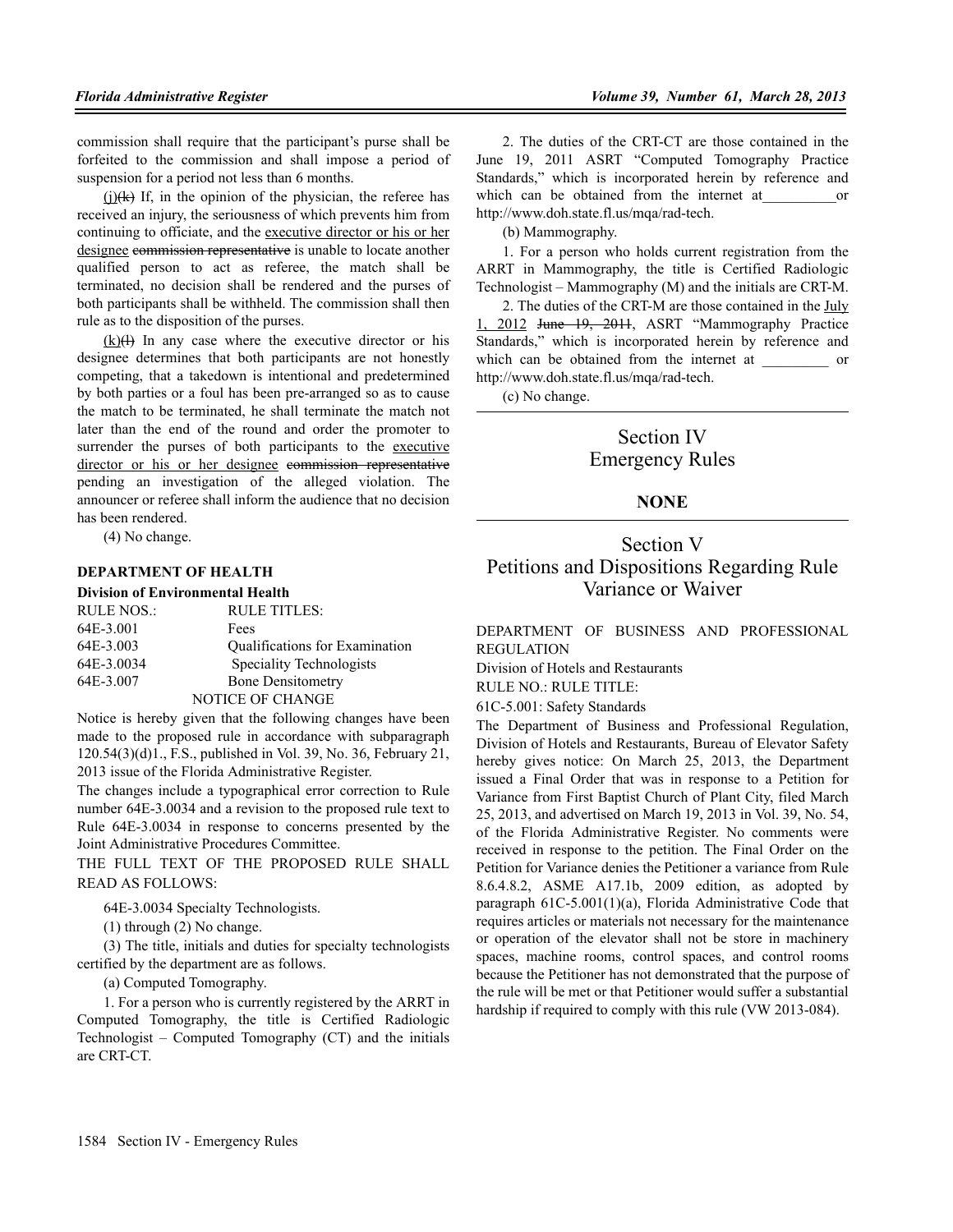commission shall require that the participant's purse shall be forfeited to the commission and shall impose a period of suspension for a period not less than 6 months.

(j)(k) If, in the opinion of the physician, the referee has received an injury, the seriousness of which prevents him from continuing to officiate, and the executive director or his or her designee ~~commission representative~~ is unable to locate another qualified person to act as referee, the match shall be terminated, no decision shall be rendered and the purses of both participants shall be withheld. The commission shall then rule as to the disposition of the purses.

(k)(l) In any case where the executive director or his designee determines that both participants are not honestly competing, that a takedown is intentional and predetermined by both parties or a foul has been pre-arranged so as to cause the match to be terminated, he shall terminate the match not later than the end of the round and order the promoter to surrender the purses of both participants to the executive director or his or her designee ~~commission representative~~ pending an investigation of the alleged violation. The announcer or referee shall inform the audience that no decision has been rendered.

(4) No change.

**DEPARTMENT OF HEALTH**

**Division of Environmental Health**

| RULE NOS.: | RULE TITLES: |
|---|---|
| 64E-3.001 | Fees |
| 64E-3.003 | Qualifications for Examination |
| 64E-3.0034 | Speciality Technologists |
| 64E-3.007 | Bone Densitometry |

NOTICE OF CHANGE

Notice is hereby given that the following changes have been made to the proposed rule in accordance with subparagraph 120.54(3)(d)1., F.S., published in Vol. 39, No. 36, February 21, 2013 issue of the Florida Administrative Register.

The changes include a typographical error correction to Rule number 64E-3.0034 and a revision to the proposed rule text to Rule 64E-3.0034 in response to concerns presented by the Joint Administrative Procedures Committee.

THE FULL TEXT OF THE PROPOSED RULE SHALL READ AS FOLLOWS:

64E-3.0034 Specialty Technologists.

(1) through (2) No change.

(3) The title, initials and duties for specialty technologists certified by the department are as follows.

(a) Computed Tomography.

1. For a person who is currently registered by the ARRT in Computed Tomography, the title is Certified Radiologic Technologist – Computed Tomography (CT) and the initials are CRT-CT.

2. The duties of the CRT-CT are those contained in the June 19, 2011 ASRT "Computed Tomography Practice Standards," which is incorporated herein by reference and which can be obtained from the internet at__________or http://www.doh.state.fl.us/mqa/rad-tech.

(b) Mammography.

1. For a person who holds current registration from the ARRT in Mammography, the title is Certified Radiologic Technologist – Mammography (M) and the initials are CRT-M.

2. The duties of the CRT-M are those contained in the July 1, 2012 ~~June 19, 2011~~, ASRT "Mammography Practice Standards," which is incorporated herein by reference and which can be obtained from the internet at _________ or http://www.doh.state.fl.us/mqa/rad-tech.

(c) No change.

# Section IV Emergency Rules

**NONE**

# Section V Petitions and Dispositions Regarding Rule Variance or Waiver

DEPARTMENT OF BUSINESS AND PROFESSIONAL REGULATION

Division of Hotels and Restaurants

RULE NO.: RULE TITLE:

61C-5.001: Safety Standards

The Department of Business and Professional Regulation, Division of Hotels and Restaurants, Bureau of Elevator Safety hereby gives notice: On March 25, 2013, the Department issued a Final Order that was in response to a Petition for Variance from First Baptist Church of Plant City, filed March 25, 2013, and advertised on March 19, 2013 in Vol. 39, No. 54, of the Florida Administrative Register. No comments were received in response to the petition. The Final Order on the Petition for Variance denies the Petitioner a variance from Rule 8.6.4.8.2, ASME A17.1b, 2009 edition, as adopted by paragraph 61C-5.001(1)(a), Florida Administrative Code that requires articles or materials not necessary for the maintenance or operation of the elevator shall not be store in machinery spaces, machine rooms, control spaces, and control rooms because the Petitioner has not demonstrated that the purpose of the rule will be met or that Petitioner would suffer a substantial hardship if required to comply with this rule (VW 2013-084).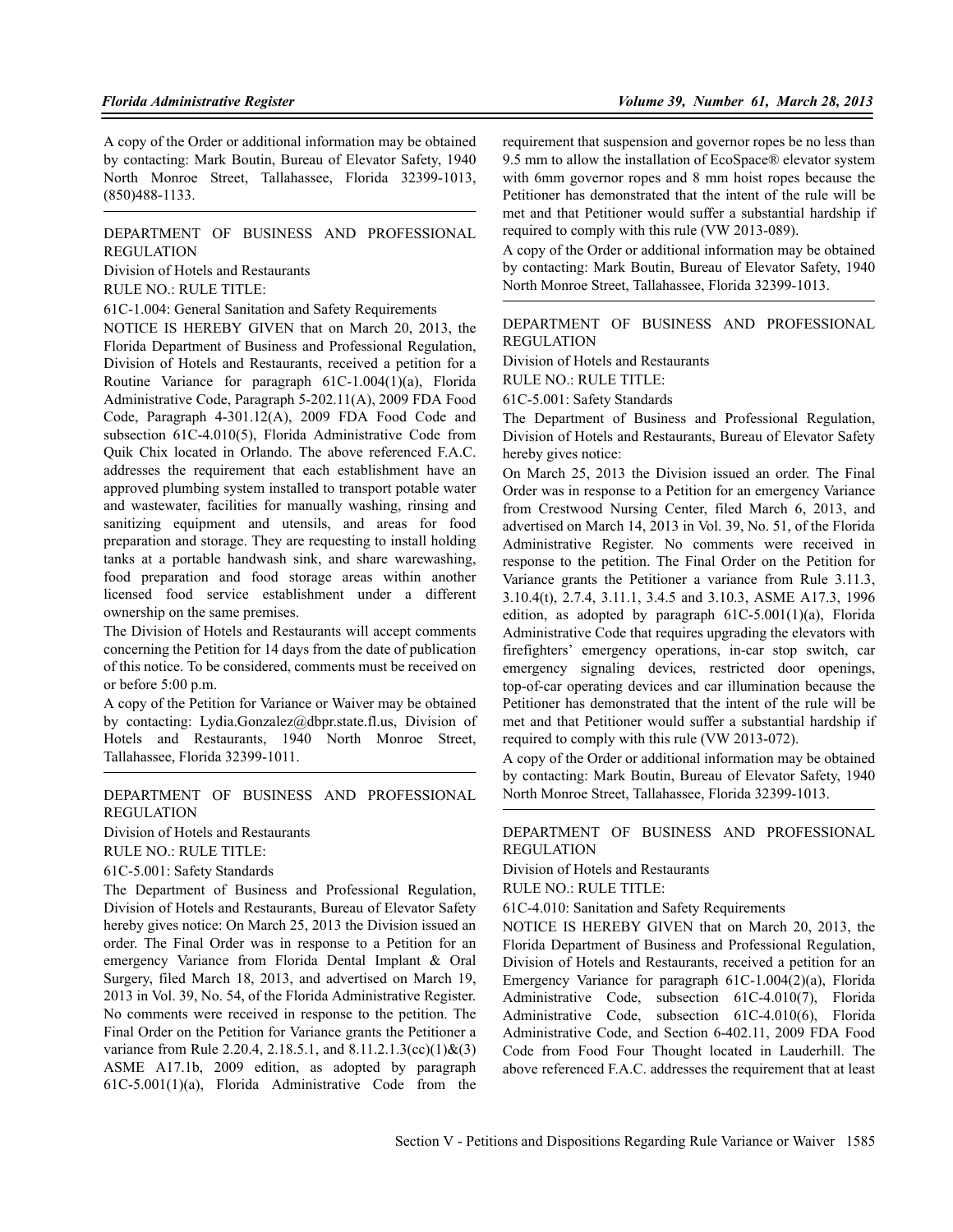A copy of the Order or additional information may be obtained by contacting: Mark Boutin, Bureau of Elevator Safety, 1940 North Monroe Street, Tallahassee, Florida 32399-1013, (850)488-1133.

DEPARTMENT OF BUSINESS AND PROFESSIONAL REGULATION

Division of Hotels and Restaurants

RULE NO.: RULE TITLE:

61C-1.004: General Sanitation and Safety Requirements

NOTICE IS HEREBY GIVEN that on March 20, 2013, the Florida Department of Business and Professional Regulation, Division of Hotels and Restaurants, received a petition for a Routine Variance for paragraph 61C-1.004(1)(a), Florida Administrative Code, Paragraph 5-202.11(A), 2009 FDA Food Code, Paragraph 4-301.12(A), 2009 FDA Food Code and subsection 61C-4.010(5), Florida Administrative Code from Quik Chix located in Orlando. The above referenced F.A.C. addresses the requirement that each establishment have an approved plumbing system installed to transport potable water and wastewater, facilities for manually washing, rinsing and sanitizing equipment and utensils, and areas for food preparation and storage. They are requesting to install holding tanks at a portable handwash sink, and share warewashing, food preparation and food storage areas within another licensed food service establishment under a different ownership on the same premises.

The Division of Hotels and Restaurants will accept comments concerning the Petition for 14 days from the date of publication of this notice. To be considered, comments must be received on or before 5:00 p.m.

A copy of the Petition for Variance or Waiver may be obtained by contacting: Lydia.Gonzalez@dbpr.state.fl.us, Division of Hotels and Restaurants, 1940 North Monroe Street, Tallahassee, Florida 32399-1011.

DEPARTMENT OF BUSINESS AND PROFESSIONAL REGULATION

Division of Hotels and Restaurants

RULE NO.: RULE TITLE:

61C-5.001: Safety Standards

The Department of Business and Professional Regulation, Division of Hotels and Restaurants, Bureau of Elevator Safety hereby gives notice: On March 25, 2013 the Division issued an order. The Final Order was in response to a Petition for an emergency Variance from Florida Dental Implant & Oral Surgery, filed March 18, 2013, and advertised on March 19, 2013 in Vol. 39, No. 54, of the Florida Administrative Register. No comments were received in response to the petition. The Final Order on the Petition for Variance grants the Petitioner a variance from Rule 2.20.4, 2.18.5.1, and 8.11.2.1.3(cc)(1)&(3) ASME A17.1b, 2009 edition, as adopted by paragraph 61C-5.001(1)(a), Florida Administrative Code from the requirement that suspension and governor ropes be no less than 9.5 mm to allow the installation of EcoSpace® elevator system with 6mm governor ropes and 8 mm hoist ropes because the Petitioner has demonstrated that the intent of the rule will be met and that Petitioner would suffer a substantial hardship if required to comply with this rule (VW 2013-089).

A copy of the Order or additional information may be obtained by contacting: Mark Boutin, Bureau of Elevator Safety, 1940 North Monroe Street, Tallahassee, Florida 32399-1013.

DEPARTMENT OF BUSINESS AND PROFESSIONAL REGULATION

Division of Hotels and Restaurants

RULE NO.: RULE TITLE:

61C-5.001: Safety Standards

The Department of Business and Professional Regulation, Division of Hotels and Restaurants, Bureau of Elevator Safety hereby gives notice:

On March 25, 2013 the Division issued an order. The Final Order was in response to a Petition for an emergency Variance from Crestwood Nursing Center, filed March 6, 2013, and advertised on March 14, 2013 in Vol. 39, No. 51, of the Florida Administrative Register. No comments were received in response to the petition. The Final Order on the Petition for Variance grants the Petitioner a variance from Rule 3.11.3, 3.10.4(t), 2.7.4, 3.11.1, 3.4.5 and 3.10.3, ASME A17.3, 1996 edition, as adopted by paragraph 61C-5.001(1)(a), Florida Administrative Code that requires upgrading the elevators with firefighters' emergency operations, in-car stop switch, car emergency signaling devices, restricted door openings, top-of-car operating devices and car illumination because the Petitioner has demonstrated that the intent of the rule will be met and that Petitioner would suffer a substantial hardship if required to comply with this rule (VW 2013-072).

A copy of the Order or additional information may be obtained by contacting: Mark Boutin, Bureau of Elevator Safety, 1940 North Monroe Street, Tallahassee, Florida 32399-1013.

DEPARTMENT OF BUSINESS AND PROFESSIONAL REGULATION

Division of Hotels and Restaurants

RULE NO.: RULE TITLE:

61C-4.010: Sanitation and Safety Requirements

NOTICE IS HEREBY GIVEN that on March 20, 2013, the Florida Department of Business and Professional Regulation, Division of Hotels and Restaurants, received a petition for an Emergency Variance for paragraph 61C-1.004(2)(a), Florida Administrative Code, subsection 61C-4.010(7), Florida Administrative Code, subsection 61C-4.010(6), Florida Administrative Code, and Section 6-402.11, 2009 FDA Food Code from Food Four Thought located in Lauderhill. The above referenced F.A.C. addresses the requirement that at least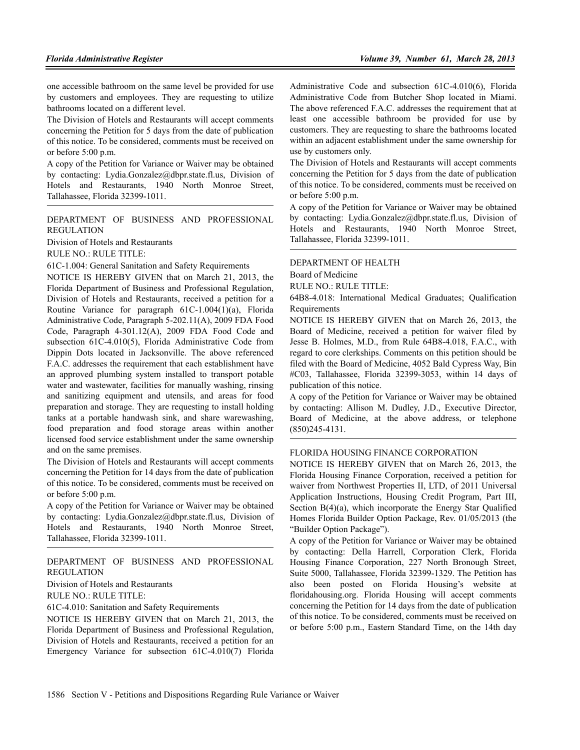one accessible bathroom on the same level be provided for use by customers and employees. They are requesting to utilize bathrooms located on a different level.

The Division of Hotels and Restaurants will accept comments concerning the Petition for 5 days from the date of publication of this notice. To be considered, comments must be received on or before 5:00 p.m.

A copy of the Petition for Variance or Waiver may be obtained by contacting: Lydia.Gonzalez@dbpr.state.fl.us, Division of Hotels and Restaurants, 1940 North Monroe Street, Tallahassee, Florida 32399-1011.

---

DEPARTMENT OF BUSINESS AND PROFESSIONAL REGULATION

Division of Hotels and Restaurants

RULE NO.: RULE TITLE:

61C-1.004: General Sanitation and Safety Requirements

NOTICE IS HEREBY GIVEN that on March 21, 2013, the Florida Department of Business and Professional Regulation, Division of Hotels and Restaurants, received a petition for a Routine Variance for paragraph 61C-1.004(1)(a), Florida Administrative Code, Paragraph 5-202.11(A), 2009 FDA Food Code, Paragraph 4-301.12(A), 2009 FDA Food Code and subsection 61C-4.010(5), Florida Administrative Code from Dippin Dots located in Jacksonville. The above referenced F.A.C. addresses the requirement that each establishment have an approved plumbing system installed to transport potable water and wastewater, facilities for manually washing, rinsing and sanitizing equipment and utensils, and areas for food preparation and storage. They are requesting to install holding tanks at a portable handwash sink, and share warewashing, food preparation and food storage areas within another licensed food service establishment under the same ownership and on the same premises.

The Division of Hotels and Restaurants will accept comments concerning the Petition for 14 days from the date of publication of this notice. To be considered, comments must be received on or before 5:00 p.m.

A copy of the Petition for Variance or Waiver may be obtained by contacting: Lydia.Gonzalez@dbpr.state.fl.us, Division of Hotels and Restaurants, 1940 North Monroe Street, Tallahassee, Florida 32399-1011.

---

DEPARTMENT OF BUSINESS AND PROFESSIONAL REGULATION

Division of Hotels and Restaurants

RULE NO.: RULE TITLE:

61C-4.010: Sanitation and Safety Requirements

NOTICE IS HEREBY GIVEN that on March 21, 2013, the Florida Department of Business and Professional Regulation, Division of Hotels and Restaurants, received a petition for an Emergency Variance for subsection 61C-4.010(7) Florida Administrative Code and subsection 61C-4.010(6), Florida Administrative Code from Butcher Shop located in Miami. The above referenced F.A.C. addresses the requirement that at least one accessible bathroom be provided for use by customers. They are requesting to share the bathrooms located within an adjacent establishment under the same ownership for use by customers only.

The Division of Hotels and Restaurants will accept comments concerning the Petition for 5 days from the date of publication of this notice. To be considered, comments must be received on or before 5:00 p.m.

A copy of the Petition for Variance or Waiver may be obtained by contacting: Lydia.Gonzalez@dbpr.state.fl.us, Division of Hotels and Restaurants, 1940 North Monroe Street, Tallahassee, Florida 32399-1011.

---

DEPARTMENT OF HEALTH

Board of Medicine

RULE NO.: RULE TITLE:

64B8-4.018: International Medical Graduates; Qualification Requirements

NOTICE IS HEREBY GIVEN that on March 26, 2013, the Board of Medicine, received a petition for waiver filed by Jesse B. Holmes, M.D., from Rule 64B8-4.018, F.A.C., with regard to core clerkships. Comments on this petition should be filed with the Board of Medicine, 4052 Bald Cypress Way, Bin #C03, Tallahassee, Florida 32399-3053, within 14 days of publication of this notice.

A copy of the Petition for Variance or Waiver may be obtained by contacting: Allison M. Dudley, J.D., Executive Director, Board of Medicine, at the above address, or telephone (850)245-4131.

---

FLORIDA HOUSING FINANCE CORPORATION

NOTICE IS HEREBY GIVEN that on March 26, 2013, the Florida Housing Finance Corporation, received a petition for waiver from Northwest Properties II, LTD, of 2011 Universal Application Instructions, Housing Credit Program, Part III, Section B(4)(a), which incorporate the Energy Star Qualified Homes Florida Builder Option Package, Rev. 01/05/2013 (the "Builder Option Package").

A copy of the Petition for Variance or Waiver may be obtained by contacting: Della Harrell, Corporation Clerk, Florida Housing Finance Corporation, 227 North Bronough Street, Suite 5000, Tallahassee, Florida 32399-1329. The Petition has also been posted on Florida Housing's website at floridahousing.org. Florida Housing will accept comments concerning the Petition for 14 days from the date of publication of this notice. To be considered, comments must be received on or before 5:00 p.m., Eastern Standard Time, on the 14th day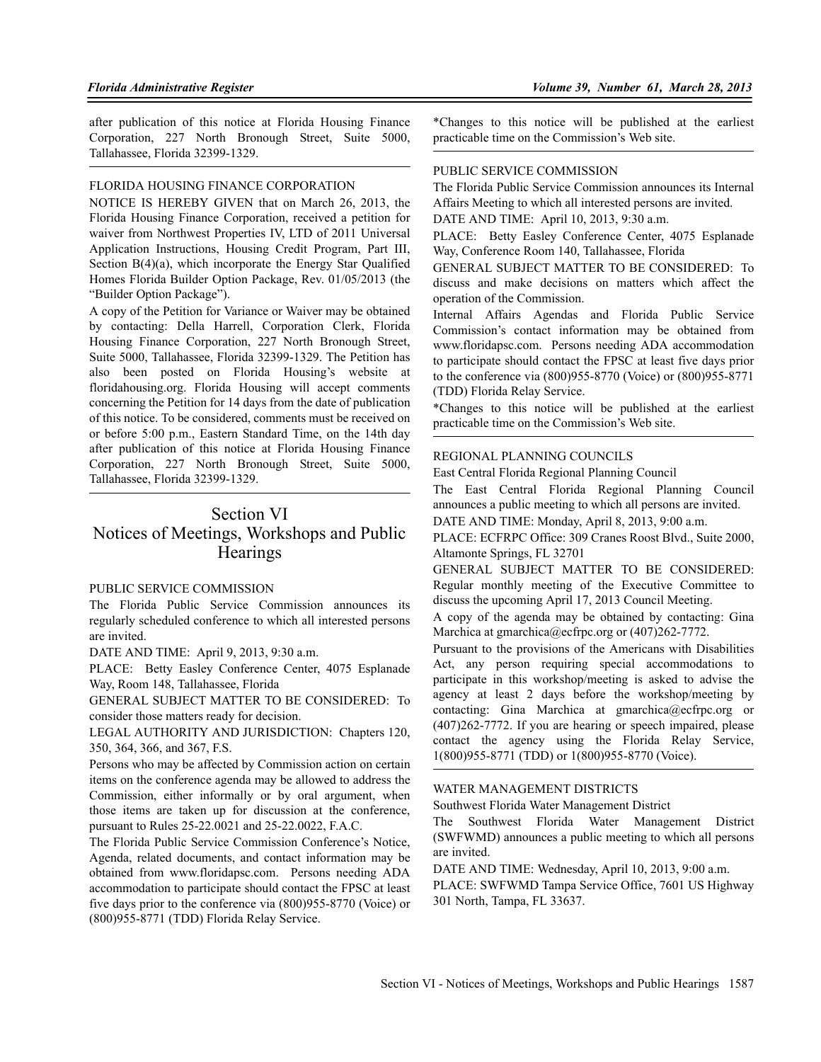after publication of this notice at Florida Housing Finance Corporation, 227 North Bronough Street, Suite 5000, Tallahassee, Florida 32399-1329.

FLORIDA HOUSING FINANCE CORPORATION

NOTICE IS HEREBY GIVEN that on March 26, 2013, the Florida Housing Finance Corporation, received a petition for waiver from Northwest Properties IV, LTD of 2011 Universal Application Instructions, Housing Credit Program, Part III, Section B(4)(a), which incorporate the Energy Star Qualified Homes Florida Builder Option Package, Rev. 01/05/2013 (the "Builder Option Package").

A copy of the Petition for Variance or Waiver may be obtained by contacting: Della Harrell, Corporation Clerk, Florida Housing Finance Corporation, 227 North Bronough Street, Suite 5000, Tallahassee, Florida 32399-1329. The Petition has also been posted on Florida Housing's website at floridahousing.org. Florida Housing will accept comments concerning the Petition for 14 days from the date of publication of this notice. To be considered, comments must be received on or before 5:00 p.m., Eastern Standard Time, on the 14th day after publication of this notice at Florida Housing Finance Corporation, 227 North Bronough Street, Suite 5000, Tallahassee, Florida 32399-1329.

# Section VI
# Notices of Meetings, Workshops and Public Hearings

PUBLIC SERVICE COMMISSION

The Florida Public Service Commission announces its regularly scheduled conference to which all interested persons are invited.

DATE AND TIME: April 9, 2013, 9:30 a.m.

PLACE: Betty Easley Conference Center, 4075 Esplanade Way, Room 148, Tallahassee, Florida

GENERAL SUBJECT MATTER TO BE CONSIDERED: To consider those matters ready for decision.

LEGAL AUTHORITY AND JURISDICTION: Chapters 120, 350, 364, 366, and 367, F.S.

Persons who may be affected by Commission action on certain items on the conference agenda may be allowed to address the Commission, either informally or by oral argument, when those items are taken up for discussion at the conference, pursuant to Rules 25-22.0021 and 25-22.0022, F.A.C.

The Florida Public Service Commission Conference's Notice, Agenda, related documents, and contact information may be obtained from www.floridapsc.com. Persons needing ADA accommodation to participate should contact the FPSC at least five days prior to the conference via (800)955-8770 (Voice) or (800)955-8771 (TDD) Florida Relay Service.

*Changes to this notice will be published at the earliest practicable time on the Commission's Web site.

PUBLIC SERVICE COMMISSION

The Florida Public Service Commission announces its Internal Affairs Meeting to which all interested persons are invited.

DATE AND TIME: April 10, 2013, 9:30 a.m.

PLACE: Betty Easley Conference Center, 4075 Esplanade Way, Conference Room 140, Tallahassee, Florida

GENERAL SUBJECT MATTER TO BE CONSIDERED: To discuss and make decisions on matters which affect the operation of the Commission.

Internal Affairs Agendas and Florida Public Service Commission's contact information may be obtained from www.floridapsc.com. Persons needing ADA accommodation to participate should contact the FPSC at least five days prior to the conference via (800)955-8770 (Voice) or (800)955-8771 (TDD) Florida Relay Service.

*Changes to this notice will be published at the earliest practicable time on the Commission's Web site.

REGIONAL PLANNING COUNCILS

East Central Florida Regional Planning Council

The East Central Florida Regional Planning Council announces a public meeting to which all persons are invited.

DATE AND TIME: Monday, April 8, 2013, 9:00 a.m.

PLACE: ECFRPC Office: 309 Cranes Roost Blvd., Suite 2000, Altamonte Springs, FL 32701

GENERAL SUBJECT MATTER TO BE CONSIDERED: Regular monthly meeting of the Executive Committee to discuss the upcoming April 17, 2013 Council Meeting.

A copy of the agenda may be obtained by contacting: Gina Marchica at gmarchica@ecfrpc.org or (407)262-7772.

Pursuant to the provisions of the Americans with Disabilities Act, any person requiring special accommodations to participate in this workshop/meeting is asked to advise the agency at least 2 days before the workshop/meeting by contacting: Gina Marchica at gmarchica@ecfrpc.org or (407)262-7772. If you are hearing or speech impaired, please contact the agency using the Florida Relay Service, 1(800)955-8771 (TDD) or 1(800)955-8770 (Voice).

WATER MANAGEMENT DISTRICTS

Southwest Florida Water Management District

The Southwest Florida Water Management District (SWFWMD) announces a public meeting to which all persons are invited.

DATE AND TIME: Wednesday, April 10, 2013, 9:00 a.m.

PLACE: SWFWMD Tampa Service Office, 7601 US Highway 301 North, Tampa, FL 33637.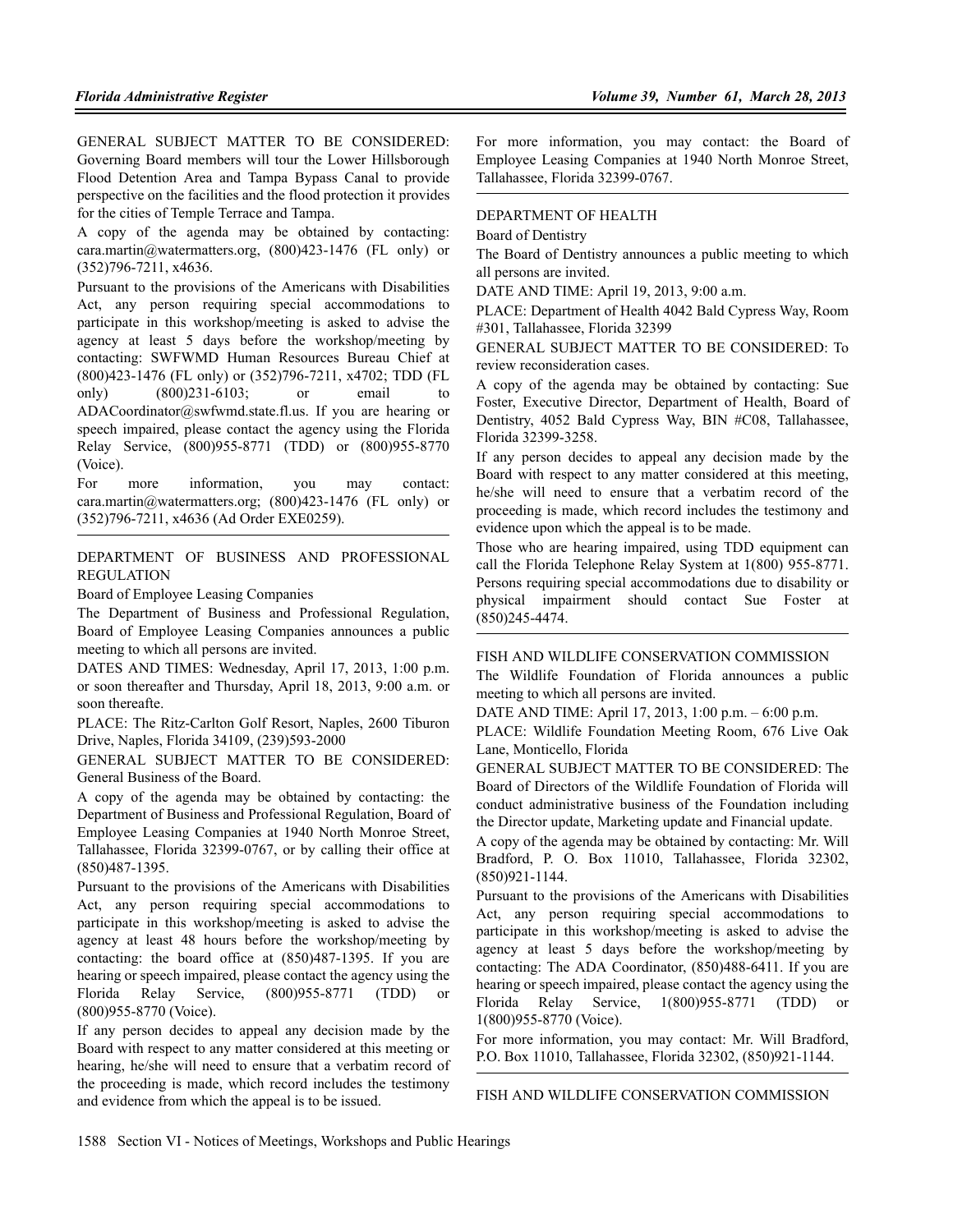GENERAL SUBJECT MATTER TO BE CONSIDERED: Governing Board members will tour the Lower Hillsborough Flood Detention Area and Tampa Bypass Canal to provide perspective on the facilities and the flood protection it provides for the cities of Temple Terrace and Tampa.

A copy of the agenda may be obtained by contacting: cara.martin@watermatters.org, (800)423-1476 (FL only) or (352)796-7211, x4636.

Pursuant to the provisions of the Americans with Disabilities Act, any person requiring special accommodations to participate in this workshop/meeting is asked to advise the agency at least 5 days before the workshop/meeting by contacting: SWFWMD Human Resources Bureau Chief at (800)423-1476 (FL only) or (352)796-7211, x4702; TDD (FL only) (800)231-6103; or email to ADACoordinator@swfwmd.state.fl.us. If you are hearing or speech impaired, please contact the agency using the Florida Relay Service, (800)955-8771 (TDD) or (800)955-8770 (Voice).

For more information, you may contact: cara.martin@watermatters.org; (800)423-1476 (FL only) or (352)796-7211, x4636 (Ad Order EXE0259).

---

DEPARTMENT OF BUSINESS AND PROFESSIONAL REGULATION

Board of Employee Leasing Companies

The Department of Business and Professional Regulation, Board of Employee Leasing Companies announces a public meeting to which all persons are invited.

DATES AND TIMES: Wednesday, April 17, 2013, 1:00 p.m. or soon thereafter and Thursday, April 18, 2013, 9:00 a.m. or soon thereafte.

PLACE: The Ritz-Carlton Golf Resort, Naples, 2600 Tiburon Drive, Naples, Florida 34109, (239)593-2000

GENERAL SUBJECT MATTER TO BE CONSIDERED: General Business of the Board.

A copy of the agenda may be obtained by contacting: the Department of Business and Professional Regulation, Board of Employee Leasing Companies at 1940 North Monroe Street, Tallahassee, Florida 32399-0767, or by calling their office at (850)487-1395.

Pursuant to the provisions of the Americans with Disabilities Act, any person requiring special accommodations to participate in this workshop/meeting is asked to advise the agency at least 48 hours before the workshop/meeting by contacting: the board office at (850)487-1395. If you are hearing or speech impaired, please contact the agency using the Florida Relay Service, (800)955-8771 (TDD) or (800)955-8770 (Voice).

If any person decides to appeal any decision made by the Board with respect to any matter considered at this meeting or hearing, he/she will need to ensure that a verbatim record of the proceeding is made, which record includes the testimony and evidence from which the appeal is to be issued.

For more information, you may contact: the Board of Employee Leasing Companies at 1940 North Monroe Street, Tallahassee, Florida 32399-0767.

---

DEPARTMENT OF HEALTH

Board of Dentistry

The Board of Dentistry announces a public meeting to which all persons are invited.

DATE AND TIME: April 19, 2013, 9:00 a.m.

PLACE: Department of Health 4042 Bald Cypress Way, Room #301, Tallahassee, Florida 32399

GENERAL SUBJECT MATTER TO BE CONSIDERED: To review reconsideration cases.

A copy of the agenda may be obtained by contacting: Sue Foster, Executive Director, Department of Health, Board of Dentistry, 4052 Bald Cypress Way, BIN #C08, Tallahassee, Florida 32399-3258.

If any person decides to appeal any decision made by the Board with respect to any matter considered at this meeting, he/she will need to ensure that a verbatim record of the proceeding is made, which record includes the testimony and evidence upon which the appeal is to be made.

Those who are hearing impaired, using TDD equipment can call the Florida Telephone Relay System at 1(800) 955-8771. Persons requiring special accommodations due to disability or physical impairment should contact Sue Foster at (850)245-4474.

---

FISH AND WILDLIFE CONSERVATION COMMISSION

The Wildlife Foundation of Florida announces a public meeting to which all persons are invited.

DATE AND TIME: April 17, 2013, 1:00 p.m. – 6:00 p.m.

PLACE: Wildlife Foundation Meeting Room, 676 Live Oak Lane, Monticello, Florida

GENERAL SUBJECT MATTER TO BE CONSIDERED: The Board of Directors of the Wildlife Foundation of Florida will conduct administrative business of the Foundation including the Director update, Marketing update and Financial update.

A copy of the agenda may be obtained by contacting: Mr. Will Bradford, P. O. Box 11010, Tallahassee, Florida 32302, (850)921-1144.

Pursuant to the provisions of the Americans with Disabilities Act, any person requiring special accommodations to participate in this workshop/meeting is asked to advise the agency at least 5 days before the workshop/meeting by contacting: The ADA Coordinator, (850)488-6411. If you are hearing or speech impaired, please contact the agency using the Florida Relay Service, 1(800)955-8771 (TDD) or 1(800)955-8770 (Voice).

For more information, you may contact: Mr. Will Bradford, P.O. Box 11010, Tallahassee, Florida 32302, (850)921-1144.

---

FISH AND WILDLIFE CONSERVATION COMMISSION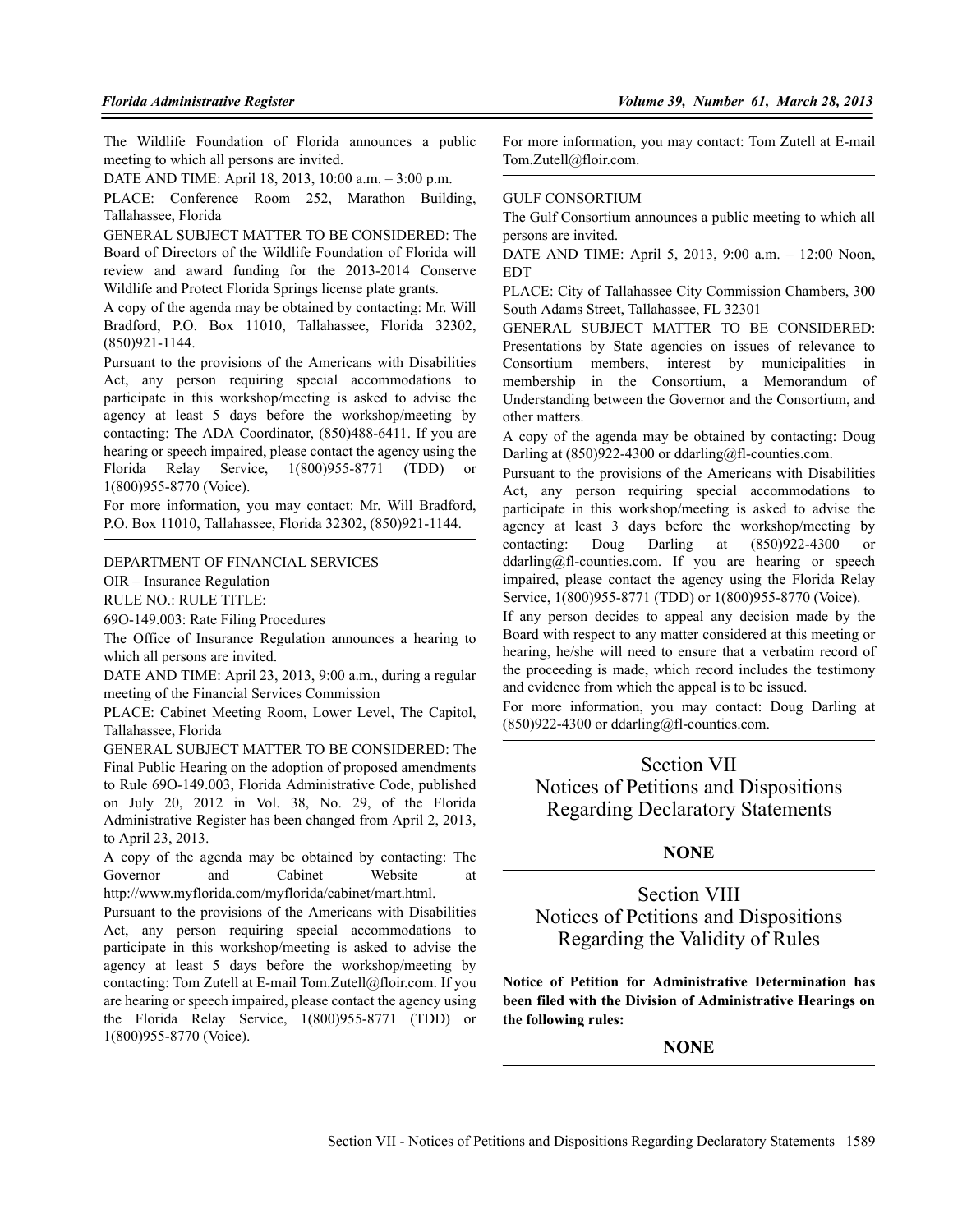The Wildlife Foundation of Florida announces a public meeting to which all persons are invited.

DATE AND TIME: April 18, 2013, 10:00 a.m. – 3:00 p.m.

PLACE: Conference Room 252, Marathon Building, Tallahassee, Florida

GENERAL SUBJECT MATTER TO BE CONSIDERED: The Board of Directors of the Wildlife Foundation of Florida will review and award funding for the 2013-2014 Conserve Wildlife and Protect Florida Springs license plate grants.

A copy of the agenda may be obtained by contacting: Mr. Will Bradford, P.O. Box 11010, Tallahassee, Florida 32302, (850)921-1144.

Pursuant to the provisions of the Americans with Disabilities Act, any person requiring special accommodations to participate in this workshop/meeting is asked to advise the agency at least 5 days before the workshop/meeting by contacting: The ADA Coordinator, (850)488-6411. If you are hearing or speech impaired, please contact the agency using the Florida Relay Service, 1(800)955-8771 (TDD) or 1(800)955-8770 (Voice).

For more information, you may contact: Mr. Will Bradford, P.O. Box 11010, Tallahassee, Florida 32302, (850)921-1144.

---

DEPARTMENT OF FINANCIAL SERVICES

OIR – Insurance Regulation

RULE NO.: RULE TITLE:

69O-149.003: Rate Filing Procedures

The Office of Insurance Regulation announces a hearing to which all persons are invited.

DATE AND TIME: April 23, 2013, 9:00 a.m., during a regular meeting of the Financial Services Commission

PLACE: Cabinet Meeting Room, Lower Level, The Capitol, Tallahassee, Florida

GENERAL SUBJECT MATTER TO BE CONSIDERED: The Final Public Hearing on the adoption of proposed amendments to Rule 69O-149.003, Florida Administrative Code, published on July 20, 2012 in Vol. 38, No. 29, of the Florida Administrative Register has been changed from April 2, 2013, to April 23, 2013.

A copy of the agenda may be obtained by contacting: The Governor and Cabinet Website at http://www.myflorida.com/myflorida/cabinet/mart.html.

Pursuant to the provisions of the Americans with Disabilities Act, any person requiring special accommodations to participate in this workshop/meeting is asked to advise the agency at least 5 days before the workshop/meeting by contacting: Tom Zutell at E-mail Tom.Zutell@floir.com. If you are hearing or speech impaired, please contact the agency using the Florida Relay Service, 1(800)955-8771 (TDD) or 1(800)955-8770 (Voice).

For more information, you may contact: Tom Zutell at E-mail Tom.Zutell@floir.com.

---

GULF CONSORTIUM

The Gulf Consortium announces a public meeting to which all persons are invited.

DATE AND TIME: April 5, 2013, 9:00 a.m. – 12:00 Noon, EDT

PLACE: City of Tallahassee City Commission Chambers, 300 South Adams Street, Tallahassee, FL 32301

GENERAL SUBJECT MATTER TO BE CONSIDERED: Presentations by State agencies on issues of relevance to Consortium members, interest by municipalities in membership in the Consortium, a Memorandum of Understanding between the Governor and the Consortium, and other matters.

A copy of the agenda may be obtained by contacting: Doug Darling at (850)922-4300 or ddarling@fl-counties.com.

Pursuant to the provisions of the Americans with Disabilities Act, any person requiring special accommodations to participate in this workshop/meeting is asked to advise the agency at least 3 days before the workshop/meeting by contacting: Doug Darling at (850)922-4300 or ddarling@fl-counties.com. If you are hearing or speech impaired, please contact the agency using the Florida Relay Service, 1(800)955-8771 (TDD) or 1(800)955-8770 (Voice).

If any person decides to appeal any decision made by the Board with respect to any matter considered at this meeting or hearing, he/she will need to ensure that a verbatim record of the proceeding is made, which record includes the testimony and evidence from which the appeal is to be issued.

For more information, you may contact: Doug Darling at (850)922-4300 or ddarling@fl-counties.com.

---

# Section VII
# Notices of Petitions and Dispositions Regarding Declaratory Statements

**NONE**

---

# Section VIII
# Notices of Petitions and Dispositions Regarding the Validity of Rules

**Notice of Petition for Administrative Determination has been filed with the Division of Administrative Hearings on the following rules:**

**NONE**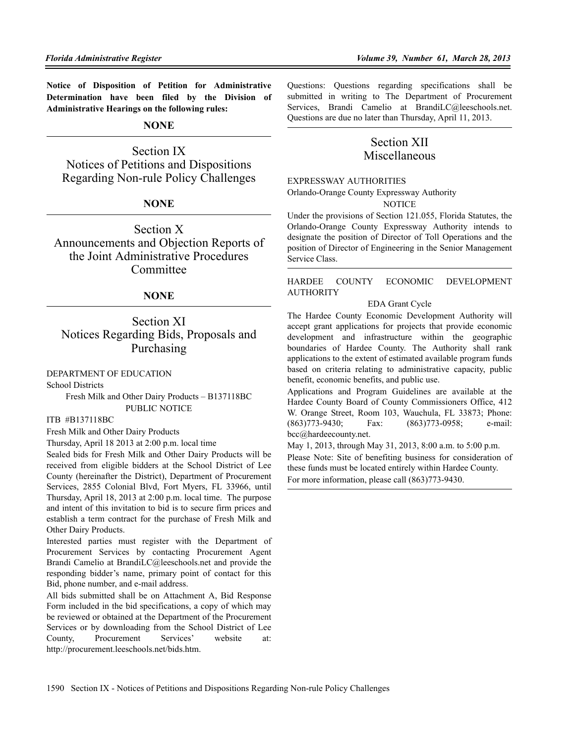**Notice of Disposition of Petition for Administrative Determination have been filed by the Division of Administrative Hearings on the following rules:**

**NONE**

## Section IX
## Notices of Petitions and Dispositions Regarding Non-rule Policy Challenges

**NONE**

## Section X
## Announcements and Objection Reports of the Joint Administrative Procedures Committee

**NONE**

## Section XI
## Notices Regarding Bids, Proposals and Purchasing

DEPARTMENT OF EDUCATION

School Districts

Fresh Milk and Other Dairy Products – B137118BC

PUBLIC NOTICE

ITB #B137118BC

Fresh Milk and Other Dairy Products

Thursday, April 18 2013 at 2:00 p.m. local time

Sealed bids for Fresh Milk and Other Dairy Products will be received from eligible bidders at the School District of Lee County (hereinafter the District), Department of Procurement Services, 2855 Colonial Blvd, Fort Myers, FL 33966, until Thursday, April 18, 2013 at 2:00 p.m. local time. The purpose and intent of this invitation to bid is to secure firm prices and establish a term contract for the purchase of Fresh Milk and Other Dairy Products.

Interested parties must register with the Department of Procurement Services by contacting Procurement Agent Brandi Camelio at BrandiLC@leeschools.net and provide the responding bidder's name, primary point of contact for this Bid, phone number, and e-mail address.

All bids submitted shall be on Attachment A, Bid Response Form included in the bid specifications, a copy of which may be reviewed or obtained at the Department of the Procurement Services or by downloading from the School District of Lee County, Procurement Services' website at: http://procurement.leeschools.net/bids.htm.

Questions: Questions regarding specifications shall be submitted in writing to The Department of Procurement Services, Brandi Camelio at BrandiLC@leeschools.net. Questions are due no later than Thursday, April 11, 2013.

## Section XII
## Miscellaneous

EXPRESSWAY AUTHORITIES

Orlando-Orange County Expressway Authority

NOTICE

Under the provisions of Section 121.055, Florida Statutes, the Orlando-Orange County Expressway Authority intends to designate the position of Director of Toll Operations and the position of Director of Engineering in the Senior Management Service Class.

HARDEE COUNTY ECONOMIC DEVELOPMENT AUTHORITY

EDA Grant Cycle

The Hardee County Economic Development Authority will accept grant applications for projects that provide economic development and infrastructure within the geographic boundaries of Hardee County. The Authority shall rank applications to the extent of estimated available program funds based on criteria relating to administrative capacity, public benefit, economic benefits, and public use.

Applications and Program Guidelines are available at the Hardee County Board of County Commissioners Office, 412 W. Orange Street, Room 103, Wauchula, FL 33873; Phone: (863)773-9430; Fax: (863)773-0958; e-mail: bcc@hardeecounty.net.

May 1, 2013, through May 31, 2013, 8:00 a.m. to 5:00 p.m.

Please Note: Site of benefiting business for consideration of these funds must be located entirely within Hardee County.

For more information, please call (863)773-9430.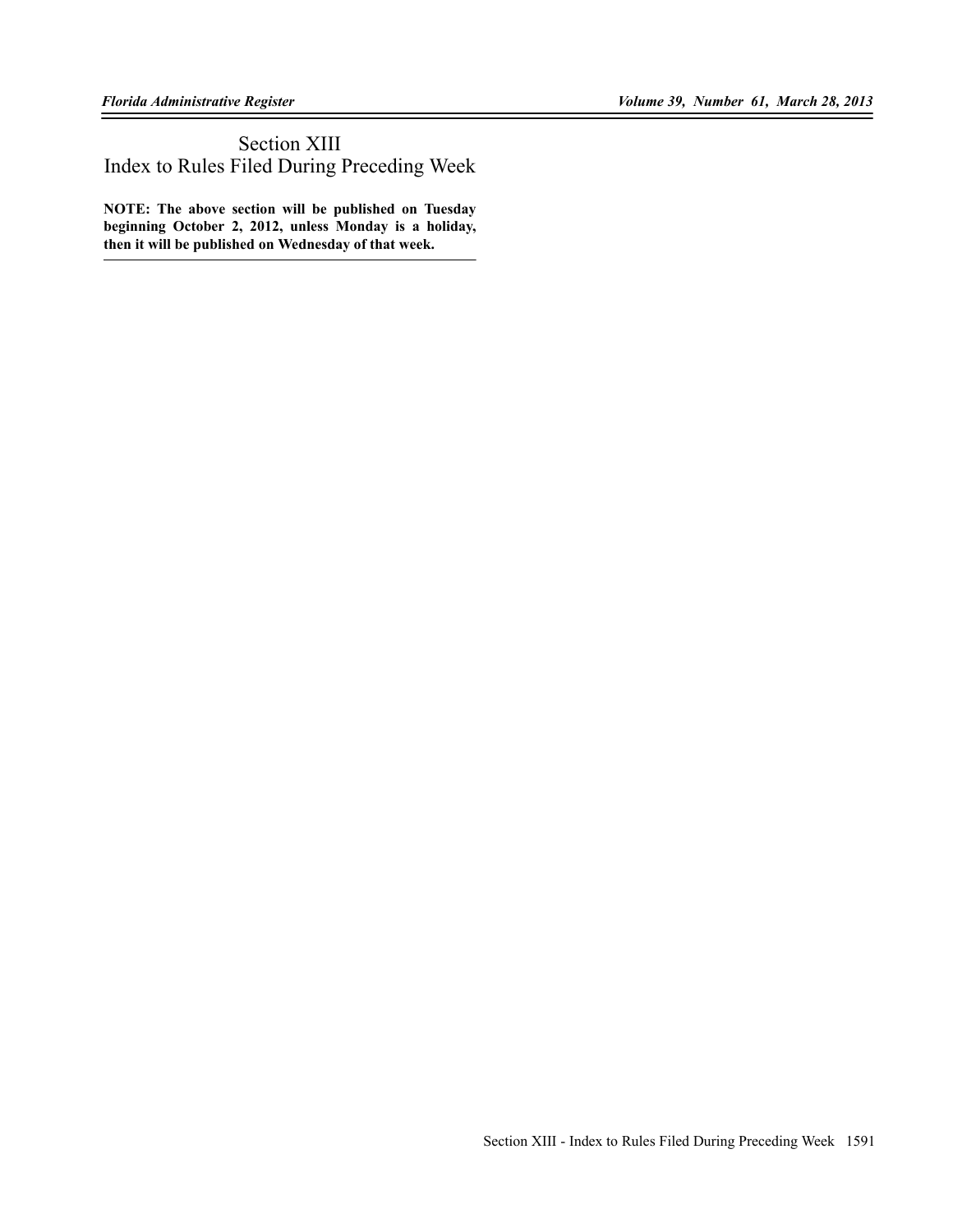# Section XIII
# Index to Rules Filed During Preceding Week

**NOTE: The above section will be published on Tuesday beginning October 2, 2012, unless Monday is a holiday, then it will be published on Wednesday of that week.**